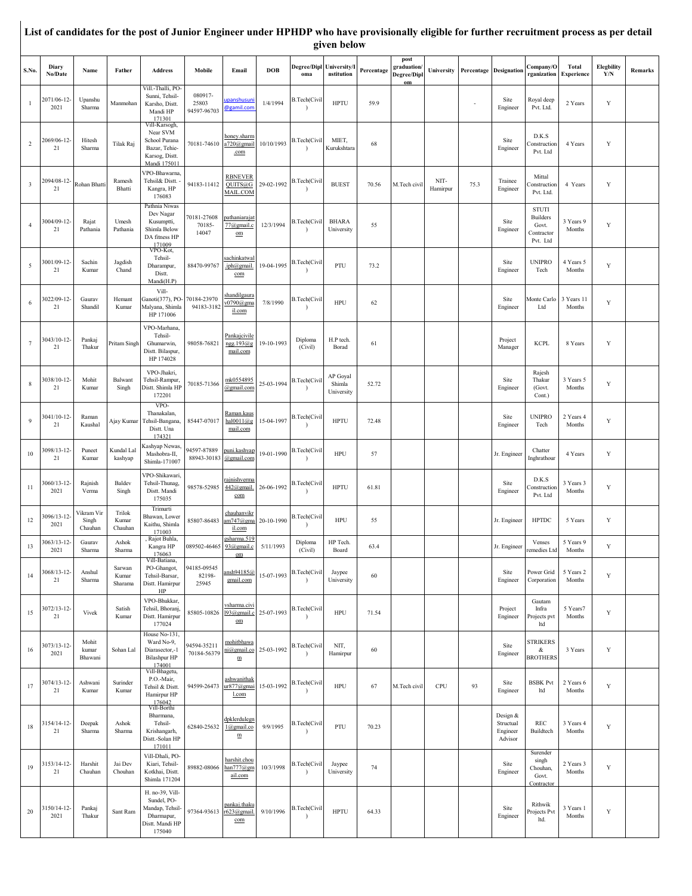# List of candidates for the post of Junior Engineer under HPHDP who have provisionally eligible for further recruitment process as per detail given below

| S.No. | Diary No/Date | Name | Father | Address | Mobile | Email | DOB | Degree/Diploma | University/Institution | Percentage | post graduation/Degree/Diplom | University | Percentage | Designation | Company/Organization | Total Experience | Elegbility Y/N | Remarks |
|---|---|---|---|---|---|---|---|---|---|---|---|---|---|---|---|---|---|---|
| 1 | 2071/06-12-2021 | Upanshu Sharma | Manmohan | Vill.-Thalli, PO-Sunni, Tehsil-Karsho, Distt. Mandi HP 171301 | 080917-25803 94597-96703 | upanshusuni@gamil.com | 1/4/1994 | B.Tech(Civil) | HPTU | 59.9 | | | - | Site Engineer | Royal deep Pvt. Ltd. | 2 Years | Y | |
| 2 | 2069/06-12-21 | Hitesh Sharma | Tilak Raj | Vill-Karsogh, Near SVM School Purana Bazar, Tehie-Karsog, Distt. Mandi 175011 | 70181-74610 | honey.sharma720@gmail.com | 10/10/1993 | B.Tech(Civil) | MIET, Kurukshtara | 68 | | | | Site Engineer | D.K.S Construction Pvt. Ltd | 4 Years | Y | |
| 3 | 2094/08-12-21 | Rohan Bhatti | Ramesh Bhatti | VPO-Bhawarna, Tehsil& Distt. - Kangra, HP 176083 | 94183-11412 | RBNEVERQUITS@GMAIL.COM | 29-02-1992 | B.Tech(Civil) | BUEST | 70.56 | M.Tech civil | NIT-Hamirpur | 75.3 | Trainee Engineer | Mittal Construction Pvt. Ltd. | 4 Years | Y | |
| 4 | 3004/09-12-21 | Rajat Pathania | Umesh Pathania | Pathnia Niwas Dev Nagar Kusumptti, Shimla Below DA fitness HP 171009 | 70181-27608 70185-14047 | pathaniarajat77@gmail.com | 12/3/1994 | B.Tech(Civil) | BHARA University | 55 | | | | Site Engineer | STUTI Builders Govt. Contractor Pvt. Ltd | 3 Years 9 Months | Y | |
| 5 | 3001/09-12-21 | Sachin Kumar | Jagdish Chand | VPO-Kot, Tehsil-Dharampur, Distt. Mandi(H.P) | 88470-99767 | sachinkatwal.iph@gmail.com | 19-04-1995 | B.Tech(Civil) | PTU | 73.2 | | | | Site Engineer | UNIPRO Tech | 4 Years 5 Months | Y | |
| 6 | 3022/09-12-21 | Gaurav Shandil | Hemant Kumar | Vill-Ganoti(377), PO-Malyana, Shimla HP 171006 | 70184-23970 94183-3182 | shandilgaurav0790@gmail.com | 7/8/1990 | B.Tech(Civil) | HPU | 62 | | | | Site Engineer | Monte Carlo Ltd | 3 Years 11 Months | Y | |
| 7 | 3043/10-12-21 | Pankaj Thakur | Pritam Singh | VPO-Marhana, Tehsil-Ghumarwin, Distt. Bilaspur, HP 174028 | 98058-76821 | Pankajcivileng.193@gmail.com | 19-10-1993 | Diploma (Civil) | H.P tech. Borad | 61 | | | | Project Manager | KCPL | 8 Years | Y | |
| 8 | 3038/10-12-21 | Mohit Kumar | Balwant Singh | VPO-Jhakri, Tehsil-Rampur, Distt. Shimla HP 172201 | 70185-71366 | mk0554895@gmail.com | 25-03-1994 | B.Tech(Civil) | AP Goyal Shimla University | 52.72 | | | | Site Engineer | Rajesh Thakur (Govt. Cont.) | 3 Years 5 Months | Y | |
| 9 | 3041/10-12-21 | Raman Kaushal | Ajay Kumar | VPO-Thanakalan, Tehsil-Bangana, Distt. Una 174321 | 85447-07017 | Raman.kaushal0011@gmail.com | 15-04-1997 | B.Tech(Civil) | HPTU | 72.48 | | | | Site Engineer | UNIPRO Tech | 2 Years 4 Months | Y | |
| 10 | 3098/13-12-21 | Puneet Kumar | Kundal Lal kashyap | Kashyap Newas, Mashobra-II, Shimla-171007 | 94597-87889 88943-30183 | puni.kashyap@gmail.com | 19-01-1990 | B.Tech(Civil) | HPU | 57 | | | | Jr. Engineer | Chatter Inghrathour | 4 Years | Y | |
| 11 | 3060/13-12-2021 | Rajnish Verma | Baldev Singh | VPO-Shikawari, Tehsil-Thunag, Distt. Mandi 175035 | 98578-52985 | rajnishverma442@gmail.com | 26-06-1992 | B.Tech(Civil) | HPTU | 61.81 | | | | Site Engineer | D.K.S Construction Pvt. Ltd | 3 Years 3 Months | Y | |
| 12 | 3096/13-12-2021 | Vikram Vir Singh Chauhan | Trilok Kumar Chauhan | Trimurti Bhawan, Lower Kaithu, Shimla 171003 | 85807-86483 | chauhanvikram747@gmail.com | 20-10-1990 | B.Tech(Civil) | HPU | 55 | | | | Jr. Engineer | HPTDC | 5 Years | Y | |
| 13 | 3063/13-12-2021 | Gaurav Sharma | Ashok Sharma | , Rajot Buhla, Kangra HP 176063 | 089502-46465 | gsharma.51993@gmail.com | 5/11/1993 | Diploma (Civil) | HP Tech. Board | 63.4 | | | | Jr. Engineer | Venses remedies Ltd | 5 Years 9 Months | Y | |
| 14 | 3068/13-12-21 | Anshul Sharma | Sarwan Kumar Sharama | Vill-Batiana, PO-Ghangot, Tehsil-Barsar, Distt. Hamirpur HP | 94185-09545 82198-25945 | ansh94185@gmail.com | 15-07-1993 | B.Tech(Civil) | Jaypee University | 60 | | | | Site Engineer | Power Grid Corporation | 5 Years 2 Months | Y | |
| 15 | 3072/13-12-21 | Vivek | Satish Kumar | VPO-Bhukkar, Tehsil, Bhoranj, Distt. Hamirpur 177024 | 85805-10826 | vsharma.civil93@gmail.com | 25-07-1993 | B.Tech(Civil) | HPU | 71.54 | | | | Project Engineer | Gautam Infra Projects pvt ltd | 5 Years7 Months | Y | |
| 16 | 3073/13-12-2021 | Mohit kumar Bhawani | Sohan Lal | House No-131, Ward No-9, Diarasector,-1 Bilashpur HP 174001 | 94594-35211 70184-56379 | mohitbhawani@gmail.com | 25-03-1992 | B.Tech(Civil) | NIT, Hamirpur | 60 | | | | Site Engineer | STRIKERS & BROTHERS | 3 Years | Y | |
| 17 | 3074/13-12-21 | Ashwani Kumar | Surinder Kumar | Vill-Bhagetu, P.O.-Mair, Tehsil & Distt. Hamirpur HP 176042 | 94599-26473 | ashwanithakur877@gmail.com | 15-03-1992 | B.Tech(Civil) | HPU | 67 | M.Tech civil | CPU | 93 | Site Engineer | BSBK Pvt ltd | 2 Years 6 Months | Y | |
| 18 | 3154/14-12-21 | Deepak Sharma | Ashok Sharma | Vill-Borthi Bharmana, Tehsil-Krishangarh, Distt.-Solan HP 171011 | 62840-25632 | dpklerdulegn1@gmail.com | 9/9/1995 | B.Tech(Civil) | PTU | 70.23 | | | | Design & Structual Engineer Advisor | REC Buildtech | 3 Years 4 Months | Y | |
| 19 | 3153/14-12-21 | Harshit Chauhan | Jai Dev Chouhan | Vill-Dhali, PO-Kiari, Tehsil-Kotkhai, Distt. Shimla 171204 | 89882-08066 | harshit.chouhan777@gmail.com | 10/3/1998 | B.Tech(Civil) | Jaypee University | 74 | | | | Site Engineer | Surender singh Chouhan, Govt. Contractor | 2 Years 3 Months | Y | |
| 20 | 3150/14-12-2021 | Pankaj Thakur | Sant Ram | H. no-39, Vill-Sundel, PO-Mandap, Tehsil-Dharmapur, Distt. Mandi HP 175040 | 97364-93613 | pankaj.thakur623@gmail.com | 9/10/1996 | B.Tech(Civil) | HPTU | 64.33 | | | | Site Engineer | Rithwik Projects Pvt ltd. | 3 Years 1 Months | Y | |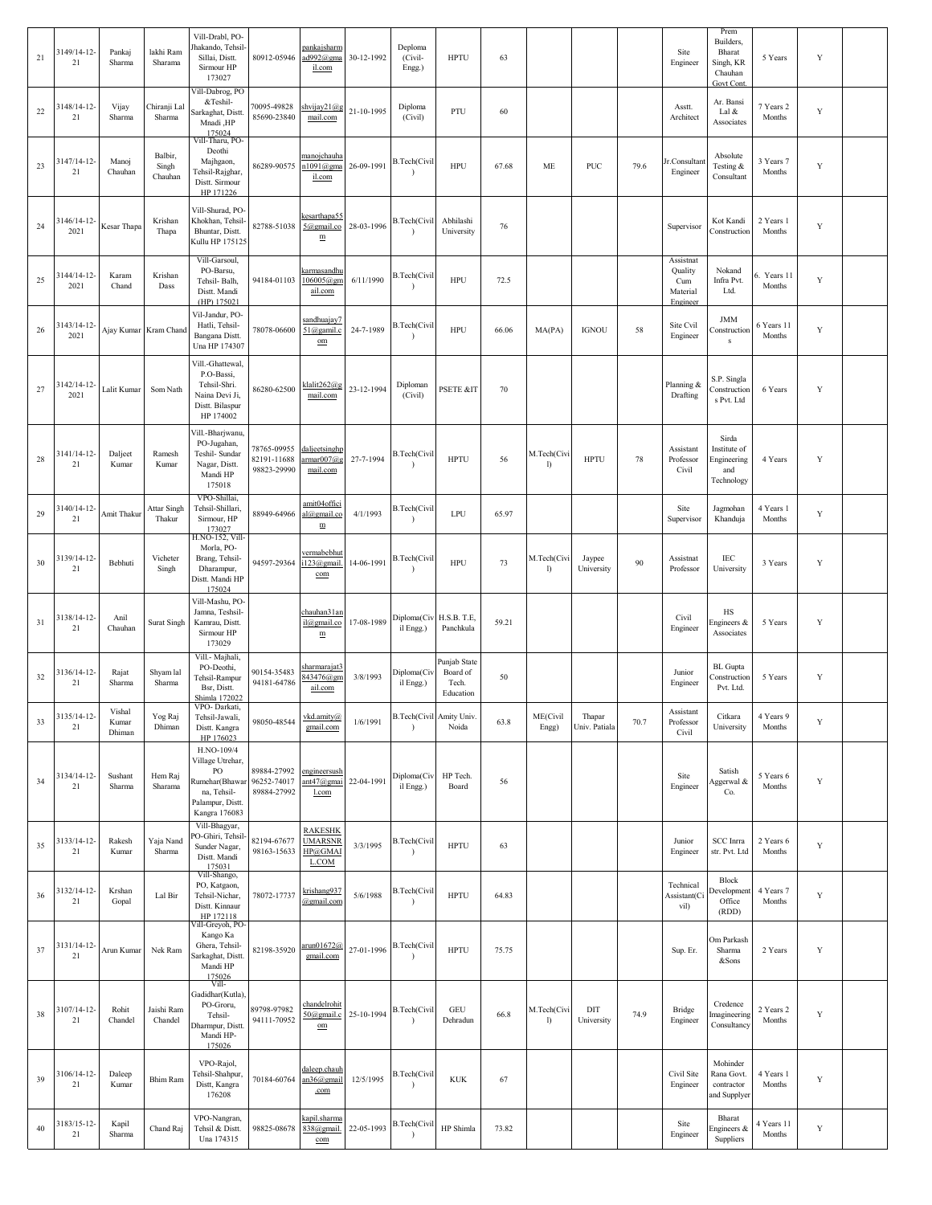| 21 | 3149/14-12-21 | Pankaj Sharma | lakhi Ram Sharama | Vill-Drabl, PO-Jhakando, Tehsil-Sillai, Distt. Sirmour HP 173027 | 80912-05946 | pankajsharmad992@gmail.com | 30-12-1992 | Deploma (Civil-Engg.) | HPTU | 63 | | | | Site Engineer | Prem Builders, Bharat Singh, KR Chauhan Govt Cont. | 5 Years | Y | |
|---|---|---|---|---|---|---|---|---|---|---|---|---|---|---|---|---|---|---|
| 22 | 3148/14-12-21 | Vijay Sharma | Chiranji Lal Sharma | Vill-Dabrog, PO &Teshil-Sarkaghat, Distt. Mnadi ,HP 175024 | 70095-49828 85690-23840 | shvijay21@gmail.com | 21-10-1995 | Diploma (Civil) | PTU | 60 | | | | Asstt. Architect | Ar. Bansi Lal & Associates | 7 Years 2 Months | Y | |
| 23 | 3147/14-12-21 | Manoj Chauhan | Balbir, Singh Chauhan | Vill-Tharu, PO-Deothi Majhgaon, Tehsil-Rajghar, Distt. Sirmour HP 171226 | 86289-90575 | manojchauhan1091@gmail.com | 26-09-1991 | B.Tech(Civil) | HPU | 67.68 | ME | PUC | 79.6 | Jr.Consultant Engineer | Absolute Testing & Consultant | 3 Years 7 Months | Y | |
| 24 | 3146/14-12-2021 | Kesar Thapa | Krishan Thapa | Vill-Shurad, PO-Khokhan, Tehsil-Bhuntar, Distt. Kullu HP 175125 | 82788-51038 | kesarthapa555@gmail.com | 28-03-1996 | B.Tech(Civil) | Abhilashi University | 76 | | | | Supervisor | Kot Kandi Construction | 2 Years 1 Months | Y | |
| 25 | 3144/14-12-2021 | Karam Chand | Krishan Dass | Vill-Garsoul, PO-Barsu, Tehsil- Balh, Distt. Mandi (HP) 175021 | 94184-01103 | karmasandhu106005@gmail.com | 6/11/1990 | B.Tech(Civil) | HPU | 72.5 | | | | Assistnat Quality Cum Material Engineer | Nokand Infra Pvt. Ltd. | 6. Years 11 Months | Y | |
| 26 | 3143/14-12-2021 | Ajay Kumar | Kram Chand | Vil-Jandur, PO-Hatli, Tehsil-Bangana Distt. Una HP 174307 | 78078-06600 | sandhuajay751@gmail.com | 24-7-1989 | B.Tech(Civil) | HPU | 66.06 | MA(PA) | IGNOU | 58 | Site Cvil Engineer | JMM Constructions | 6 Years 11 Months | Y | |
| 27 | 3142/14-12-2021 | Lalit Kumar | Som Nath | Vill.-Ghattewal, P.O-Bassi, Tehsil-Shri. Naina Devi Ji, Distt. Bilaspur HP 174002 | 86280-62500 | klalit262@gmail.com | 23-12-1994 | Diploman (Civil) | PSETE &IT | 70 | | | | Planning & Drafting | S.P. Singla Constructions Pvt. Ltd | 6 Years | Y | |
| 28 | 3141/14-12-21 | Daljeet Kumar | Ramesh Kumar | Vill.-Bharjwanu, PO-Jugahan, Teshil- Sundar Nagar, Distt. Mandi HP 175018 | 78765-09955 82191-11688 98823-29990 | daljeetsinghparmar007@gmail.com | 27-7-1994 | B.Tech(Civil) | HPTU | 56 | M.Tech(Civil) | HPTU | 78 | Assistant Professor Civil | Sirda Institute of Engineering and Technology | 4 Years | Y | |
| 29 | 3140/14-12-21 | Amit Thakur | Attar Singh Thakur | VPO-Shillai, Tehsil-Shillari, Sirmour, HP 173027 | 88949-64966 | amit04official@gmail.com | 4/1/1993 | B.Tech(Civil) | LPU | 65.97 | | | | Site Supervisor | Jagmohan Khanduja | 4 Years 1 Months | Y | |
| 30 | 3139/14-12-21 | Bebhuti | Vicheter Singh | H.NO-152, Vill-Morla, PO-Brang, Tehsil-Dharampur, Distt. Mandi HP 175024 | 94597-29364 | vermabebhuti123@gmail.com | 14-06-1991 | B.Tech(Civil) | HPU | 73 | M.Tech(Civil) | Jaypee University | 90 | Assistnat Professor | IEC University | 3 Years | Y | |
| 31 | 3138/14-12-21 | Anil Chauhan | Surat Singh | Vill-Mashu, PO-Jamna, Teshsil-Kamrau, Distt. Sirmour HP 173029 | | chauhan31anil@gmail.com | 17-08-1989 | Diploma(Civil Engg.) | H.S.B. T.E, Panchkula | 59.21 | | | | Civil Engineer | HS Engineers & Associates | 5 Years | Y | |
| 32 | 3136/14-12-21 | Rajat Sharma | Shyam lal Sharma | Vill.- Majhali, PO-Deothi, Tehsil-Rampur Bsr, Distt. Shimla 172022 | 90154-35483 94181-64786 | sharmarajat3843476@gmail.com | 3/8/1993 | Diploma(Civil Engg.) | Punjab State Board of Tech. Education | 50 | | | | Junior Engineer | BL Gupta Construction Pvt. Ltd. | 5 Years | Y | |
| 33 | 3135/14-12-21 | Vishal Kumar Dhiman | Yog Raj Dhiman | VPO- Darkati, Tehsil-Jawali, Distt. Kangra HP 176023 | 98050-48544 | vkd.amity@gmail.com | 1/6/1991 | B.Tech(Civil) | Amity Univ. Noida | 63.8 | ME(Civil Engg) | Thapar Univ. Patiala | 70.7 | Assistant Professor Civil | Citkara University | 4 Years 9 Months | Y | |
| 34 | 3134/14-12-21 | Sushant Sharma | Hem Raj Sharama | H.NO-109/4 Village Utrehar, PO Rumehar(Bhawarna, Tehsil-Palampur, Distt. Kangra 176083 | 89884-27992 96252-74017 89884-27992 | engineersushant47@gmail.com | 22-04-1991 | Diploma(Civil Engg.) | HP Tech. Board | 56 | | | | Site Engineer | Satish Aggerwal & Co. | 5 Years 6 Months | Y | |
| 35 | 3133/14-12-21 | Rakesh Kumar | Yaja Nand Sharma | Vill-Bhagyar, PO-Ghiri, Tehsil-Sunder Nagar, Distt. Mandi 175031 | 82194-67677 98163-15633 | RAKESHKUMARSNRHP@GMAIL.COM | 3/3/1995 | B.Tech(Civil) | HPTU | 63 | | | | Junior Engineer | SCC Inrra str. Pvt. Ltd | 2 Years 6 Months | Y | |
| 36 | 3132/14-12-21 | Krshan Gopal | Lal Bir | Vill-Shango, PO, Katgaon, Tehsil-Nichar, Distt. Kinnaur HP 172118 | 78072-17737 | krishang937@gmail.com | 5/6/1988 | B.Tech(Civil) | HPTU | 64.83 | | | | Technical Assistant(Civil) | Block Development Office (RDD) | 4 Years 7 Months | Y | |
| 37 | 3131/14-12-21 | Arun Kumar | Nek Ram | Vill-Greyoh, PO-Kango Ka Ghera, Tehsil-Sarkaghat, Distt. Mandi HP 175026 | 82198-35920 | arun01672@gmail.com | 27-01-1996 | B.Tech(Civil) | HPTU | 75.75 | | | | Sup. Er. | Om Parkash Sharma &Sons | 2 Years | Y | |
| 38 | 3107/14-12-21 | Rohit Chandel | Jaishi Ram Chandel | Vill-Gadidhar(Kutla), PO-Groru, Tehsil-Dharmpur, Distt. Mandi HP-175026 | 89798-97982 94111-70952 | chandelrohit50@gmail.com | 25-10-1994 | B.Tech(Civil) | GEU Dehradun | 66.8 | M.Tech(Civil) | DIT University | 74.9 | Bridge Engineer | Credence Imagineering Consultancy | 2 Years 2 Months | Y | |
| 39 | 3106/14-12-21 | Daleep Kumar | Bhim Ram | VPO-Rajol, Tehsil-Shahpur, Distt, Kangra 176208 | 70184-60764 | daleep.chauhan36@gmail.com | 12/5/1995 | B.Tech(Civil) | KUK | 67 | | | | Civil Site Engineer | Mohinder Rana Govt. contractor and Supplyer | 4 Years 1 Months | Y | |
| 40 | 3183/15-12-21 | Kapil Sharma | Chand Raj | VPO-Nangran, Tehsil & Distt. Una 174315 | 98825-08678 | kapil.sharma838@gmail.com | 22-05-1993 | B.Tech(Civil) | HP Shimla | 73.82 | | | | Site Engineer | Bharat Engineers & Suppliers | 4 Years 11 Months | Y | |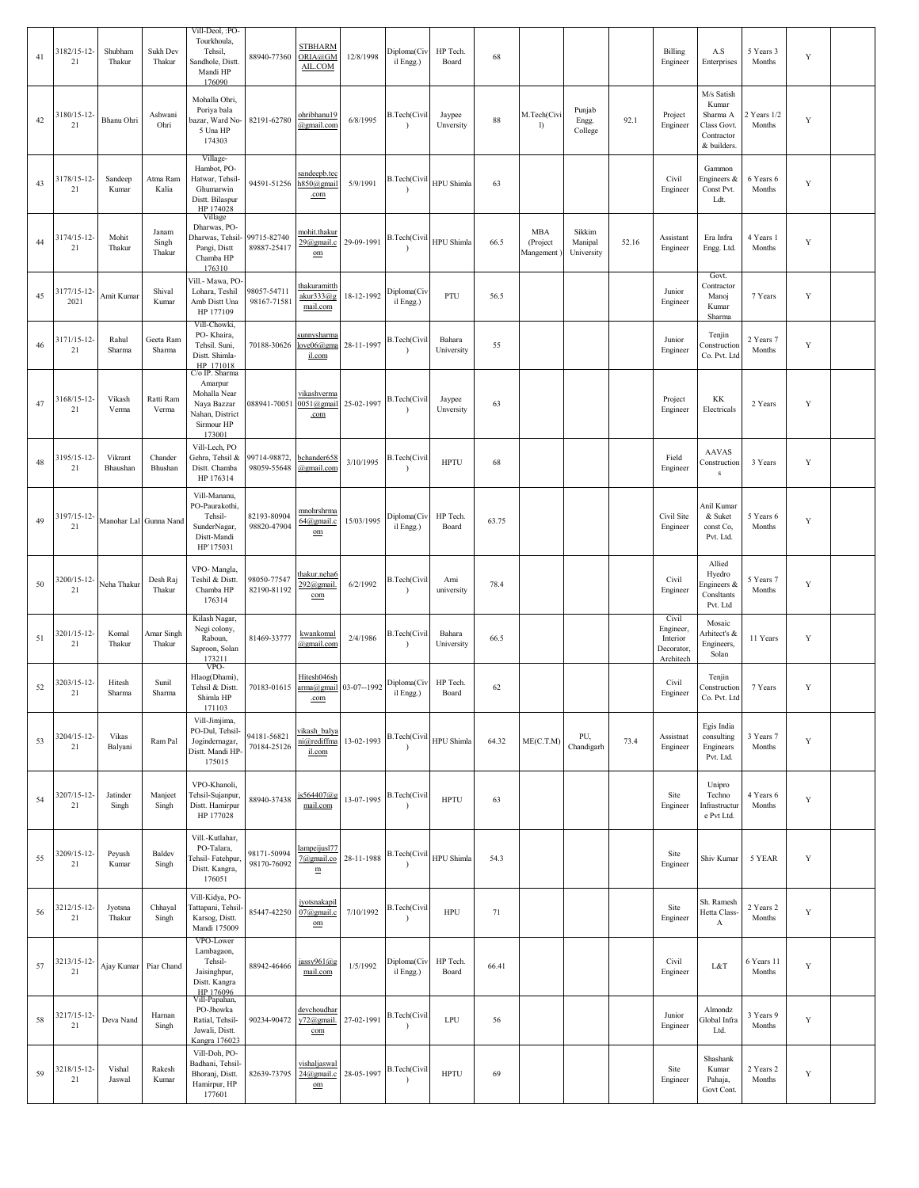| 41 | 3182/15-12-21 | Shubham Thakur | Sukh Dev Thakur | Vill-Deol, :PO-Tourkhoula, Tehsil, Sandhole, Distt. Mandi HP 176090 | 88940-77360 | STBHARMORIA@GMAIL.COM | 12/8/1998 | Diploma(Civil Engg.) | HP Tech. Board | 68 | | | | Billing Engineer | A.S Enterprises | 5 Years 3 Months | Y | |
|---|---|---|---|---|---|---|---|---|---|---|---|---|---|---|---|---|---|---|
| 42 | 3180/15-12-21 | Bhanu Ohri | Ashwani Ohri | Mohalla Ohri, Poriya bala bazar, Ward No-5 Una HP 174303 | 82191-62780 | ohribhanu19@gmail.com | 6/8/1995 | B.Tech(Civil) | Jaypee Unversity | 88 | M.Tech(Civil) | Punjab Engg. College | 92.1 | Project Engineer | M/s Satish Kumar Sharma A Class Govt. Contractor & builders. | 2 Years 1/2 Months | Y | |
| 43 | 3178/15-12-21 | Sandeep Kumar | Atma Ram Kalia | Village-Hambot, PO-Hatwar, Tehsil-Ghumarwin Distt. Bilaspur HP 174028 | 94591-51256 | sandeepb.tech850@gmail.com | 5/9/1991 | B.Tech(Civil) | HPU Shimla | 63 | | | | Civil Engineer | Gammon Engineers & Const Pvt. Ldt. | 6 Years 6 Months | Y | |
| 44 | 3174/15-12-21 | Mohit Thakur | Janam Singh Thakur | Village Dharwas, PO-Dharwas, Tehsil-Pangi, Distt Chamba HP 176310 | 99715-82740 89887-25417 | mohit.thakur29@gmail.com | 29-09-1991 | B.Tech(Civil) | HPU Shimla | 66.5 | MBA (Project Mangement) | Sikkim Manipal University | 52.16 | Assistant Engineer | Era Infra Engg. Ltd. | 4 Years 1 Months | Y | |
| 45 | 3177/15-12-2021 | Amit Kumar | Shival Kumar | Vill.- Mawa, PO-Lohara, Teshil Amb Distt Una HP 177109 | 98057-54711 98167-71581 | thakuramitthakur333@gmail.com | 18-12-1992 | Diploma(Civil Engg.) | PTU | 56.5 | | | | Junior Engineer | Govt. Contractor Manoj Kumar Sharma | 7 Years | Y | |
| 46 | 3171/15-12-21 | Rahul Sharma | Geeta Ram Sharma | Vill-Chowki, PO- Khaira, Tehsil. Suni, Distt. Shimla-HP 171018 | 70188-30626 | sunnysharmalove06@gmail.com | 28-11-1997 | B.Tech(Civil) | Bahara University | 55 | | | | Junior Engineer | Tenjin Construction Co. Pvt. Ltd | 2 Years 7 Months | Y | |
| 47 | 3168/15-12-21 | Vikash Verma | Ratti Ram Verma | C/o IP. Sharma Amarpur Mohalla Near Naya Bazzar Nahan, District Sirmour HP 173001 | 088941-70051 | vikashverma0051@gmail.com | 25-02-1997 | B.Tech(Civil) | Jaypee Unversity | 63 | | | | Project Engineer | KK Electricals | 2 Years | Y | |
| 48 | 3195/15-12-21 | Vikrant Bhaushan | Chander Bhushan | Vill-Lech, PO Gehra, Tehsil & Distt. Chamba HP 176314 | 99714-98872, 98059-55648 | bchander658@gmail.com | 3/10/1995 | B.Tech(Civil) | HPTU | 68 | | | | Field Engineer | AAVAS Constructions | 3 Years | Y | |
| 49 | 3197/15-12-21 | Manohar Lal | Gunna Nand | Vill-Mananu, PO-Paurakothi, Tehsil-SunderNagar, Distt-Mandi HP`175031 | 82193-80904 98820-47904 | mnohrshrma64@gmail.com | 15/03/1995 | Diploma(Civil Engg.) | HP Tech. Board | 63.75 | | | | Civil Site Engineer | Anil Kumar & Suket const Co, Pvt. Ltd. | 5 Years 6 Months | Y | |
| 50 | 3200/15-12-21 | Neha Thakur | Desh Raj Thakur | VPO- Mangla, Teshil & Distt. Chamba HP 176314 | 98050-77547 82190-81192 | thakur.neha6292@gmail.com | 6/2/1992 | B.Tech(Civil) | Arni university | 78.4 | | | | Civil Engineer | Allied Hyedro Engineers & Consltants Pvt. Ltd | 5 Years 7 Months | Y | |
| 51 | 3201/15-12-21 | Komal Thakur | Amar Singh Thakur | Kilash Nagar, Negi colony, Raboun, Saproon, Solan 173211 | 81469-33777 | kwankomal@gmail.com | 2/4/1986 | B.Tech(Civil) | Bahara University | 66.5 | | | | Civil Engineer, Interior Decorator, Architech | Mosaic Arhitect's & Engineers, Solan | 11 Years | Y | |
| 52 | 3203/15-12-21 | Hitesh Sharma | Sunil Sharma | VPO-Hlaog(Dhami), Tehsil & Distt. Shimla HP 171103 | 70183-01615 | Hitesh046sharma@gmail.com | 03-07--1992 | Diploma(Civil Engg.) | HP Tech. Board | 62 | | | | Civil Engineer | Tenjin Construction Co. Pvt. Ltd | 7 Years | Y | |
| 53 | 3204/15-12-21 | Vikas Balyani | Ram Pal | Vill-Jimjima, PO-Dul, Tehsil-Jogindernagar, Distt. Mandi HP-175015 | 94181-56821 70184-25126 | vikash_balyani@rediffmail.com | 13-02-1993 | B.Tech(Civil) | HPU Shimla | 64.32 | ME(C.T.M) | PU, Chandigarh | 73.4 | Assistnat Engineer | Egis India consulting Enginears Pvt. Ltd. | 3 Years 7 Months | Y | |
| 54 | 3207/15-12-21 | Jatinder Singh | Manjeet Singh | VPO-Khanoli, Tehsil-Sujanpur, Distt. Hamirpur HP 177028 | 88940-37438 | js564407@gmail.com | 13-07-1995 | B.Tech(Civil) | HPTU | 63 | | | | Site Engineer | Unipro Techno Infrastructure Pvt Ltd. | 4 Years 6 Months | Y | |
| 55 | 3209/15-12-21 | Peyush Kumar | Baldev Singh | Vill.-Kutlahar, PO-Talara, Tehsil- Fatehpur, Distt. Kangra, 176051 | 98171-50994 98170-76092 | lampeijusl777@gmail.com | 28-11-1988 | B.Tech(Civil) | HPU Shimla | 54.3 | | | | Site Engineer | Shiv Kumar | 5 YEAR | Y | |
| 56 | 3212/15-12-21 | Jyotsna Thakur | Chhayal Singh | Vill-Kidya, PO-Tattapani, Tehsil-Karsog, Distt. Mandi 175009 | 85447-42250 | jyotsnakapil07@gmail.com | 7/10/1992 | B.Tech(Civil) | HPU | 71 | | | | Site Engineer | Sh. Ramesh Hetta Class-A | 2 Years 2 Months | Y | |
| 57 | 3213/15-12-21 | Ajay Kumar | Piar Chand | VPO-Lower Lambagaon, Tehsil-Jaisinghpur, Distt. Kangra HP 176096 | 88942-46466 | jassy961@gmail.com | 1/5/1992 | Diploma(Civil Engg.) | HP Tech. Board | 66.41 | | | | Civil Engineer | L&T | 6 Years 11 Months | Y | |
| 58 | 3217/15-12-21 | Deva Nand | Harnan Singh | Vill-Papahan, PO-Jhowka Ratial, Tehsil-Jawali, Distt. Kangra 176023 | 90234-90472 | devchoudhary72@gmail.com | 27-02-1991 | B.Tech(Civil) | LPU | 56 | | | | Junior Engineer | Almondz Global Infra Ltd. | 3 Years 9 Months | Y | |
| 59 | 3218/15-12-21 | Vishal Jaswal | Rakesh Kumar | Vill-Doh, PO-Badhani, Tehsil-Bhoranj, Distt. Hamirpur, HP 177601 | 82639-73795 | vishaljaswal24@gmail.com | 28-05-1997 | B.Tech(Civil) | HPTU | 69 | | | | Site Engineer | Shashank Kumar Pahaja, Govt Cont. | 2 Years 2 Months | Y | |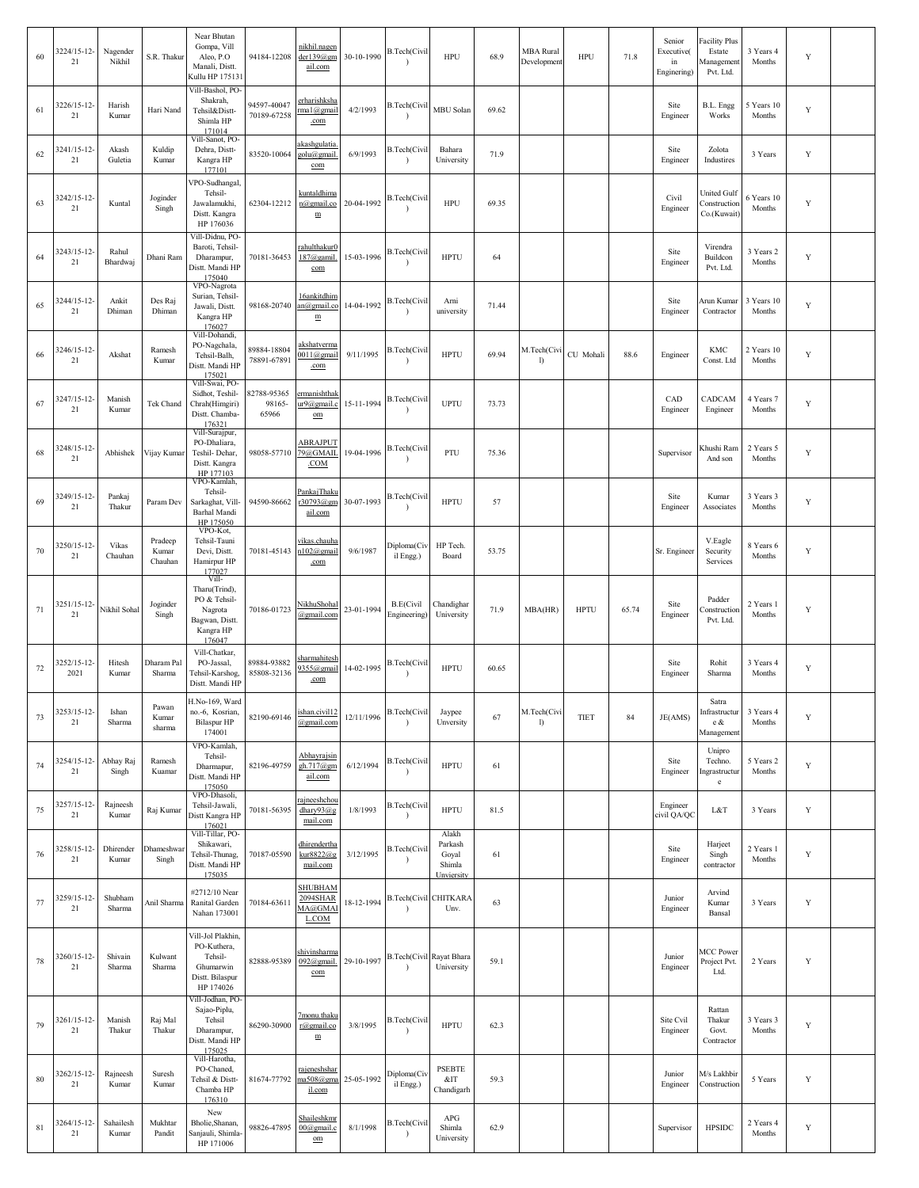| 60 | 3224/15-12-21 | Nagender Nikhil | S.R. Thakur | Near Bhutan Gompa, Vill Aleo, P.O Manali, Distt. Kullu HP 175131 | 94184-12208 | nikhil.nagender139@gmail.com | 30-10-1990 | B.Tech(Civil) | HPU | 68.9 | MBA Rural Development | HPU | 71.8 | Senior Executive( in Enginering) | Facility Plus Estate Management Pvt. Ltd. | 3 Years 4 Months | Y | |
|---|---|---|---|---|---|---|---|---|---|---|---|---|---|---|---|---|---|---|
| 61 | 3226/15-12-21 | Harish Kumar | Hari Nand | Vill-Bashol, PO-Shakrah, Tehsil&Distt-Shimla HP 171014 | 94597-40047 70189-67258 | erharishksharma1@gmail.com | 4/2/1993 | B.Tech(Civil) | MBU Solan | 69.62 | | | | Site Engineer | B.L. Engg Works | 5 Years 10 Months | Y | |
| 62 | 3241/15-12-21 | Akash Guletia | Kuldip Kumar | Vill-Sanot, PO-Dehra, Distt-Kangra HP 177101 | 83520-10064 | akashgulatia.golu@gmail.com | 6/9/1993 | B.Tech(Civil) | Bahara University | 71.9 | | | | Site Engineer | Zolota Industires | 3 Years | Y | |
| 63 | 3242/15-12-21 | Kuntal | Joginder Singh | VPO-Sudhangal, Tehsil-Jawalamukhi, Distt. Kangra HP 176036 | 62304-12212 | kuntaldhiman@gmail.com | 20-04-1992 | B.Tech(Civil) | HPU | 69.35 | | | | Civil Engineer | United Gulf Construction Co.(Kuwait) | 6 Years 10 Months | Y | |
| 64 | 3243/15-12-21 | Rahul Bhardwaj | Dhani Ram | Vill-Didnu, PO-Baroti, Tehsil-Dharampur, Distt. Mandi HP 175040 | 70181-36453 | rahulthakur0187@gamil.com | 15-03-1996 | B.Tech(Civil) | HPTU | 64 | | | | Site Engineer | Virendra Buildcon Pvt. Ltd. | 3 Years 2 Months | Y | |
| 65 | 3244/15-12-21 | Ankit Dhiman | Des Raj Dhiman | VPO-Nagrota Surian, Tehsil-Jawali, Distt. Kangra HP 176027 | 98168-20740 | 16ankitdhiman@gmail.com | 14-04-1992 | B.Tech(Civil) | Arni university | 71.44 | | | | Site Engineer | Arun Kumar Contractor | 3 Years 10 Months | Y | |
| 66 | 3246/15-12-21 | Akshat | Ramesh Kumar | Vill-Dohandi, PO-Nagchala, Tehsil-Balh, Distt. Mandi HP 175021 | 89884-18804 78891-67891 | akshatverma0011@gmail.com | 9/11/1995 | B.Tech(Civil) | HPTU | 69.94 | M.Tech(Civil) | CU Mohali | 88.6 | Engineer | KMC Const. Ltd | 2 Years 10 Months | Y | |
| 67 | 3247/15-12-21 | Manish Kumar | Tek Chand | Vill-Swai, PO-Sidhot, Teshil-Chrah(Himgiri) Distt. Chamba-176321 | 82788-95365 98165-65966 | ermanishthakur9@gmail.com | 15-11-1994 | B.Tech(Civil) | UPTU | 73.73 | | | | CAD Engineer | CADCAM Engineer | 4 Years 7 Months | Y | |
| 68 | 3248/15-12-21 | Abhishek | Vijay Kumar | Vill-Surajpur, PO-Dhaliara, Teshil- Dehar, Distt. Kangra HP 177103 | 98058-57710 | ABRAJPUT79@GMAIL.COM | 19-04-1996 | B.Tech(Civil) | PTU | 75.36 | | | | Supervisor | Khushi Ram And son | 2 Years 5 Months | Y | |
| 69 | 3249/15-12-21 | Pankaj Thakur | Param Dev | VPO-Kamlah, Tehsil-Sarkaghat, Vill-Barhal Mandi HP 175050 | 94590-86662 | PankajThakur30793@gmail.com | 30-07-1993 | B.Tech(Civil) | HPTU | 57 | | | | Site Engineer | Kumar Associates | 3 Years 3 Months | Y | |
| 70 | 3250/15-12-21 | Vikas Chauhan | Pradeep Kumar Chauhan | VPO-Kot, Tehsil-Tauni Devi, Distt. Hamirpur HP 177027 | 70181-45143 | vikas.chauhan102@gmail.com | 9/6/1987 | Diploma(Civil Engg.) | HP Tech. Board | 53.75 | | | | Sr. Engineer | V.Eagle Security Services | 8 Years 6 Months | Y | |
| 71 | 3251/15-12-21 | Nikhil Sohal | Joginder Singh | Vill-Tharu(Trind), PO & Tehsil-Nagrota Bagwan, Distt. Kangra HP 176047 | 70186-01723 | NikhuShohal@gmail.com | 23-01-1994 | B.E(Civil Engineering) | Chandighar University | 71.9 | MBA(HR) | HPTU | 65.74 | Site Engineer | Padder Construction Pvt. Ltd. | 2 Years 1 Months | Y | |
| 72 | 3252/15-12-2021 | Hitesh Kumar | Dharam Pal Sharma | Vill-Chatkar, PO-Jassal, Tehsil-Karshog, Distt. Mandi HP | 89884-93882 85808-32136 | sharmahitesh9355@gmail.com | 14-02-1995 | B.Tech(Civil) | HPTU | 60.65 | | | | Site Engineer | Rohit Sharma | 3 Years 4 Months | Y | |
| 73 | 3253/15-12-21 | Ishan Sharma | Pawan Kumar sharma | H.No-169, Ward no.-6, Kosrian, Bilaspur HP 174001 | 82190-69146 | ishan.civil12@gmail.com | 12/11/1996 | B.Tech(Civil) | Jaypee Unversity | 67 | M.Tech(Civil) | TIET | 84 | JE(AMS) | Satra Infrastructure & Management | 3 Years 4 Months | Y | |
| 74 | 3254/15-12-21 | Abhay Raj Singh | Ramesh Kuamar | VPO-Kamlah, Tehsil-Dharmapur, Distt. Mandi HP 175050 | 82196-49759 | Abhayrajsingh.717@gmail.com | 6/12/1994 | B.Tech(Civil) | HPTU | 61 | | | | Site Engineer | Unipro Techno. Ingrastructure | 5 Years 2 Months | Y | |
| 75 | 3257/15-12-21 | Rajneesh Kumar | Raj Kumar | VPO-Dhasoli, Tehsil-Jawali, Distt Kangra HP 176021 | 70181-56395 | rajneeshchoudhary93@gmail.com | 1/8/1993 | B.Tech(Civil) | HPTU | 81.5 | | | | Engineer civil QA/QC | L&T | 3 Years | Y | |
| 76 | 3258/15-12-21 | Dhirender Kumar | Dhameshwar Singh | Vill-Tillar, PO-Shikawari, Tehsil-Thunag, Distt. Mandi HP 175035 | 70187-05590 | dhirenderthakur8822@gmail.com | 3/12/1995 | B.Tech(Civil) | Alakh Parkash Goyal Shimla Unviersity | 61 | | | | Site Engineer | Harjeet Singh contractor | 2 Years 1 Months | Y | |
| 77 | 3259/15-12-21 | Shubham Sharma | Anil Sharma | #2712/10 Near Ranital Garden Nahan 173001 | 70184-63611 | SHUBHAM2094SHARMA@GMAIL.COM | 18-12-1994 | B.Tech(Civil) | CHITKARA Unv. | 63 | | | | Junior Engineer | Arvind Kumar Bansal | 3 Years | Y | |
| 78 | 3260/15-12-21 | Shivain Sharma | Kulwant Sharma | Vill-Jol Plakhin, PO-Kuthera, Tehsil-Ghumarwin Distt. Bilaspur HP 174026 | 82888-95389 | shivinsharma092@gmail.com | 29-10-1997 | B.Tech(Civil) | Rayat Bhara University | 59.1 | | | | Junior Engineer | MCC Power Project Pvt. Ltd. | 2 Years | Y | |
| 79 | 3261/15-12-21 | Manish Thakur | Raj Mal Thakur | Vill-Jodhan, PO-Sajao-Piplu, Tehsil Dharampur, Distt. Mandi HP 175025 | 86290-30900 | 7monu.thakur@gmail.com | 3/8/1995 | B.Tech(Civil) | HPTU | 62.3 | | | | Site Cvil Engineer | Rattan Thakur Govt. Contractor | 3 Years 3 Months | Y | |
| 80 | 3262/15-12-21 | Rajneesh Kumar | Suresh Kumar | Vill-Harotha, PO-Chaned, Tehsil & Distt-Chamba HP 176310 | 81674-77792 | rajeneshsharma508@gmail.com | 25-05-1992 | Diploma(Civil Engg.) | PSEBTE &IT Chandigarh | 59.3 | | | | Junior Engineer | M/s Lakhbir Construction | 5 Years | Y | |
| 81 | 3264/15-12-21 | Sahailesh Kumar | Mukhtar Pandit | New Bholie,Shanan, Sanjauli, Shimla-HP 171006 | 98826-47895 | Shaileshkmr00@gmail.com | 8/1/1998 | B.Tech(Civil) | APG Shimla University | 62.9 | | | | Supervisor | HPSIDC | 2 Years 4 Months | Y | |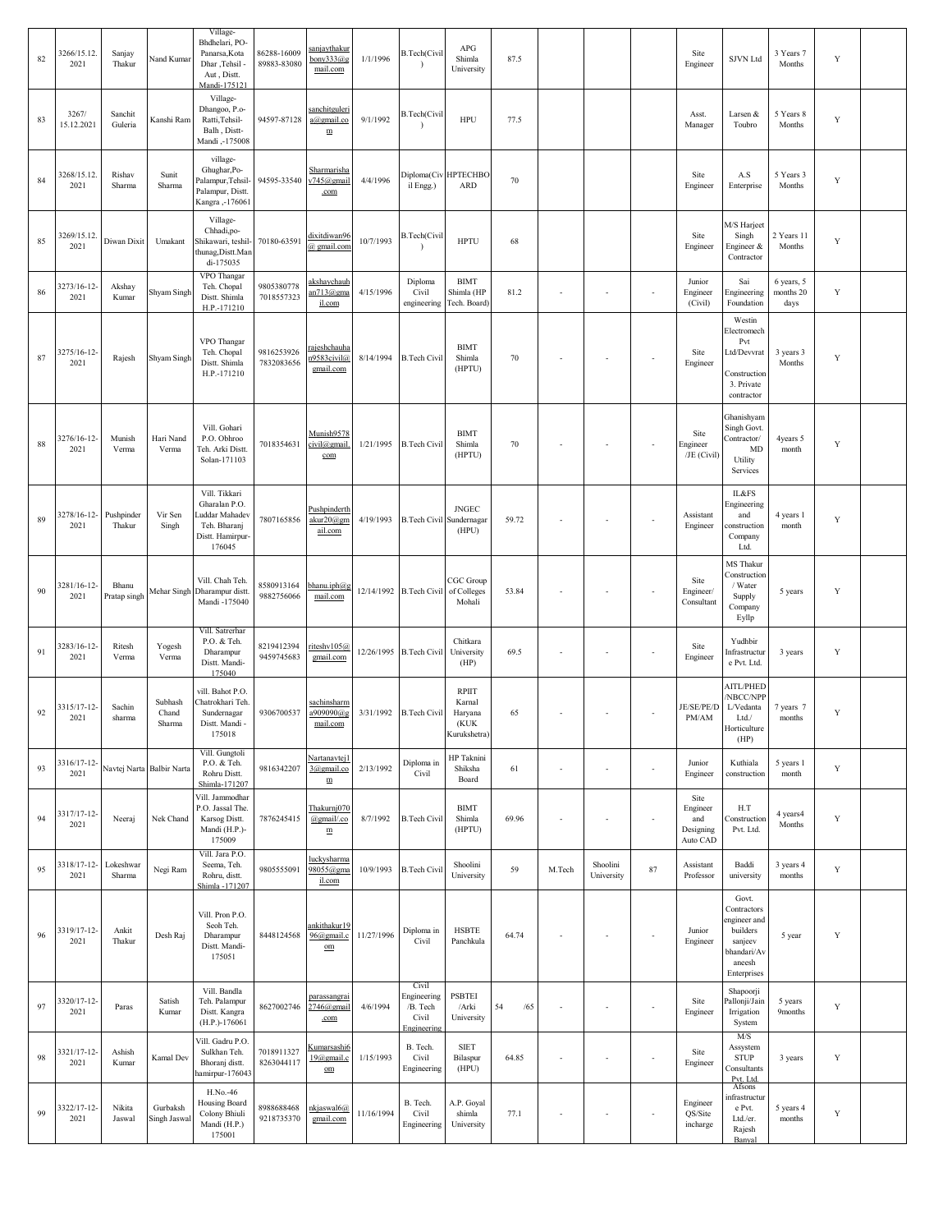| 82 | 3266/15.12.2021 | Sanjay Thakur | Nand Kumar | Village-Bhdhelari, PO-Panarsa,Kota Dhar ,Tehsil - Aut , Distt. Mandi-175121 | 86288-16009 89883-83080 | sanjaythakurbony333@gmail.com | 1/1/1996 | B.Tech(Civil) | APG Shimla University | 87.5 | | | | Site Engineer | SJVN Ltd | 3 Years 7 Months | Y | |
|---|---|---|---|---|---|---|---|---|---|---|---|---|---|---|---|---|---|---|
| 83 | 3267/ 15.12.2021 | Sanchit Guleria | Kanshi Ram | Village-Dhangoo, P.o-Ratti,Tehsil-Balh , Distt-Mandi ,-175008 | 94597-87128 | sanchitguleria@gmail.com | 9/1/1992 | B.Tech(Civil) | HPU | 77.5 | | | | Asst. Manager | Larsen & Toubro | 5 Years 8 Months | Y | |
| 84 | 3268/15.12.2021 | Rishav Sharma | Sunit Sharma | village-Ghughar,Po-Palampur,Tehsil-Palampur, Distt. Kangra ,-176061 | 94595-33540 | Sharmarishav745@gmail.com | 4/4/1996 | Diploma(Civil Engg.) | HPTECHBOARD | 70 | | | | Site Engineer | A.S Enterprise | 5 Years 3 Months | Y | |
| 85 | 3269/15.12.2021 | Diwan Dixit | Umakant | Village-Chhadi,po-Shikawari, teshil-thunag,Distt.Mandi-175035 | 70180-63591 | dixitdiwan96@ gmail.com | 10/7/1993 | B.Tech(Civil) | HPTU | 68 | | | | Site Engineer | M/S Harjeet Singh Engineer & Contractor | 2 Years 11 Months | Y | |
| 86 | 3273/16-12-2021 | Akshay Kumar | Shyam Singh | VPO Thangar Teh. Chopal Distt. Shimla H.P.-171210 | 9805380778 7018557323 | akshaychauhan713@gmail.com | 4/15/1996 | Diploma Civil engineering | BIMT Shimla (HP Tech. Board) | 81.2 | - | - | - | Junior Engineer (Civil) | Sai Engineering Foundation | 6 years, 5 months 20 days | Y | |
| 87 | 3275/16-12-2021 | Rajesh | Shyam Singh | VPO Thangar Teh. Chopal Distt. Shimla H.P.-171210 | 9816253926 7832083656 | rajeshchauhan9583civil@gmail.com | 8/14/1994 | B.Tech Civil | BIMT Shimla (HPTU) | 70 | - | - | - | Site Engineer | Westin Electromech Pvt Ltd/Devvrat Construction 3. Private contractor | 3 years 3 Months | Y | |
| 88 | 3276/16-12-2021 | Munish Verma | Hari Nand Verma | Vill. Gohari P.O. Obhroo Teh. Arki Distt. Solan-171103 | 7018354631 | Munish9578civil@gmail.com | 1/21/1995 | B.Tech Civil | BIMT Shimla (HPTU) | 70 | - | - | - | Site Engineer /JE (Civil) | Ghanishyam Singh Govt. Contractor/ MD Utility Services | 4years 5 month | Y | |
| 89 | 3278/16-12-2021 | Pushpinder Thakur | Vir Sen Singh | Vill. Tikkari Gharalan P.O. Luddar Mahadev Teh. Bharanj Distt. Hamirpur-176045 | 7807165856 | Pushpinderthakur20@gmail.com | 4/19/1993 | B.Tech Civil | JNGEC Sundernagar (HPU) | 59.72 | - | - | - | Assistant Engineer | IL&FS Engineering and construction Company Ltd. | 4 years 1 month | Y | |
| 90 | 3281/16-12-2021 | Bhanu Pratap singh | Mehar Singh | Vill. Chah Teh. Dharampur distt. Mandi -175040 | 8580913164 9882756066 | bhanu.iph@gmail.com | 12/14/1992 | B.Tech Civil | CGC Group of Colleges Mohali | 53.84 | - | - | - | Site Engineer/ Consultant | MS Thakur Construction / Water Supply Company Eyllp | 5 years | Y | |
| 91 | 3283/16-12-2021 | Ritesh Verma | Yogesh Verma | Vill. Satrerhar P.O. & Teh. Dharampur Distt. Mandi-175040 | 8219412394 9459745683 | riteshv105@gmail.com | 12/26/1995 | B.Tech Civil | Chitkara University (HP) | 69.5 | - | - | - | Site Engineer | Yudhbir Infrastructure Pvt. Ltd. | 3 years | Y | |
| 92 | 3315/17-12-2021 | Sachin sharma | Subhash Chand Sharma | vill. Bahot P.O. Chatrokhari Teh. Sundernagar Distt. Mandi - 175018 | 9306700537 | sachinsharma909090@gmail.com | 3/31/1992 | B.Tech Civil | RPIIT Karnal Haryana (KUK Kurukshetra) | 65 | - | - | - | JE/SE/PE/DPM/AM | AITL/PHED/NBCC/NPPL/Vedanta Ltd./ Horticulture (HP) | 7 years 7 months | Y | |
| 93 | 3316/17-12-2021 | Navtej Narta | Balbir Narta | Vill. Gungtoli P.O. & Teh. Rohru Distt. Shimla-171207 | 9816342207 | Nartanavtej13@gmail.com | 2/13/1992 | Diploma in Civil | HP Taknini Shiksha Board | 61 | - | - | - | Junior Engineer | Kuthiala construction | 5 years 1 month | Y | |
| 94 | 3317/17-12-2021 | Neeraj | Nek Chand | Vill. Jammodhar P.O. Jassal The. Karsog Distt. Mandi (H.P.)-175009 | 7876245415 | Thakurnj070@gmail/.com | 8/7/1992 | B.Tech Civil | BIMT Shimla (HPTU) | 69.96 | - | - | - | Site Engineer and Designing Auto CAD | H.T Construction Pvt. Ltd. | 4 years4 Months | Y | |
| 95 | 3318/17-12-2021 | Lokeshwar Sharma | Negi Ram | Vill. Jara P.O. Seema, Teh. Rohru, distt. Shimla -171207 | 9805555091 | luckysharma98055@gmail.com | 10/9/1993 | B.Tech Civil | Shoolini University | 59 | M.Tech | Shoolini University | 87 | Assistant Professor | Baddi university | 3 years 4 months | Y | |
| 96 | 3319/17-12-2021 | Ankit Thakur | Desh Raj | Vill. Pron P.O. Seoh Teh. Dharampur Distt. Mandi-175051 | 8448124568 | ankithakur1996@gmail.com | 11/27/1996 | Diploma in Civil | HSBTE Panchkula | 64.74 | - | - | - | Junior Engineer | Govt. Contractors engineer and builders sanjeev bhandari/Avaneesh Enterprises | 5 year | Y | |
| 97 | 3320/17-12-2021 | Paras | Satish Kumar | Vill. Bandla Teh. Palampur Distt. Kangra (H.P.)-176061 | 8627002746 | parassangrai2746@gmail.com | 4/6/1994 | Civil Engineering /B. Tech Civil Engineering | PSBTEI /Arki University | 54 /65 | - | - | - | Site Engineer | Shapoorji Pallonji/Jain Irrigation System | 5 years 9months | Y | |
| 98 | 3321/17-12-2021 | Ashish Kumar | Kamal Dev | Vill. Gadru P.O. Sulkhan Teh. Bhoranj distt. hamirpur-176043 | 7018911327 8263044117 | Kumarsashi619@gmail.com | 1/15/1993 | B. Tech. Civil Engineering | SIET Bilaspur (HPU) | 64.85 | - | - | - | Site Engineer | M/S Assystem STUP Consultants Pvt. Ltd. | 3 years | Y | |
| 99 | 3322/17-12-2021 | Nikita Jaswal | Gurbaksh Singh Jaswal | H.No.-46 Housing Board Colony Bhiuli Mandi (H.P.) 175001 | 8988688468 9218735370 | nkjaswal6@gmail.com | 11/16/1994 | B. Tech. Civil Engineering | A.P. Goyal shimla University | 77.1 | - | - | - | Engineer QS/Site incharge | Afsons infrastructure Pvt. Ltd./er. Rajesh Banyal | 5 years 4 months | Y | |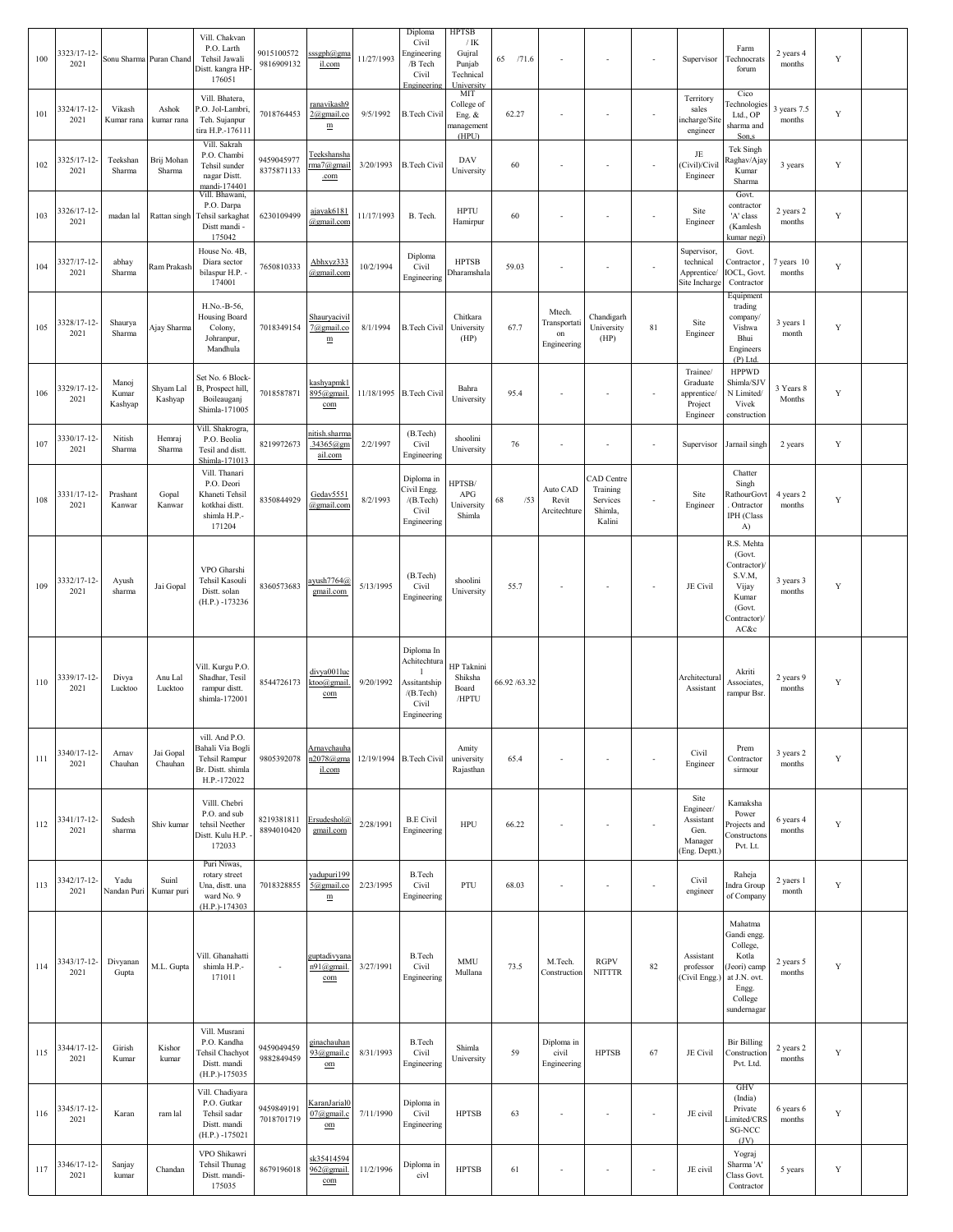| 100 | 3323/17-12-2021 | Sonu Sharma | Puran Chand | Vill. Chakvan P.O. Larth Tehsil Jawali Distt. kangra HP-176051 | 9015100572 9816909132 | sssgph@gmail.com | 11/27/1993 | Diploma Civil Engineering /B Tech Civil Engineering | HPTSB / IK Gujral Punjab Technical University | 65 /71.6 | - | - | - | Supervisor | Farm Technocrats forum | 2 years 4 months | Y | |
|---|---|---|---|---|---|---|---|---|---|---|---|---|---|---|---|---|---|---|
| 101 | 3324/17-12-2021 | Vikash Kumar rana | Ashok kumar rana | Vill. Bhatera, P.O. Jol-Lambri, Teh. Sujanpur tira H.P.-176111 | 7018764453 | ranavikash92@gmail.com | 9/5/1992 | B.Tech Civil | MIT College of Eng. & management (HPU) | 62.27 | - | - | - | Territory sales incharge/Site engineer | Cico Technologies Ltd., OP sharma and Son,s | 3 years 7.5 months | Y | |
| 102 | 3325/17-12-2021 | Teekshan Sharma | Brij Mohan Sharma | Vill. Sakrah P.O. Chambi Tehsil sunder nagar Distt. mandi-174401 | 9459045977 8375871133 | Teekshansharma7@gmail.com | 3/20/1993 | B.Tech Civil | DAV University | 60 | - | - | - | JE (Civil)/Civil Engineer | Tek Singh Raghav/Ajay Kumar Sharma | 3 years | Y | |
| 103 | 3326/17-12-2021 | madan lal | Rattan singh | Vill. Bhawani, P.O. Darpa Tehsil sarkaghat Distt mandi - 175042 | 6230109499 | ajayak6181@gmail.com | 11/17/1993 | B. Tech. | HPTU Hamirpur | 60 | - | - | - | Site Engineer | Govt. contractor 'A' class (Kamlesh kumar negi) | 2 years 2 months | Y | |
| 104 | 3327/17-12-2021 | abhay Sharma | Ram Prakash | House No. 4B, Diara sector bilaspur H.P. - 174001 | 7650810333 | Abhxyz333@gmail.com | 10/2/1994 | Diploma Civil Engineering | HPTSB Dharamshala | 59.03 | - | - | - | Supervisor, technical Apprentice/ Site Incharge | Govt. Contractor , IOCL, Govt. Contractor | 7 years 10 months | Y | |
| 105 | 3328/17-12-2021 | Shaurya Sharma | Ajay Sharma | H.No.-B-56, Housing Board Colony, Johranpur, Mandhula | 7018349154 | Shauryacivil7@gmail.com | 8/1/1994 | B.Tech Civil | Chitkara University (HP) | 67.7 | Mtech. Transportation Engineering | Chandigarh University (HP) | 81 | Site Engineer | Equipment trading company/ Vishwa Bhui Engineers (P) Ltd. | 3 years 1 month | Y | |
| 106 | 3329/17-12-2021 | Manoj Kumar Kashyap | Shyam Lal Kashyap | Set No. 6 Block-B, Prospect hill, Boileauganj Shimla-171005 | 7018587871 | kashyapmk1895@gmail.com | 11/18/1995 | B.Tech Civil | Bahra University | 95.4 | - | - | - | Trainee/ Graduate apprentice/ Project Engineer | HPPWD Shimla/SJVN Limited/ Vivek construction | 3 Years 8 Months | Y | |
| 107 | 3330/17-12-2021 | Nitish Sharma | Hemraj Sharma | Vill. Shakrogra, P.O. Beolia Tesil and distt. Shimla-171013 | 8219972673 | nitish.sharma.34365@gmail.com | 2/2/1997 | (B.Tech) Civil Engineering | shoolini University | 76 | - | - | - | Supervisor | Jarnail singh | 2 years | Y | |
| 108 | 3331/17-12-2021 | Prashant Kanwar | Gopal Kanwar | Vill. Thanari P.O. Deori Khaneti Tehsil kotkhai distt. shimla H.P.-171204 | 8350844929 | Gedav5551@gmail.com | 8/2/1993 | Diploma in Civil Engg. /(B.Tech) Civil Engineering | HPTSB/ APG University Shimla | 68 /53 | Auto CAD Revit Arcitechture | CAD Centre Training Services Shimla, Kalini | - | Site Engineer | Chatter Singh RathourGovt. Ontractor IPH (Class A) | 4 years 2 months | Y | |
| 109 | 3332/17-12-2021 | Ayush sharma | Jai Gopal | VPO Gharshi Tehsil Kasouli Distt. solan (H.P.) -173236 | 8360573683 | ayush7764@gmail.com | 5/13/1995 | (B.Tech) Civil Engineering | shoolini University | 55.7 | - | - | - | JE Civil | R.S. Mehta (Govt. Contractor)/ S.V.M, Vijay Kumar (Govt. Contractor)/ AC&c | 3 years 3 months | Y | |
| 110 | 3339/17-12-2021 | Divya Lucktoo | Anu Lal Lucktoo | Vill. Kurgu P.O. Shadhar, Tesil rampur distt. shimla-172001 | 8544726173 | divya001lucktoo@gmail.com | 9/20/1992 | Diploma In Achitechtural Assitantship /(B.Tech) Civil Engineering | HP Taknini Shiksha Board /HPTU | 66.92 /63.32 | | | | Architectural Assistant | Akriti Associates, rampur Bsr. | 2 years 9 months | Y | |
| 111 | 3340/17-12-2021 | Arnav Chauhan | Jai Gopal Chauhan | vill. And P.O. Bahali Via Bogli Tehsil Rampur Br. Distt. shimla H.P.-172022 | 9805392078 | Arnavchauhan2078@gmail.com | 12/19/1994 | B.Tech Civil | Amity university Rajasthan | 65.4 | - | - | - | Civil Engineer | Prem Contractor sirmour | 3 years 2 months | Y | |
| 112 | 3341/17-12-2021 | Sudesh sharma | Shiv kumar | Villl. Chebri P.O. and sub tehsil Neether Distt. Kulu H.P. - 172033 | 8219381811 8894010420 | Ersudeshol@gmail.com | 2/28/1991 | B.E Civil Engineering | HPU | 66.22 | - | - | - | Site Engineer/ Assistant Gen. Manager (Eng. Deptt.) | Kamaksha Power Projects and Constructons Pvt. Lt. | 6 years 4 months | Y | |
| 113 | 3342/17-12-2021 | Yadu Nandan Puri | Suinl Kumar puri | Puri Niwas, rotary street Una, distt. una ward No. 9 (H.P.)-174303 | 7018328855 | yadupuri1995@gmail.com | 2/23/1995 | B.Tech Civil Engineering | PTU | 68.03 | - | - | - | Civil engineer | Raheja Indra Group of Company | 2 yaers 1 month | Y | |
| 114 | 3343/17-12-2021 | Divyanan Gupta | M.L. Gupta | Vill. Ghanahatti shimla H.P.-171011 | - | guptadivyanan91@gmail.com | 3/27/1991 | B.Tech Civil Engineering | MMU Mullana | 73.5 | M.Tech. Construction | RGPV NITTTR | 82 | Assistant professor (Civil Engg.) | Mahatma Gandi engg. College, Kotla (Jeori) camp at J.N. ovt. Engg. College sundernagar | 2 years 5 months | Y | |
| 115 | 3344/17-12-2021 | Girish Kumar | Kishor kumar | Vill. Musrani P.O. Kandha Tehsil Chachyot Distt. mandi (H.P.)-175035 | 9459049459 9882849459 | ginachauhan93@gmail.com | 8/31/1993 | B.Tech Civil Engineering | Shimla University | 59 | Diploma in civil Engineering | HPTSB | 67 | JE Civil | Bir Billing Construction Pvt. Ltd. | 2 years 2 months | Y | |
| 116 | 3345/17-12-2021 | Karan | ram lal | Vill. Chadiyara P.O. Gutkar Tehsil sadar Distt. mandi (H.P.) -175021 | 9459849191 7018701719 | KaranJarial007@gmail.com | 7/11/1990 | Diploma in Civil Engineering | HPTSB | 63 | - | - | - | JE civil | GHV (India) Private Limited/CRSSG-NCC (JV) | 6 years 6 months | Y | |
| 117 | 3346/17-12-2021 | Sanjay kumar | Chandan | VPO Shikawri Tehsil Thunag Distt. mandi-175035 | 8679196018 | sk35414594962@gmail.com | 11/2/1996 | Diploma in civl | HPTSB | 61 | - | - | - | JE civil | Yograj Sharma 'A' Class Govt. Contractor | 5 years | Y | |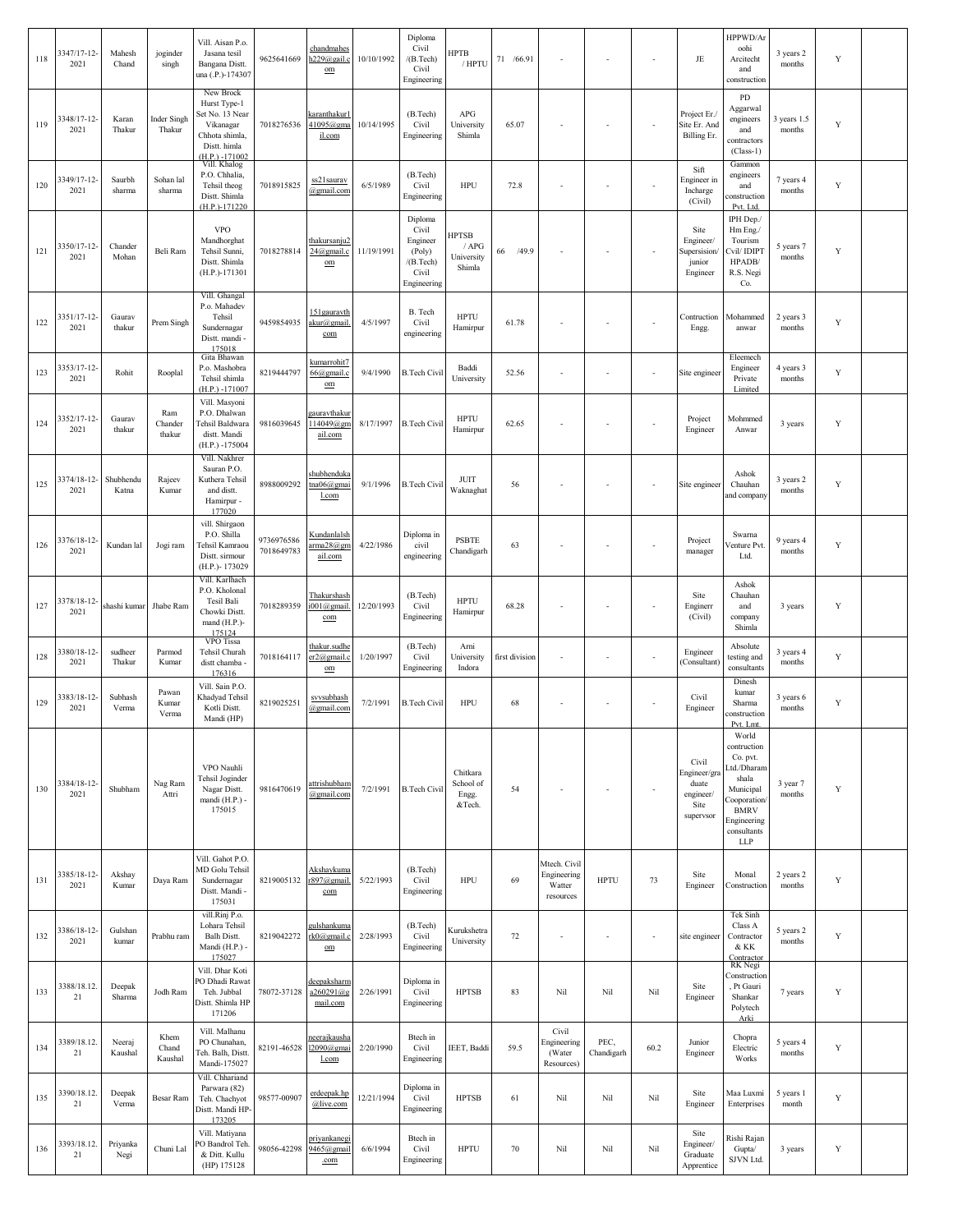| 118 | 3347/17-12-2021 | Mahesh Chand | joginder singh | Vill. Aisan P.o. Jasana tesil Bangana Distt. una (.P.)-174307 | 9625641669 | chandmahesh229@gail.com | 10/10/1992 | Diploma Civil /(B.Tech) Civil Engineering | HPTB / HPTU | 71 /66.91 | - | - | - | JE | HPPWD/Aroohi Arcitecht and construction | 3 years 2 months | Y | |
|---|---|---|---|---|---|---|---|---|---|---|---|---|---|---|---|---|---|---|
| 119 | 3348/17-12-2021 | Karan Thakur | Inder Singh Thakur | New Brock Hurst Type-1 Set No. 13 Near Vikanagar Chhota shimla, Distt. himla (H.P.) -171002 | 7018276536 | karanthakur141095@gmail.com | 10/14/1995 | (B.Tech) Civil Engineering | APG University Shimla | 65.07 | - | - | - | Project Er./ Site Er. And Billing Er. | PD Aggarwal engineers and contractors (Class-1) | 3 years 1.5 months | Y | |
| 120 | 3349/17-12-2021 | Saurbh sharma | Sohan lal sharma | Vill. Khalog P.O. Chhalia, Tehsil theog Distt. Shimla (H.P.)-171220 | 7018915825 | ss21saurav@gmail.com | 6/5/1989 | (B.Tech) Civil Engineering | HPU | 72.8 | - | - | - | Sift Engineer in Incharge (Civil) | Gammon engineers and construction Pvt. Ltd. | 7 years 4 months | Y | |
| 121 | 3350/17-12-2021 | Chander Mohan | Beli Ram | VPO Mandhorghat Tehsil Sunni, Distt. Shimla (H.P.)-171301 | 7018278814 | thakursanju224@gmail.com | 11/19/1991 | Diploma Civil Engineer (Poly) /(B.Tech) Civil Engineering | HPTSB / APG University Shimla | 66 /49.9 | - | - | - | Site Engineer/ Supersision/ junior Engineer | IPH Dep./ Hm Eng./ Tourism Cvil/ IDIPT HPADB/ R.S. Negi Co. | 5 years 7 months | Y | |
| 122 | 3351/17-12-2021 | Gaurav thakur | Prem Singh | Vill. Ghangal P.o. Mahadev Tehsil Sundernagar Distt. mandi - 175018 | 9459854935 | 151gauravthakur@gmail.com | 4/5/1997 | B. Tech Civil engineering | HPTU Hamirpur | 61.78 | - | - | - | Contruction Engg. | Mohammed anwar | 2 years 3 months | Y | |
| 123 | 3353/17-12-2021 | Rohit | Rooplal | Gita Bhawan P.o. Mashobra Tehsil shimla (H.P.) -171007 | 8219444797 | kumarrohit766@gmail.com | 9/4/1990 | B.Tech Civil | Baddi University | 52.56 | - | - | - | Site engineer | Eleemech Engineer Private Limited | 4 years 3 months | Y | |
| 124 | 3352/17-12-2021 | Gaurav thakur | Ram Chander thakur | Vill. Masyoni P.O. Dhalwan Tehsil Baldwara distt. Mandi (H.P.) -175004 | 9816039645 | gauravthakur114049@gmail.com | 8/17/1997 | B.Tech Civil | HPTU Hamirpur | 62.65 | - | - | - | Project Engineer | Mohmmed Anwar | 3 years | Y | |
| 125 | 3374/18-12-2021 | Shubhendu Katna | Rajeev Kumar | Vill. Nakhrer Sauran P.O. Kuthera Tehsil and distt. Hamirpur - 177020 | 8988009292 | shubhendukatna06@gmail.com | 9/1/1996 | B.Tech Civil | JUIT Waknaghat | 56 | - | - | - | Site engineer | Ashok Chauhan and company | 3 years 2 months | Y | |
| 126 | 3376/18-12-2021 | Kundan lal | Jogi ram | vill. Shirgaon P.O. Shilla Tehsil Kamraou Distt. sirmour (H.P.)- 173029 | 9736976586 7018649783 | Kundanlalsharma28@gmail.com | 4/22/1986 | Diploma in civil engineering | PSBTE Chandigarh | 63 | - | - | - | Project manager | Swarna Venture Pvt. Ltd. | 9 years 4 months | Y | |
| 127 | 3378/18-12-2021 | shashi kumar | Jhabe Ram | Vill. Karlhach P.O. Kholonal Tesil Bali Chowki Distt. mand (H.P.)-175124 | 7018289359 | Thakurshashi001@gmail.com | 12/20/1993 | (B.Tech) Civil Engineering | HPTU Hamirpur | 68.28 | - | - | - | Site Enginerr (Civil) | Ashok Chauhan and company Shimla | 3 years | Y | |
| 128 | 3380/18-12-2021 | sudheer Thakur | Parmod Kumar | VPO Tissa Tehsil Churah distt chamba - 176316 | 7018164117 | thakur.sudheer2@gmail.com | 1/20/1997 | (B.Tech) Civil Engineering | Arni University Indora | first division | - | - | - | Engineer (Consultant) | Absolute testing and consultants | 3 years 4 months | Y | |
| 129 | 3383/18-12-2021 | Subhash Verma | Pawan Kumar Verma | Vill. Sain P.O. Khadyad Tehsil Kotli Distt. Mandi (HP) | 8219025251 | svvsubhash@gmail.com | 7/2/1991 | B.Tech Civil | HPU | 68 | - | - | - | Civil Engineer | Dinesh kumar Sharma construction Pvt. Lmt. | 3 years 6 months | Y | |
| 130 | 3384/18-12-2021 | Shubham | Nag Ram Attri | VPO Nauhli Tehsil Joginder Nagar Distt. mandi (H.P.) - 175015 | 9816470619 | attrishubham@gmail.com | 7/2/1991 | B.Tech Civil | Chitkara School of Engg. &Tech. | 54 | - | - | - | Civil Engineer/graduate engineer/ Site supervsor | World contruction Co. pvt. Ltd./Dharamshala Municipal Cooporation/ BMRV Engineering consultants LLP | 3 year 7 months | Y | |
| 131 | 3385/18-12-2021 | Akshay Kumar | Daya Ram | Vill. Gahot P.O. MD Golu Tehsil Sundernagar Distt. Mandi - 175031 | 8219005132 | Akshaykumar897@gmail.com | 5/22/1993 | (B.Tech) Civil Engineering | HPU | 69 | Mtech. Civil Engineering Watter resources | HPTU | 73 | Site Engineer | Monal Construction | 2 years 2 months | Y | |
| 132 | 3386/18-12-2021 | Gulshan kumar | Prabhu ram | vill.Rinj P.o. Lohara Tehsil Balh Distt. Mandi (H.P.) - 175027 | 8219042272 | gulshankumark0@gmail.com | 2/28/1993 | (B.Tech) Civil Engineering | Kurukshetra University | 72 | - | - | - | site engineer | Tek Sinh Class A Contractor & KK Contractor | 5 years 2 months | Y | |
| 133 | 3388/18.12.21 | Deepak Sharma | Jodh Ram | Vill. Dhar Koti PO Dhadi Rawat Teh. Jubbal Distt. Shimla HP 171206 | 78072-37128 | deepaksharma260291@gmail.com | 2/26/1991 | Diploma in Civil Engineering | HPTSB | 83 | Nil | Nil | Nil | Site Engineer | RK Negi Construction, Pt Gauri Shankar Polytech Arki | 7 years | Y | |
| 134 | 3389/18.12.21 | Neeraj Kaushal | Khem Chand Kaushal | Vill. Malhanu PO Chunahan, Teh. Balh, Distt. Mandi-175027 | 82191-46528 | neerajkaushal2090@gmail.com | 2/20/1990 | Btech in Civil Engineering | IEET, Baddi | 59.5 | Civil Engineering (Water Resources) | PEC, Chandigarh | 60.2 | Junior Engineer | Chopra Electric Works | 5 years 4 months | Y | |
| 135 | 3390/18.12.21 | Deepak Verma | Besar Ram | Vill. Chhariand Parwara (82) Teh. Chachyot Distt. Mandi HP-173205 | 98577-00907 | erdeepak.hp@live.com | 12/21/1994 | Diploma in Civil Engineering | HPTSB | 61 | Nil | Nil | Nil | Site Engineer | Maa Luxmi Enterprises | 5 years 1 month | Y | |
| 136 | 3393/18.12.21 | Priyanka Negi | Chuni Lal | Vill. Matiyana PO Bandrol Teh. & Ditt. Kullu (HP) 175128 | 98056-42298 | priyankanegi9465@gmail.com | 6/6/1994 | Btech in Civil Engineering | HPTU | 70 | Nil | Nil | Nil | Site Engineer/ Graduate Apprentice | Rishi Rajan Gupta/ SJVN Ltd. | 3 years | Y | |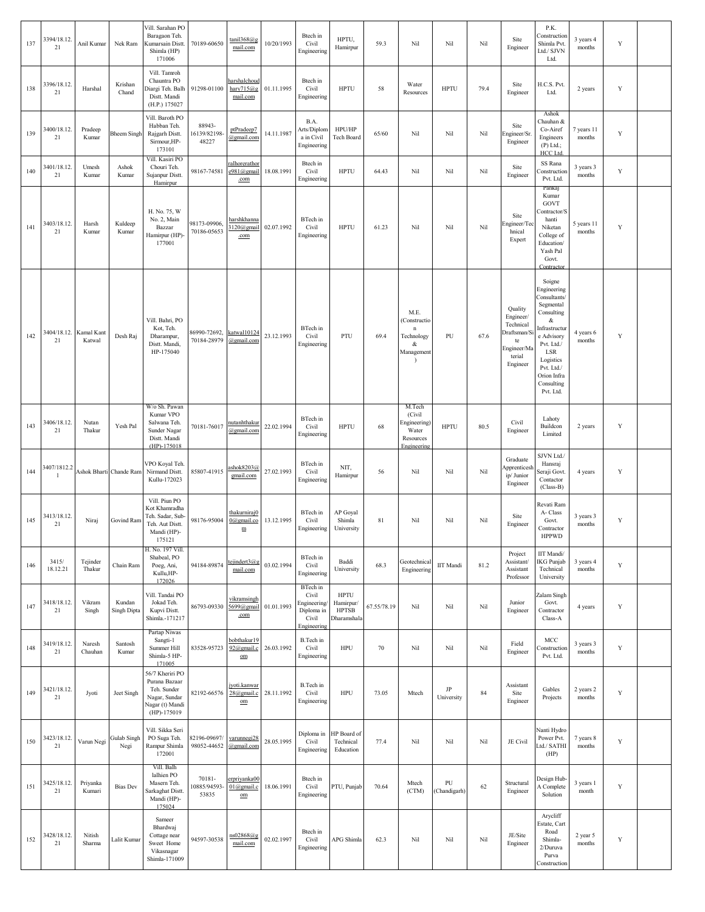| 137 | 3394/18.12.21 | Anil Kumar | Nek Ram | Vill. Sarahan PO Baragaon Teh. Kumarsain Distt. Shimla (HP) 171006 | 70189-60650 | tanil368@gmail.com | 10/20/1993 | Btech in Civil Engineering | HPTU, Hamirpur | 59.3 | Nil | Nil | Nil | Site Engineer | P.K. Construction Shimla Pvt. Ltd./ SJVN Ltd. | 3 years 4 months | Y | |
|---|---|---|---|---|---|---|---|---|---|---|---|---|---|---|---|---|---|---|
| 138 | 3396/18.12.21 | Harshal | Krishan Chand | Vill. Tamroh Chauntra PO Diargi Teh. Balh Distt. Mandi (H.P.) 175027 | 91298-01100 | harshalchoudhary715@gmail.com | 01.11.1995 | Btech in Civil Engineering | HPTU | 58 | Water Resources | HPTU | 79.4 | Site Engineer | H.C.S. Pvt. Ltd. | 2 years | Y | |
| 139 | 3400/18.12.21 | Pradeep Kumar | Bheem Singh | Vill. Baroth PO Habban Teh. Rajgarh Distt. Sirmour,HP-173101 | 88943-16139/82198-48227 | ptPradeep7@gmail.com | 14.11.1987 | B.A. Arts/Diploma in Civil Engineering | HPU/HP Tech Board | 65/60 | Nil | Nil | Nil | Site Engineer/Sr. Engineer | Ashok Chauhan & Co-Airef Engineers (P) Ltd.; HCC Ltd. | 7 years 11 months | Y | |
| 140 | 3401/18.12.21 | Umesh Kumar | Ashok Kumar | Vill. Kasiri PO Chouri Teh. Sujanpur Distt. Hamirpur | 98167-74581 | ralhorerathore981@gmail.com | 18.08.1991 | Btech in Civil Engineering | HPTU | 64.43 | Nil | Nil | Nil | Site Engineer | SS Rana Construction Pvt. Ltd. | 3 years 3 months | Y | |
| 141 | 3403/18.12.21 | Harsh Kumar | Kuldeep Kumar | H. No. 75, W No. 2, Main Bazzar Hamirpur (HP)-177001 | 98173-09906, 70186-05653 | harshkhanna3120@gmail.com | 02.07.1992 | BTech in Civil Engineering | HPTU | 61.23 | Nil | Nil | Nil | Site Engineer/Technical Expert | Pankaj Kumar GOVT Contractor/Shanti Niketan College of Education/ Yash Pal Govt. Contractor | 5 years 11 months | Y | |
| 142 | 3404/18.12.21 | Kamal Kant Katwal | Desh Raj | Vill. Bahri, PO Kot, Teh. Dharampur, Distt. Mandi, HP-175040 | 86990-72692, 70184-28979 | katwal10124@gmail.com | 23.12.1993 | BTech in Civil Engineering | PTU | 69.4 | M.E. (Construction Technology & Management) | PU | 67.6 | Quality Engineer/ Technical Draftsman/Site Engineer/Material Engineer | Soigne Engineering Consultants/ Segmental Consulting & Infrastructure Advisory Pvt. Ltd./ LSR Logistics Pvt. Ltd./ Orion Infra Consulting Pvt. Ltd. | 4 years 6 months | Y | |
| 143 | 3406/18.12.21 | Nutan Thakur | Yesh Pal | W/o Sh. Pawan Kumar VPO Salwana Teh. Sunder Nagar Distt. Mandi (HP)-175018 | 70181-76017 | nutanhthakur@gmail.com | 22.02.1994 | BTech in Civil Engineering | HPTU | 68 | M.Tech (Civil Engineering) Water Resources Engineering | HPTU | 80.5 | Civil Engineer | Lahoty Buildcon Limited | 2 years | Y | |
| 144 | 3407/1812.21 | Ashok Bharti | Chande Ram | VPO Koyal Teh. Nirmand Distt. Kullu-172023 | 85807-41915 | ashok8203@gmail.com | 27.02.1993 | BTech in Civil Engineering | NIT, Hamirpur | 56 | Nil | Nil | Nil | Graduate Apprenticeship/ Junior Engineer | SJVN Ltd./ Hansraj Seraji Govt. Contactor (Class-B) | 4 years | Y | |
| 145 | 3413/18.12.21 | Niraj | Govind Ram | Vill. Piun PO Kot Khamradha Teh. Sadar, Sub-Teh. Aut Distt. Mandi (HP)-175121 | 98176-95004 | thakurniraj00@gmail.com | 13.12.1995 | BTech in Civil Engineering | AP Goyal Shimla University | 81 | Nil | Nil | Nil | Site Engineer | Revati Ram A- Class Govt. Contractor HPPWD | 3 years 3 months | Y | |
| 146 | 3415/ 18.12.21 | Tejinder Thakur | Chain Ram | H. No. 197 Vill. Shabeal, PO Poeg, Ani, Kullu,HP-172026 | 94184-89874 | tejindert3@gmail.com | 03.02.1994 | BTech in Civil Engineering | Baddi University | 68.3 | Geotechnical Engineering | IIT Mandi | 81.2 | Project Assistant/ Assistant Professor | IIT Mandi/ IKG Punjab Technical University | 3 years 4 months | Y | |
| 147 | 3418/18.12.21 | Vikram Singh | Kundan Singh Dipta | Vill. Tandai PO Jokad Teh. Kupvi Distt. Shimla.-171217 | 86793-09330 | vikramsingh5699@gmail.com | 01.01.1993 | BTech in Civil Engineering/ Diploma in Civil Engineering | HPTU Hamirpur/ HPTSB Dharamshala | 67.55/78.19 | Nil | Nil | Nil | Junior Engineer | Zalam Singh Govt. Contractor Class-A | 4 years | Y | |
| 148 | 3419/18.12.21 | Naresh Chauhan | Santosh Kumar | Partap Niwas Sangti-1 Summer Hill Shimla-5 HP-171005 | 83528-95723 | bobthakur1992@gmail.com | 26.03.1992 | B.Tech in Civil Engineering | HPU | 70 | Nil | Nil | Nil | Field Engineer | MCC Construction Pvt. Ltd. | 3 years 3 months | Y | |
| 149 | 3421/18.12.21 | Jyoti | Jeet Singh | 56/7 Kheriri PO Purana Bazaar Teh. Sunder Nagar, Sundar Nagar (t) Mandi (HP)-175019 | 82192-66576 | jyoti.kanwar28@gmail.com | 28.11.1992 | B.Tech in Civil Engineering | HPU | 73.05 | Mtech | JP University | 84 | Assistant Site Engineer | Gables Projects | 2 years 2 months | Y | |
| 150 | 3423/18.12.21 | Varun Negi | Gulab Singh Negi | Vill. Sikka Seri PO Suga Teh. Rampur Shimla 172001 | 82196-09697/ 98052-44652 | varunnegi28@gmail.com | 28.05.1995 | Diploma in Civil Engineering | HP Board of Technical Education | 77.4 | Nil | Nil | Nil | JE Civil | Nanti Hydro Power Pvt. Ltd./ SATHI (HP) | 7 years 8 months | Y | |
| 151 | 3425/18.12.21 | Priyanka Kumari | Bias Dev | Vill. Balh lalhien PO Masern Teh. Sarkaghat Distt. Mandi (HP)-175024 | 70181-10885/94593-53835 | erpriyanka0001@gmail.com | 18.06.1991 | Btech in Civil Engineering | PTU, Punjab | 70.64 | Mtech (CTM) | PU (Chandigarh) | 62 | Structural Engineer | Design Hub- A Complete Solution | 3 years 1 month | Y | |
| 152 | 3428/18.12.21 | Nitish Sharma | Lalit Kumar | Sameer Bhardwaj Cottage near Sweet Home Vikasnagar Shimla-171009 | 94597-30538 | ns02868@gmail.com | 02.02.1997 | Btech in Civil Engineering | APG Shimla | 62.3 | Nil | Nil | Nil | JE/Site Engineer | Arycliff Estate, Cart Road Shimla-2/Duruva Purva Construction | 2 year 5 months | Y | |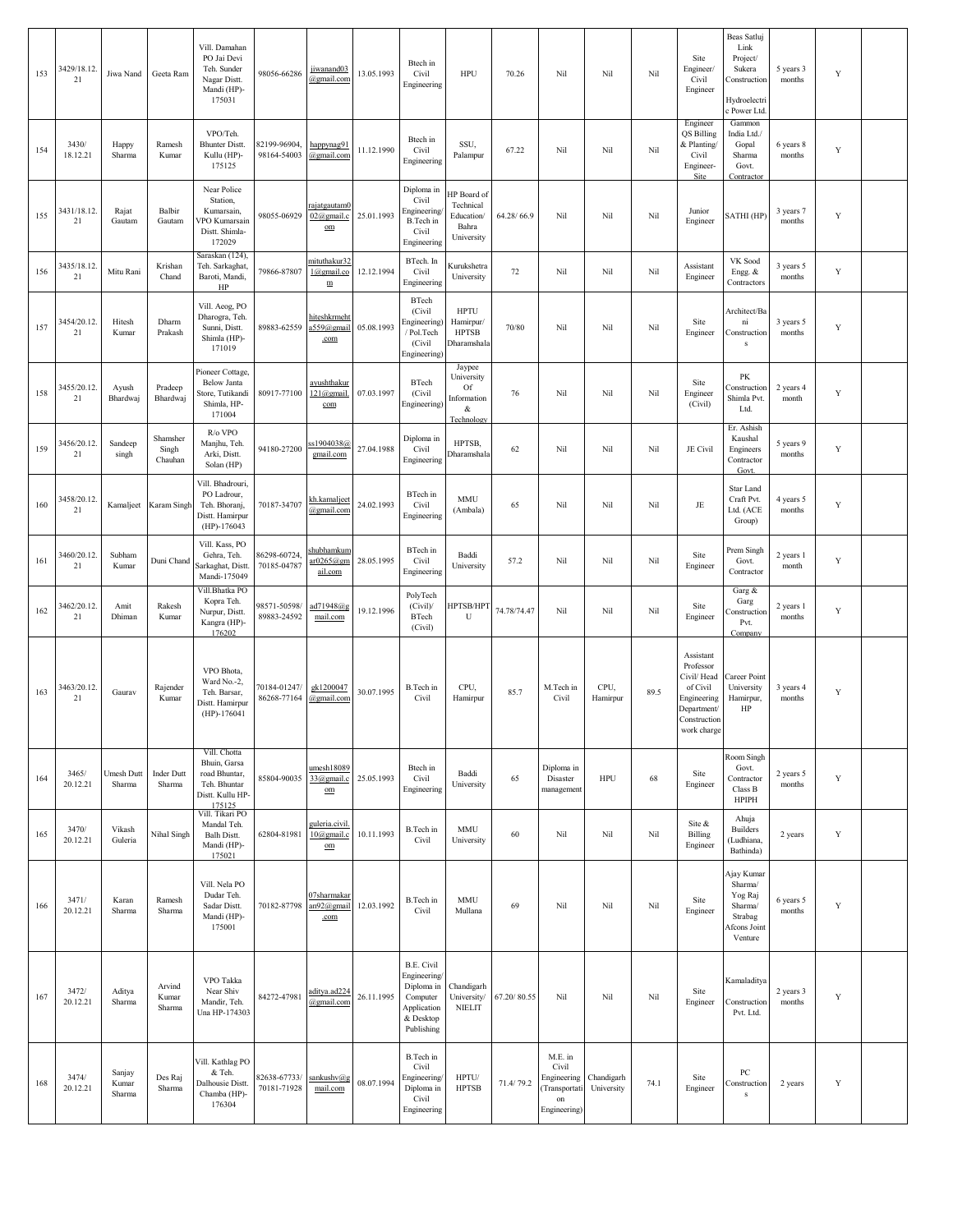| 153 | 3429/18.12.21 | Jiwa Nand | Geeta Ram | Vill. Damahan PO Jai Devi Teh. Sunder Nagar Distt. Mandi (HP)-175031 | 98056-66286 | jiwanand03@gmail.com | 13.05.1993 | Btech in Civil Engineering | HPU | 70.26 | Nil | Nil | Nil | Site Engineer/ Civil Engineer | Beas Satluj Link Project/ Sukera Construction Hydroelectric Power Ltd. | 5 years 3 months | Y | |
|---|---|---|---|---|---|---|---|---|---|---|---|---|---|---|---|---|---|---|
| 154 | 3430/ 18.12.21 | Happy Sharma | Ramesh Kumar | VPO/Teh. Bhunter Distt. Kullu (HP)-175125 | 82199-96904, 98164-54003 | happynag91@gmail.com | 11.12.1990 | Btech in Civil Engineering | SSU, Palampur | 67.22 | Nil | Nil | Nil | Engineer QS Billing & Planting/ Civil Engineer-Site | Gammon India Ltd./ Gopal Sharma Govt. Contractor | 6 years 8 months | Y | |
| 155 | 3431/18.12.21 | Rajat Gautam | Balbir Gautam | Near Police Station, Kumarsain, VPO Kumarsain Distt. Shimla-172029 | 98055-06929 | rajatgautam002@gmail.com | 25.01.1993 | Diploma in Civil Engineering/ B.Tech in Civil Engineering | HP Board of Technical Education/ Bahra University | 64.28/ 66.9 | Nil | Nil | Nil | Junior Engineer | SATHI (HP) | 3 years 7 months | Y | |
| 156 | 3435/18.12.21 | Mitu Rani | Krishan Chand | Saraskan (124), Teh. Sarkaghat, Baroti, Mandi, HP | 79866-87807 | mituthakur321@gmail.com | 12.12.1994 | BTech. In Civil Engineering | Kurukshetra University | 72 | Nil | Nil | Nil | Assistant Engineer | VK Sood Engg. & Contractors | 3 years 5 months | Y | |
| 157 | 3454/20.12.21 | Hitesh Kumar | Dharm Prakash | Vill. Aeog, PO Dharogra, Teh. Sunni, Distt. Shimla (HP)-171019 | 89883-62559 | hiteshkrmehta559@gmail.com | 05.08.1993 | BTech (Civil Engineering) / Pol.Tech (Civil Engineering) | HPTU Hamirpur/ HPTSB Dharamshala | 70/80 | Nil | Nil | Nil | Site Engineer | Architect/Bani Constructions | 3 years 5 months | Y | |
| 158 | 3455/20.12.21 | Ayush Bhardwaj | Pradeep Bhardwaj | Pioneer Cottage, Below Janta Store, Tutikandi Shimla, HP-171004 | 80917-77100 | ayushthakur121@gmail.com | 07.03.1997 | BTech (Civil Engineering) | Jaypee University Of Information & Technology | 76 | Nil | Nil | Nil | Site Engineer (Civil) | PK Construction Shimla Pvt. Ltd. | 2 years 4 month | Y | |
| 159 | 3456/20.12.21 | Sandeep singh | Shamsher Singh Chauhan | R/o VPO Manjhu, Teh. Arki, Distt. Solan (HP) | 94180-27200 | ss1904038@gmail.com | 27.04.1988 | Diploma in Civil Engineering | HPTSB, Dharamshala | 62 | Nil | Nil | Nil | JE Civil | Er. Ashish Kaushal Engineers Contractor Govt. | 5 years 9 months | Y | |
| 160 | 3458/20.12.21 | Kamaljeet | Karam Singh | Vill. Bhadrouri, PO Ladrour, Teh. Bhoranj, Distt. Hamirpur (HP)-176043 | 70187-34707 | kh.kamaljeet@gmail.com | 24.02.1993 | BTech in Civil Engineering | MMU (Ambala) | 65 | Nil | Nil | Nil | JE | Star Land Craft Pvt. Ltd. (ACE Group) | 4 years 5 months | Y | |
| 161 | 3460/20.12.21 | Subham Kumar | Duni Chand | Vill. Kass, PO Gehra, Teh. Sarkaghat, Distt. Mandi-175049 | 86298-60724, 70185-04787 | shubhamkumar0265@gmail.com | 28.05.1995 | BTech in Civil Engineering | Baddi University | 57.2 | Nil | Nil | Nil | Site Engineer | Prem Singh Govt. Contractor | 2 years 1 month | Y | |
| 162 | 3462/20.12.21 | Amit Dhiman | Rakesh Kumar | Vill.Bhatka PO Kopra Teh. Nurpur, Distt. Kangra (HP)-176202 | 98571-50598/ 89883-24592 | ad71948@gmail.com | 19.12.1996 | PolyTech (Civil)/ BTech (Civil) | HPTSB/HPTU | 74.78/74.47 | Nil | Nil | Nil | Site Engineer | Garg & Garg Construction Pvt. Company | 2 years 1 months | Y | |
| 163 | 3463/20.12.21 | Gaurav | Rajender Kumar | VPO Bhota, Ward No.-2, Teh. Barsar, Distt. Hamirpur (HP)-176041 | 70184-01247/ 86268-77164 | gk1200047@gmail.com | 30.07.1995 | B.Tech in Civil | CPU, Hamirpur | 85.7 | M.Tech in Civil | CPU, Hamirpur | 89.5 | Assistant Professor Civil/ Head of Civil Engineering Department/ Construction work charge | Career Point University Hamirpur, HP | 3 years 4 months | Y | |
| 164 | 3465/ 20.12.21 | Umesh Dutt Sharma | Inder Dutt Sharma | Vill. Chotta Bhuin, Garsa road Bhuntar, Teh. Bhuntar Distt. Kullu HP-175125 | 85804-90035 | umesh1808933@gmail.com | 25.05.1993 | Btech in Civil Engineering | Baddi University | 65 | Diploma in Disaster management | HPU | 68 | Site Engineer | Room Singh Govt. Contractor Class B HPIPH | 2 years 5 months | Y | |
| 165 | 3470/ 20.12.21 | Vikash Guleria | Nihal Singh | Vill. Tikari PO Mandal Teh. Balh Distt. Mandi (HP)-175021 | 62804-81981 | guleria.civil.10@gmail.com | 10.11.1993 | B.Tech in Civil | MMU University | 60 | Nil | Nil | Nil | Site & Billing Engineer | Ahuja Builders (Ludhiana, Bathinda) | 2 years | Y | |
| 166 | 3471/ 20.12.21 | Karan Sharma | Ramesh Sharma | Vill. Nela PO Dudar Teh. Sadar Distt. Mandi (HP)-175001 | 70182-87798 | 07sharmakaran92@gmail.com | 12.03.1992 | B.Tech in Civil | MMU Mullana | 69 | Nil | Nil | Nil | Site Engineer | Ajay Kumar Sharma/ Yog Raj Sharma/ Strabag Afcons Joint Venture | 6 years 5 months | Y | |
| 167 | 3472/ 20.12.21 | Aditya Sharma | Arvind Kumar Sharma | VPO Takka Near Shiv Mandir, Teh. Una HP-174303 | 84272-47981 | aditya.ad224@gmail.com | 26.11.1995 | B.E. Civil Engineering/ Diploma in Computer Application & Desktop Publishing | Chandigarh University/ NIELIT | 67.20/ 80.55 | Nil | Nil | Nil | Site Engineer | Kamaladitya Construction Pvt. Ltd. | 2 years 3 months | Y | |
| 168 | 3474/ 20.12.21 | Sanjay Kumar Sharma | Des Raj Sharma | Vill. Kathlag PO & Teh. Dalhousie Distt. Chamba (HP)-176304 | 82638-67733/ 70181-71928 | sankushv@gmail.com | 08.07.1994 | B.Tech in Civil Engineering/ Diploma in Civil Engineering | HPTU/ HPTSB | 71.4/ 79.2 | M.E. in Civil Engineering (Transportation Engineering) | Chandigarh University | 74.1 | Site Engineer | PC Constructions | 2 years | Y | |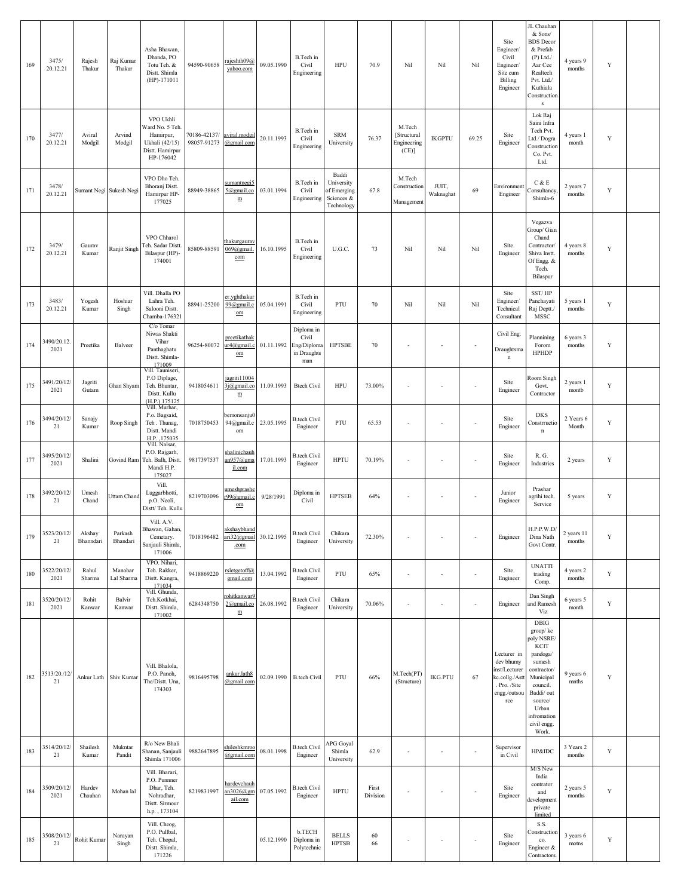| 169 | 3475/ 20.12.21 | Rajesh Thakur | Raj Kumar Thakur | Asha Bhawan, Dhanda, PO Totu Teh. & Distt. Shimla (HP)-171011 | 94590-90658 | rajeshth09@yahoo.com | 09.05.1990 | B.Tech in Civil Engineering | HPU | 70.9 | Nil | Nil | Nil | Site Engineer/ Civil Engineer/ Site cum Billing Engineer | JL Chauhan & Sons/ BDS Decor & Prefab (P) Ltd./ Aar Cee Realtech Pvt. Ltd./ Kuthiala Constructions | 4 years 9 months | Y | |
|---|---|---|---|---|---|---|---|---|---|---|---|---|---|---|---|---|---|---|
| 170 | 3477/ 20.12.21 | Aviral Modgil | Arvind Modgil | VPO Ukhli Ward No. 5 Teh. Hamirpur, Ukhali (42/15) Distt. Hamirpur HP-176042 | 70186-42137/ 98057-91273 | aviral.modgil@gmail.com | 20.11.1993 | B.Tech in Civil Engineering | SRM University | 76.37 | M.Tech [Structural Engineering (CE)] | IKGPTU | 69.25 | Site Engineer | Lok Raj Saini Infra Tech Pvt. Ltd./ Dogra Construction Co. Pvt. Ltd. | 4 years 1 month | Y | |
| 171 | 3478/ 20.12.21 | Sumant Negi | Sukesh Negi | VPO Dho Teh. Bhoranj Distt. Hamirpur HP-177025 | 88949-38865 | sumantnegi55@gmail.com | 03.01.1994 | B.Tech in Civil Engineering | Baddi University of Emerging Sciences & Technology | 67.8 | M.Tech Construction Management | JUIT, Waknaghat | 69 | Environment Engineer | C & E Consultancy, Shimla-6 | 2 years 7 months | Y | |
| 172 | 3479/ 20.12.21 | Gaurav Kumar | Ranjit Singh | VPO Chharol Teh. Sadar Distt. Bilaspur (HP)-174001 | 85809-88591 | thakurgaurav069@gmail.com | 16.10.1995 | B.Tech in Civil Engineering | U.G.C. | 73 | Nil | Nil | Nil | Site Engineer | Vegazva Group/ Gian Chand Contractor/ Shiva Instt. Of Engg. & Tech. Bilaspur | 4 years 8 months | Y | |
| 173 | 3483/ 20.12.21 | Yogesh Kumar | Hoshiar Singh | Vill. Dhalla PO Lahra Teh. Salooni Distt. Chamba-176321 | 88941-25200 | er.yghthakur99@gmail.com | 05.04.1991 | B.Tech in Civil Engineering | PTU | 70 | Nil | Nil | Nil | Site Engineer/ Technical Consultant | SST/ HP Panchayati Raj Deptt./ MSSC | 5 years 1 months | Y | |
| 174 | 3490/20.12.2021 | Preetika | Balveer | C/o Tomar Niwas Shakti Vihar Panthaghatu Distt. Shimla-171009 | 96254-80072 | preetikathakur4@gmail.com | 01.11.1992 | Diploma in Civil Eng/Diploma in Draughtsman | HPTSBE | 70 | - | - | - | Civil Eng. Draughtsman | Plannining Forom HPHDP | 6 years 3 months | Y | |
| 175 | 3491/20/12/2021 | Jagriti Gutam | Ghan Shyam | Vill. Tauniseri, P.O Diplage, Teh. Bhuntar, Distt. Kullu (H.P.) 175125 | 9418054611 | jagriti110043j@gmail.com | 11.09.1993 | Btech Civil | HPU | 73.00% | - | - | - | Site Engineer | Room Singh Govt. Contractor | 2 years 1 montb | Y | |
| 176 | 3494/20/12/21 | Sanajy Kumar | Roop Singh | Vill. Murhar, P.o. Bagsaid, Teh . Thunag, Distt. Mandi H.P. ,175035 | 7018750453 | bemonsanju094@gmail.com | 23.05.1995 | B.tech Civil Engineer | PTU | 65.53 | - | - | - | Site Engineer | DKS Constrruction | 2 Years 6 Month | Y | |
| 177 | 3495/20/12/2021 | Shalini | Govind Ram | Vill. Nalsar, P.O. Rajgarh, Teh. Balh, Distt. Mandi H.P. 175027 | 9817397537 | shalinichauhan957@gmail.com | 17.01.1993 | B.tech Civil Engineer | HPTU | 70.19% | - | - | - | Site Engineer | R. G. Industries | 2 years | Y | |
| 178 | 3492/20/12/21 | Umesh Chand | Uttam Chand | Vill. Luggarbhotti, p.O. Neoli, Distt/ Teh. Kullu | 8219703096 | umeshprasher99@gmail.com | 9/28/1991 | Diploma in Civil | HPTSEB | 64% | - | - | - | Junior Engineer | Prashar agrihi tech. Service | 5 years | Y | |
| 179 | 3523/20/12/21 | Akshay Bhanndari | Parkash Bhandari | Vill. A.V. Bhawan, Gahan, Cemetary. Sanjauli Shimla, 171006 | 7018196482 | akshaybhandari32@gmail.com | 30.12.1995 | B.tech Civil Engineer | Chikara University | 72.30% | - | - | - | Engineer | H.P.P.W.D/ Dina Nath Govt Contr. | 2 years 11 months | Y | |
| 180 | 3522/20/12/2021 | Rahul Sharma | Manohar Lal Sharma | VPO. Nihari, Teh. Rakker, Distt. Kangra, 171034 | 9418869220 | rsletgetoff@gmail.com | 13.04.1992 | B.tech Civil Engineer | PTU | 65% | - | - | - | Site Engineer | UNATTI trading Comp. | 4 years 2 months | Y | |
| 181 | 3520/20/12/2021 | Rohit Kanwar | Balvir Kanwar | Vill. Ghunda, Teh.Kotkhai, Distt. Shimla, 171002 | 6284348750 | rohitkanwar92@gmail.com | 26.08.1992 | B.tech Civil Engineer | Chikara University | 70.06% | - | - | - | Engineer | Dan Singh and Ramesh Viz | 6 years 5 month | Y | |
| 182 | 3513/20./12/21 | Ankur Lath | Shiv Kumar | Vill. Bhalola, P.O. Panoh, The/Distt. Una, 174303 | 9816495798 | ankur.lath8@gmail.com | 02.09.1990 | B.tech Civil | PTU | 66% | M.Tech(PT) (Structure) | IKG.PTU | 67 | Lecturer in dev bhumy inst/Lecturer kc.collg./Astt. Pro. /Site engg./outsource | DBIG group/ kc poly NSRE/ KCIT pandoga/ sumesh contractor/ Municipal council. Baddi/ out source/ Urban infromation civil engg. Work. | 9 years 6 mnths | Y | |
| 183 | 3514/20/12/21 | Shailesh Kumar | Mukntar Pandit | R/o New Bhali Shanan, Sanjauli Shimla 171006 | 9882647895 | shileshkmroo@gmail.com | 08.01.1998 | B.tech Civil Engineer | APG Goyal Shimla University | 62.9 | - | - | - | Supervisor in Civil | HP&IDC | 3 Years 2 months | Y | |
| 184 | 3509/20/12/2021 | Hardev Chauhan | Mohan lal | Vill. Bharari, P.O. Punnner Dhar, Teh. Nohradhar, Distt. Sirmour h.p. , 173104 | 8219831997 | hardevchauhan3026@gmail.com | 07.05.1992 | B.tech Civil Engineer | HPTU | First Division | - | - | - | Site Engineer | M/S New India contrator and development private limited | 2 years 5 months | Y | |
| 185 | 3508/20/12/21 | Rohit Kumar | Narayan Singh | Vill. Cheog, P.O. Pullbal, Teh. Chopal, Distt. Shimla, 171226 | | | 05.12.1990 | b.TECH Diploma in Polytechnic | BELLS HPTSB | 60 66 | - | - | - | Site Engineer | S.S. Construction co. Engineer & Contractors. | 3 years 6 motns | Y | |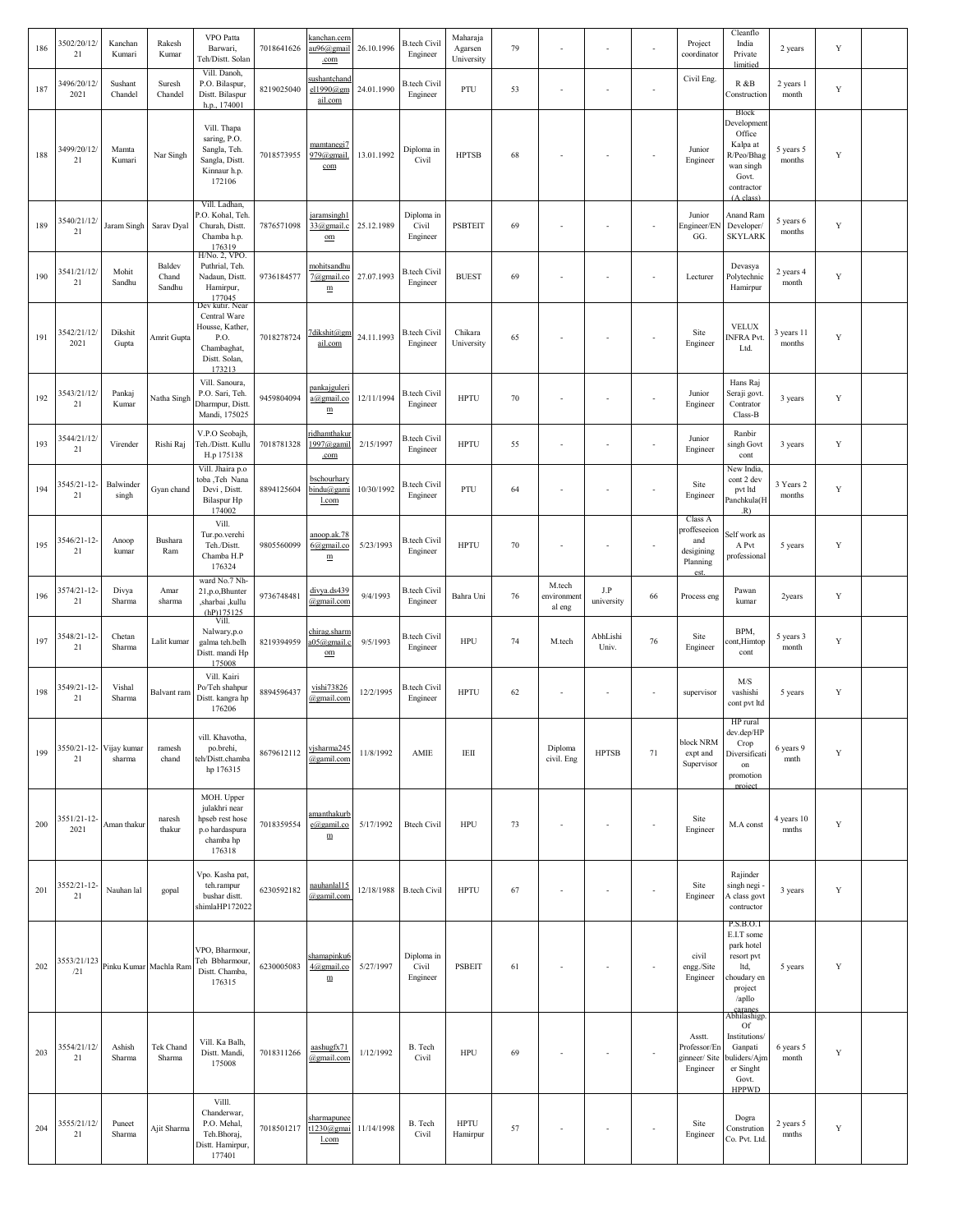| 186 | 3502/20/12/21 | Kanchan Kumari | Rakesh Kumar | VPO Patta Barwari, Teh/Distt. Solan | 7018641626 | kanchan.cemau96@gmail.com | 26.10.1996 | B.tech Civil Engineer | Maharaja Agarsen University | 79 | - | - | - | Project coordinator | Cleanflo India Private limitied | 2 years | Y | |
|---|---|---|---|---|---|---|---|---|---|---|---|---|---|---|---|---|---|---|
| 187 | 3496/20/12/2021 | Sushant Chandel | Suresh Chandel | Vill. Danoh, P.O. Bilaspur, Distt. Bilaspur h.p., 174001 | 8219025040 | sushantchandel1990@gmail.com | 24.01.1990 | B.tech Civil Engineer | PTU | 53 | - | - | - | Civil Eng. | R &B Construction | 2 years 1 month | Y | |
| 188 | 3499/20/12/21 | Mamta Kumari | Nar Singh | Vill. Thapa saring, P.O. Sangla, Teh. Sangla, Distt. Kinnaur h.p. 172106 | 7018573955 | mamtanegi7979@gmail.com | 13.01.1992 | Diploma in Civil | HPTSB | 68 | - | - | - | Junior Engineer | Block Development Office Kalpa at R/Peo/Bhagwan singh Govt. contractor (A class) | 5 years 5 months | Y | |
| 189 | 3540/21/12/21 | Jaram Singh | Sarav Dyal | Vill. Ladhan, P.O. Kohal, Teh. Churah, Distt. Chamba h.p. 176319 | 7876571098 | jaramsingh133@gmail.com | 25.12.1989 | Diploma in Civil Engineer | PSBTEIT | 69 | - | - | - | Junior Engineer/ENGG. | Anand Ram Developer/SKYLARK | 5 years 6 months | Y | |
| 190 | 3541/21/12/21 | Mohit Sandhu | Baldev Chand Sandhu | H/No. 2, VPO. Puthrial, Teh. Nadaun, Distt. Hamirpur, 177045 | 9736184577 | mohitsandhu7@gmail.com | 27.07.1993 | B.tech Civil Engineer | BUEST | 69 | - | - | - | Lecturer | Devasya Polytechnic Hamirpur | 2 years 4 month | Y | |
| 191 | 3542/21/12/2021 | Dikshit Gupta | Amrit Gupta | Dev kutir. Near Central Ware Housse, Kather, P.O. Chambaghat, Distt. Solan, 173213 | 7018278724 | 7dikshit@gmail.com | 24.11.1993 | B.tech Civil Engineer | Chikara University | 65 | - | - | - | Site Engineer | VELUX INFRA Pvt. Ltd. | 3 years 11 months | Y | |
| 192 | 3543/21/12/21 | Pankaj Kumar | Natha Singh | Vill. Sanoura, P.O. Sari, Teh. Dharmpur, Distt. Mandi, 175025 | 9459804094 | pankajguleria@gmail.com | 12/11/1994 | B.tech Civil Engineer | HPTU | 70 | - | - | - | Junior Engineer | Hans Raj Seraji govt. Contrator Class-B | 3 years | Y | |
| 193 | 3544/21/12/21 | Virender | Rishi Raj | V.P.O Seobajh, Teh./Distt. Kullu H.p 175138 | 7018781328 | ridhamthakur1997@gamil.com | 2/15/1997 | B.tech Civil Engineer | HPTU | 55 | - | - | - | Junior Engineer | Ranbir singh Govt cont | 3 years | Y | |
| 194 | 3545/21-12-21 | Balwinder singh | Gyan chand | Vill. Jhaira p.o toba ,Teh Nana Devi , Distt. Bilaspur Hp 174002 | 8894125604 | bschourhary bindu@gamil.com | 10/30/1992 | B.tech Civil Engineer | PTU | 64 | - | - | - | Site Engineer | New India, cont 2 dev pvt ltd Panchkula(H.R) | 3 Years 2 months | Y | |
| 195 | 3546/21-12-21 | Anoop kumar | Bushara Ram | Vill. Tur.po.verehi Teh./Distt. Chamba H.P 176324 | 9805560099 | anoop.ak.786@gmail.com | 5/23/1993 | B.tech Civil Engineer | HPTU | 70 | - | - | - | Class A proffeseeion and desigining Planning est. | Self work as A Pvt professional | 5 years | Y | |
| 196 | 3574/21-12-21 | Divya Sharma | Amar sharma | ward No.7 Nh-21,p.o,Bhunter ,sharbai ,kullu (hP)175125 | 9736748481 | divya.ds439@gmail.com | 9/4/1993 | B.tech Civil Engineer | Bahra Uni | 76 | M.tech environmental eng | J.P university | 66 | Process eng | Pawan kumar | 2years | Y | |
| 197 | 3548/21-12-21 | Chetan Sharma | Lalit kumar | Vill. Nalwary,p.o galma teh.belh Distt. mandi Hp 175008 | 8219394959 | chirag.sharma05@gmail.com | 9/5/1993 | B.tech Civil Engineer | HPU | 74 | M.tech | AbhLishi Univ. | 76 | Site Engineer | BPM, cont,Himtop cont | 5 years 3 month | Y | |
| 198 | 3549/21-12-21 | Vishal Sharma | Balvant ram | Vill. Kairi Po/Teh shahpur Distt. kangra hp 176206 | 8894596437 | vishi73826@gmail.com | 12/2/1995 | B.tech Civil Engineer | HPTU | 62 | - | - | - | supervisor | M/S vashishi cont pvt ltd | 5 years | Y | |
| 199 | 3550/21-12-21 | Vijay kumar sharma | ramesh chand | vill. Khavotha, po.brehi, teh/Distt.chamba hp 176315 | 8679612112 | vjsharma245@gamil.com | 11/8/1992 | AMIE | IEII | | Diploma civil. Eng | HPTSB | 71 | block NRM expt and Supervisor | HP rural dev.dep/HP Crop Diversification promotion project | 6 years 9 mnth | Y | |
| 200 | 3551/21-12-2021 | Aman thakur | naresh thakur | MOH. Upper julakhri near hpseb rest hose p.o hardaspura chamba hp 176318 | 7018359554 | amanthakurbe@gamil.com | 5/17/1992 | Btech Civil | HPU | 73 | - | - | - | Site Engineer | M.A const | 4 years 10 mnths | Y | |
| 201 | 3552/21-12-21 | Nauhan lal | gopal | Vpo. Kasha pat, teh.rampur bushar distt. shimlaHP172022 | 6230592182 | nauhanlal15@gamil.com | 12/18/1988 | B.tech Civil | HPTU | 67 | - | - | - | Site Engineer | Rajinder singh negi - A class govt contractor | 3 years | Y | |
| 202 | 3553/21/123/21 | Pinku Kumar | Machla Ram | VPO, Bharmour, Teh Bbharmour, Distt. Chamba, 176315 | 6230005083 | shamapinku64@gmail.com | 5/27/1997 | Diploma in Civil Engineer | PSBEIT | 61 | - | - | - | civil engg./Site Engineer | P.S.B.O.T E.I.T some park hotel resort pvt ltd, choudary en project /apllo caranes | 5 years | Y | |
| 203 | 3554/21/12/21 | Ashish Sharma | Tek Chand Sharma | Vill. Ka Balh, Distt. Mandi, 175008 | 7018311266 | aashugfx71@gmail.com | 1/12/1992 | B. Tech Civil | HPU | 69 | - | - | - | Asstt. Professor/Enginneer/ Site Engineer | Abhilashigp. Of Institutions/ Ganpati buliders/Ajmer Singht Govt. HPPWD | 6 years 5 month | Y | |
| 204 | 3555/21/12/21 | Puneet Sharma | Ajit Sharma | Villl. Chanderwar, P.O. Mehal, Teh.Bhoraj, Distt. Hamirpur, 177401 | 7018501217 | sharmapuneet1230@gmail.com | 11/14/1998 | B. Tech Civil | HPTU Hamirpur | 57 | - | - | - | Site Engineer | Dogra Constrution Co. Pvt. Ltd. | 2 years 5 mnths | Y | |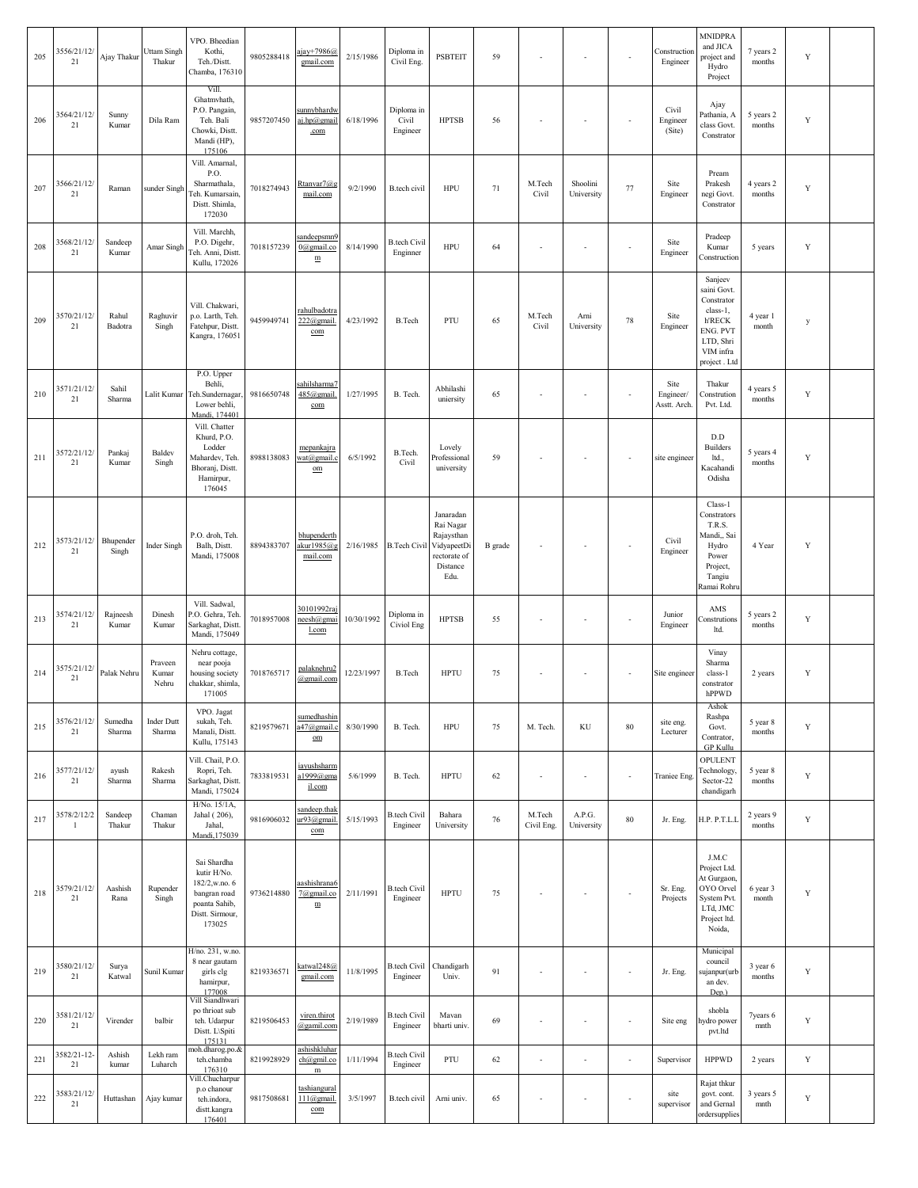| 205 | 3556/21/12/21 | Ajay Thakur | Uttam Singh Thakur | VPO. Bheedian Kothi, Teh./Distt. Chamba, 176310 | 9805288418 | ajay+7986@gmail.com | 2/15/1986 | Diploma in Civil Eng. | PSBTEIT | 59 | - | - | - | Construction Engineer | MNIDPRA and JICA project and Hydro Project | 7 years 2 months | Y | |
|---|---|---|---|---|---|---|---|---|---|---|---|---|---|---|---|---|---|---|
| 206 | 3564/21/12/21 | Sunny Kumar | Dila Ram | Vill. Ghatmvhath, P.O. Pangain, Teh. Bali Chowki, Distt. Mandi (HP), 175106 | 9857207450 | sunnybhardwaj.hp@gmail.com | 6/18/1996 | Diploma in Civil Engineer | HPTSB | 56 | - | - | - | Civil Engineer (Site) | Ajay Pathania, A class Govt. Constrator | 5 years 2 months | Y | |
| 207 | 3566/21/12/21 | Raman | sunder Singh | Vill. Amarnal, P.O. Sharmathala, Teh. Kumarsain, Distt. Shimla, 172030 | 7018274943 | Rtanvar7@gmail.com | 9/2/1990 | B.tech civil | HPU | 71 | M.Tech Civil | Shoolini University | 77 | Site Engineer | Pream Prakesh negi Govt. Constrator | 4 years 2 months | Y | |
| 208 | 3568/21/12/21 | Sandeep Kumar | Amar Singh | Vill. Marchh, P.O. Digehr, Teh. Anni, Distt. Kullu, 172026 | 7018157239 | sandeepsmn90@gmail.com | 8/14/1990 | B.tech Civil Enginner | HPU | 64 | - | - | - | Site Engineer | Pradeep Kumar Construction | 5 years | Y | |
| 209 | 3570/21/12/21 | Rahul Badotra | Raghuvir Singh | Vill. Chakwari, p.o. Larth, Teh. Fatehpur, Distt. Kangra, 176051 | 9459949741 | rahulbadotra222@gmail.com | 4/23/1992 | B.Tech | PTU | 65 | M.Tech Civil | Arni University | 78 | Site Engineer | Sanjeev saini Govt. Constrator class-1, b'RECK ENG. PVT LTD, Shri VIM infra project . Ltd | 4 year 1 month | y | |
| 210 | 3571/21/12/21 | Sahil Sharma | Lalit Kumar | P.O. Upper Behli, Teh.Sundernagar, Lower behli, Mandi, 174401 | 9816650748 | sahilsharma7485@gmail.com | 1/27/1995 | B. Tech. | Abhilashi uniersity | 65 | - | - | - | Site Engineer/ Asstt. Arch. | Thakur Constrution Pvt. Ltd. | 4 years 5 months | Y | |
| 211 | 3572/21/12/21 | Pankaj Kumar | Baldev Singh | Vill. Chatter Khurd, P.O. Lodder Mahardev, Teh. Bhoranj, Distt. Hamirpur, 176045 | 8988138083 | mepankajrawat@gmail.com | 6/5/1992 | B.Tech. Civil | Lovely Professional university | 59 | - | - | - | site engineer | D.D Builders ltd., Kacahandi Odisha | 5 years 4 months | Y | |
| 212 | 3573/21/12/21 | Bhupender Singh | Inder Singh | P.O. droh, Teh. Balh, Distt. Mandi, 175008 | 8894383707 | bhupenderthakur1985@gmail.com | 2/16/1985 | B.Tech Civil | Janaradan Rai Nagar Rajaysthan VidyapeetDirectorate of Distance Edu. | B grade | - | - | - | Civil Engineer | Class-1 Constrators T.R.S. Mandi,, Sai Hydro Power Project, Tangiu Ramai Rohru | 4 Year | Y | |
| 213 | 3574/21/12/21 | Rajneesh Kumar | Dinesh Kumar | Vill. Sadwal, P.O. Gehra, Teh. Sarkaghat, Distt. Mandi, 175049 | 7018957008 | 30101992rajneesh@gmail.com | 10/30/1992 | Diploma in Civiol Eng | HPTSB | 55 | - | - | - | Junior Engineer | AMS Construtions ltd. | 5 years 2 months | Y | |
| 214 | 3575/21/12/21 | Palak Nehru | Praveen Kumar Nehru | Nehru cottage, near pooja housing society chakkar, shimla, 171005 | 7018765717 | palaknehru2@gmail.com | 12/23/1997 | B.Tech | HPTU | 75 | - | - | - | Site engineer | Vinay Sharma class-1 constrator hPPWD | 2 years | Y | |
| 215 | 3576/21/12/21 | Sumedha Sharma | Inder Dutt Sharma | VPO. Jagat sukah, Teh. Manali, Distt. Kullu, 175143 | 8219579671 | sumedhashina47@gmail.com | 8/30/1990 | B. Tech. | HPU | 75 | M. Tech. | KU | 80 | site eng. Lecturer | Ashok Rashpa Govt. Contrator, GP Kullu | 5 year 8 months | Y | |
| 216 | 3577/21/12/21 | ayush Sharma | Rakesh Sharma | Vill. Chail, P.O. Ropri, Teh. Sarkaghat, Distt. Mandi, 175024 | 7833819531 | iayushsharma1999@gmail.com | 5/6/1999 | B. Tech. | HPTU | 62 | - | - | - | Traniee Eng. | OPULENT Technology, Sector-22 chandigarh | 5 year 8 months | Y | |
| 217 | 3578/2/12/21 | Sandeep Thakur | Chaman Thakur | H/No. 15/1A, Jahal ( 206), Jahal, Mandi,175039 | 9816906032 | sandeep.thakur93@gmail.com | 5/15/1993 | B.tech Civil Engineer | Bahara University | 76 | M.Tech Civil Eng. | A.P.G. University | 80 | Jr. Eng. | H.P. P.T.L.L | 2 years 9 months | Y | |
| 218 | 3579/21/12/21 | Aashish Rana | Rupender Singh | Sai Shardha kutir H/No. 182/2,w.no. 6 bangran road poanta Sahib, Distt. Sirmour, 173025 | 9736214880 | aashishrana67@gmail.com | 2/11/1991 | B.tech Civil Engineer | HPTU | 75 | - | - | - | Sr. Eng. Projects | J.M.C Project Ltd. At Gurgaon, OYO Orvel System Pvt. LTd, JMC Project ltd. Noida, | 6 year 3 month | Y | |
| 219 | 3580/21/12/21 | Surya Katwal | Sunil Kumar | H/no. 231, w.no. 8 near gautam girls clg hamirpur, 177008 | 8219336571 | katwal248@gmail.com | 11/8/1995 | B.tech Civil Engineer | Chandigarh Univ. | 91 | - | - | - | Jr. Eng. | Municipal council sujanpur(urban dev. Dep.) | 3 year 6 months | Y | |
| 220 | 3581/21/12/21 | Virender | balbir | Vill Siandhwari po thrioat sub teh. Udarpur Distt. L\Spiti 175131 | 8219506453 | viren.thirot@gamil.com | 2/19/1989 | B.tech Civil Engineer | Mavan bharti univ. | 69 | - | - | - | Site eng | shobla hydro power pvt.ltd | 7years 6 mnth | Y | |
| 221 | 3582/21-12-21 | Ashish kumar | Lekh ram Luharch | moh.dharog.po.& teh.chamba 176310 | 8219928929 | ashishkluharch@gmil.com | 1/11/1994 | B.tech Civil Engineer | PTU | 62 | - | - | - | Supervisor | HPPWD | 2 years | Y | |
| 222 | 3583/21/12/21 | Huttashan | Ajay kumar | Vill.Chucharpur p.o chanour teh.indora, distt.kangra 176401 | 9817508681 | tashiangural111@gmail.com | 3/5/1997 | B.tech civil | Arni univ. | 65 | - | - | - | site supervisor | Rajat thkur govt. cont. and Gernal ordersupplies | 3 years 5 mnth | Y | |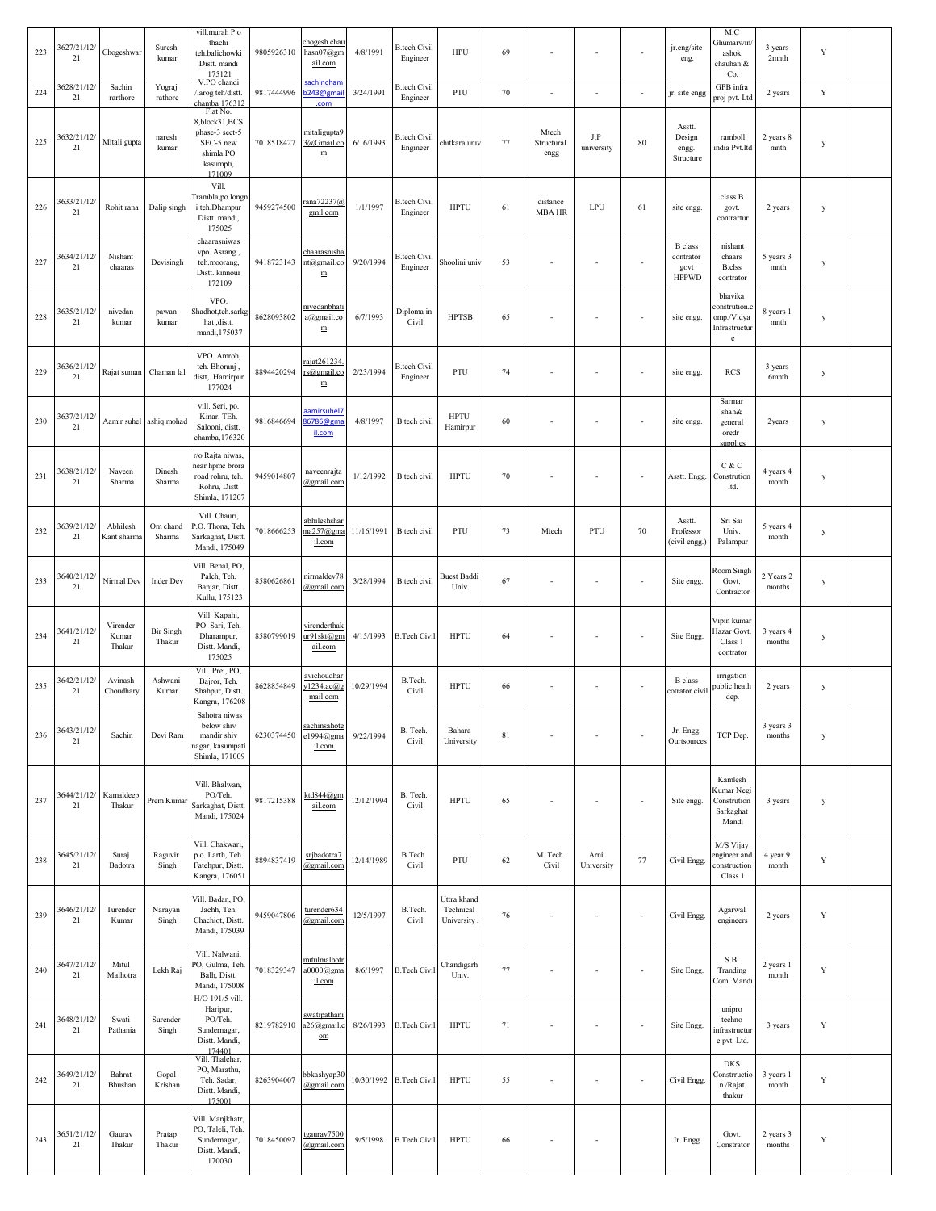| 223 | 3627/21/12/21 | Chogeshwar | Suresh kumar | vill.murah P.o thachi teh.balichowki Distt. mandi 175121 | 9805926310 | chogesh.chauhasn07@gmail.com | 4/8/1991 | B.tech Civil Engineer | HPU | 69 | - | - | - | jr.eng/site eng. | M.C Ghumarwin/ashok chauhan & Co. | 3 years 2mnth | Y | |
|---|---|---|---|---|---|---|---|---|---|---|---|---|---|---|---|---|---|---|
| 224 | 3628/21/12/21 | Sachin rarthore | Yograj rathore | V.PO chandi /larog teh/distt. chamba 176312 | 9817444996 | sachinchamb243@gmail.com | 3/24/1991 | B.tech Civil Engineer | PTU | 70 | - | - | - | jr. site engg | GPB infra proj pvt. Ltd | 2 years | Y | |
| 225 | 3632/21/12/21 | Mitali gupta | naresh kumar | Flat No. 8,block31,BCS phase-3 sect-5 SEC-5 new shimla PO kasumpti, 171009 | 7018518427 | mitaligupta93@Gmail.com | 6/16/1993 | B.tech Civil Engineer | chitkara univ | 77 | Mtech Structural engg | J.P university | 80 | Asstt. Design engg. Structure | ramboll india Pvt.ltd | 2 years 8 mnth | y | |
| 226 | 3633/21/12/21 | Rohit rana | Dalip singh | Vill. Trambla,po.longni teh.Dhampur Distt. mandi, 175025 | 9459274500 | rana72237@gmil.com | 1/1/1997 | B.tech Civil Engineer | HPTU | 61 | distance MBA HR | LPU | 61 | site engg. | class B govt. contrartur | 2 years | y | |
| 227 | 3634/21/12/21 | Nishant chaaras | Devisingh | chaarasniwas vpo. Asrang., teh.moorang, Distt. kinnour 172109 | 9418723143 | chaarasnishant@gmail.com | 9/20/1994 | B.tech Civil Engineer | Shoolini univ | 53 | - | - | - | B class contrator govt HPPWD | nishant chaars B.clss contrator | 5 years 3 mnth | y | |
| 228 | 3635/21/12/21 | nivedan kumar | pawan kumar | VPO. Shadhot,teh.sarkghat ,distt. mandi,175037 | 8628093802 | nivedanbhatia@gmail.com | 6/7/1993 | Diploma in Civil | HPTSB | 65 | - | - | - | site engg. | bhavika constrution.comp./Vidya Infrastructure | 8 years 1 mnth | y | |
| 229 | 3636/21/12/21 | Rajat suman | Chaman lal | VPO. Amroh, teh. Bhoranj , distt, Hamirpur 177024 | 8894420294 | rajat261234.rs@gmail.com | 2/23/1994 | B.tech Civil Engineer | PTU | 74 | - | - | - | site engg. | RCS | 3 years 6mnth | y | |
| 230 | 3637/21/12/21 | Aamir suhel | ashiq mohad | vill. Seri, po. Kinar. TEh. Salooni, distt. chamba,176320 | 9816846694 | aamirsuhel786786@gmail.com | 4/8/1997 | B.tech civil | HPTU Hamirpur | 60 | - | - | - | site engg. | Sarmar shah& general oredr supplies | 2years | y | |
| 231 | 3638/21/12/21 | Naveen Sharma | Dinesh Sharma | r/o Rajta niwas, near hpmc brora road rohru, teh. Rohru, Distt Shimla, 171207 | 9459014807 | naveenrajta@gmail.com | 1/12/1992 | B.tech civil | HPTU | 70 | - | - | - | Asstt. Engg. | C & C Constrution ltd. | 4 years 4 month | y | |
| 232 | 3639/21/12/21 | Abhilesh Kant sharma | Om chand Sharma | Vill. Chauri, P.O. Thona, Teh. Sarkaghat, Distt. Mandi, 175049 | 7018666253 | abhileshsharma257@gmail.com | 11/16/1991 | B.tech civil | PTU | 73 | Mtech | PTU | 70 | Asstt. Professor (civil engg.) | Sri Sai Univ. Palampur | 5 years 4 month | y | |
| 233 | 3640/21/12/21 | Nirmal Dev | Inder Dev | Vill. Benal, PO, Palch, Teh. Banjar, Distt. Kullu, 175123 | 8580626861 | nirmaldev78@gmail.com | 3/28/1994 | B.tech civil | Buest Baddi Univ. | 67 | - | - | - | Site engg. | Room Singh Govt. Contractor | 2 Years 2 months | y | |
| 234 | 3641/21/12/21 | Virender Kumar Thakur | Bir Singh Thakur | Vill. Kapahi, PO. Sari, Teh. Dharampur, Distt. Mandi, 175025 | 8580799019 | virenderthakur91skt@gmail.com | 4/15/1993 | B.Tech Civil | HPTU | 64 | - | - | - | Site Engg. | Vipin kumar Hazar Govt. Class 1 contrator | 3 years 4 months | y | |
| 235 | 3642/21/12/21 | Avinash Choudhary | Ashwani Kumar | Vill. Prei, PO, Bajror, Teh. Shahpur, Distt. Kangra, 176208 | 8628854849 | avichoudhary1234.ac@gmail.com | 10/29/1994 | B.Tech. Civil | HPTU | 66 | - | - | - | B class cotrator civil | irrigation public heath dep. | 2 years | y | |
| 236 | 3643/21/12/21 | Sachin | Devi Ram | Sahotra niwas below shiv mandir shiv nagar, kasumpati Shimla, 171009 | 6230374450 | sachinsahotee1994@gmail.com | 9/22/1994 | B. Tech. Civil | Bahara University | 81 | - | - | - | Jr. Engg. Ourtsources | TCP Dep. | 3 years 3 months | y | |
| 237 | 3644/21/12/21 | Kamaldeep Thakur | Prem Kumar | Vill. Bhalwan, PO/Teh. Sarkaghat, Distt. Mandi, 175024 | 9817215388 | ktd844@gmail.com | 12/12/1994 | B. Tech. Civil | HPTU | 65 | - | - | - | Site engg. | Kamlesh Kumar Negi Constrution Sarkaghat Mandi | 3 years | y | |
| 238 | 3645/21/12/21 | Suraj Badotra | Raguvir Singh | Vill. Chakwari, p.o. Larth, Teh. Fatehpur, Distt. Kangra, 176051 | 8894837419 | srjbadotra7@gmail.com | 12/14/1989 | B.Tech. Civil | PTU | 62 | M. Tech. Civil | Arni University | 77 | Civil Engg. | M/S Vijay engineer and construction Class 1 | 4 year 9 month | Y | |
| 239 | 3646/21/12/21 | Turender Kumar | Narayan Singh | Vill. Badan, PO, Jachh, Teh. Chachiot, Distt. Mandi, 175039 | 9459047806 | turender634@gmail.com | 12/5/1997 | B.Tech. Civil | Uttra khand Technical University , | 76 | - | - | - | Civil Engg. | Agarwal engineers | 2 years | Y | |
| 240 | 3647/21/12/21 | Mitul Malhotra | Lekh Raj | Vill. Nalwani, PO, Gulma, Teh. Balh, Distt. Mandi, 175008 | 7018329347 | mitulmalhotra0000@gmail.com | 8/6/1997 | B.Tech Civil | Chandigarh Univ. | 77 | - | - | - | Site Engg. | S.B. Tranding Com. Mandi | 2 years 1 month | Y | |
| 241 | 3648/21/12/21 | Swati Pathania | Surender Singh | H/O 191/5 vill. Haripur, PO/Teh. Sundernagar, Distt. Mandi, 174401 | 8219782910 | swatipathania26@gmail.com | 8/26/1993 | B.Tech Civil | HPTU | 71 | - | - | - | Site Engg. | unipro techno infrastructure pvt. Ltd. | 3 years | Y | |
| 242 | 3649/21/12/21 | Bahrat Bhushan | Gopal Krishan | Vill. Thalehar, PO, Marathu, Teh. Sadar, Distt. Mandi, 175001 | 8263904007 | bbkashyap30@gmail.com | 10/30/1992 | B.Tech Civil | HPTU | 55 | - | - | - | Civil Engg. | DKS Constructio n /Rajat thakur | 3 years 1 month | Y | |
| 243 | 3651/21/12/21 | Gaurav Thakur | Pratap Thakur | Vill. Manjkhatr, PO, Taleli, Teh. Sundernagar, Distt. Mandi, 170030 | 7018450097 | tgaurav7500@gmail.com | 9/5/1998 | B.Tech Civil | HPTU | 66 | - | - | | Jr. Engg. | Govt. Constrator | 2 years 3 months | Y | |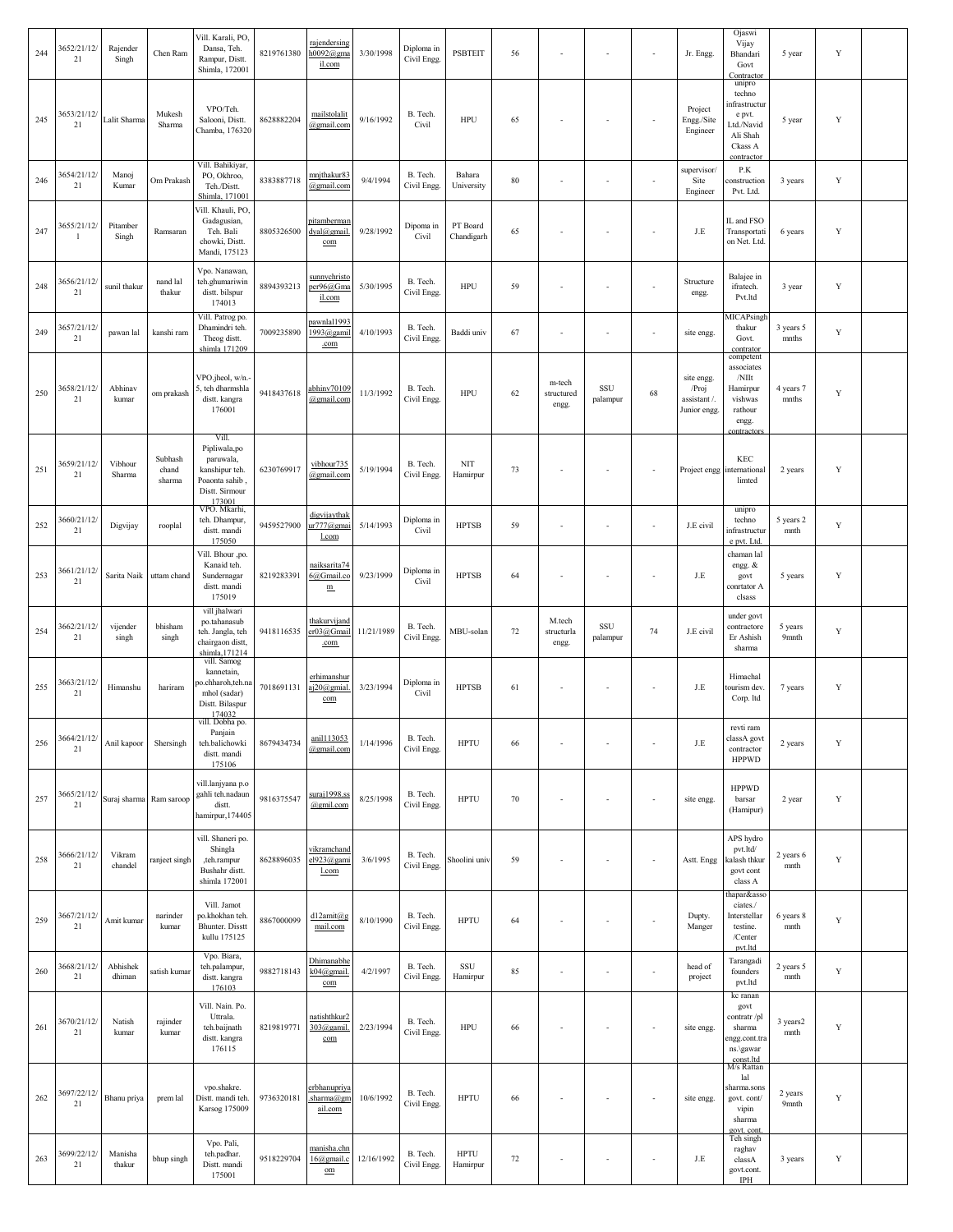| 244 | 3652/21/12/21 | Rajender Singh | Chen Ram | Vill. Karali, PO, Dansa, Teh. Rampur, Distt. Shimla, 172001 | 8219761380 | rajendersingh0092@gmail.com | 3/30/1998 | Diploma in Civil Engg. | PSBTEIT | 56 | - | - | - | Jr. Engg. | Ojaswi Vijay Bhandari Govt Contractor | 5 year | Y | |
|---|---|---|---|---|---|---|---|---|---|---|---|---|---|---|---|---|---|---|
| 245 | 3653/21/12/21 | Lalit Sharma | Mukesh Sharma | VPO/Teh. Salooni, Distt. Chamba, 176320 | 8628882204 | mailstolalit@gmail.com | 9/16/1992 | B. Tech. Civil | HPU | 65 | - | - | - | Project Engg./Site Engineer | unipro techno infrastructure pvt. Ltd./Navid Ali Shah Ckass A contractor | 5 year | Y | |
| 246 | 3654/21/12/21 | Manoj Kumar | Om Prakash | Vill. Bahikiyar, PO, Okhroo, Teh./Distt. Shimla, 171001 | 8383887718 | mnjthakur83@gmail.com | 9/4/1994 | B. Tech. Civil Engg. | Bahara University | 80 | - | - | - | supervisor/ Site Engineer | P.K construction Pvt. Ltd. | 3 years | Y | |
| 247 | 3655/21/12/1 | Pitamber Singh | Ramsaran | Vill. Khauli, PO, Gadagusian, Teh. Bali chowki, Distt. Mandi, 175123 | 8805326500 | pitambermandyal@gmail.com | 9/28/1992 | Dipoma in Civil | PT Board Chandigarh | 65 | - | - | - | J.E | IL and FSO Transportation Net. Ltd. | 6 years | Y | |
| 248 | 3656/21/12/21 | sunil thakur | nand lal thakur | Vpo. Nanawan, teh.ghumariwin distt. bilspur 174013 | 8894393213 | sunnychristoper96@Gmail.com | 5/30/1995 | B. Tech. Civil Engg. | HPU | 59 | - | - | - | Structure engg. | Balajee in ifratech. Pvt.ltd | 3 year | Y | |
| 249 | 3657/21/12/21 | pawan lal | kanshi ram | Vill. Patrog po. Dhamindri teh. Theog distt. shimla 171209 | 7009235890 | pawnlal19931993@gamil.com | 4/10/1993 | B. Tech. Civil Engg. | Baddi univ | 67 | - | - | - | site engg. | MICAPsingh thakur Govt. contrator | 3 years 5 mnths | Y | |
| 250 | 3658/21/12/21 | Abhinav kumar | om prakash | VPO.jheol, w/n.-5, teh dharmshla distt. kangra 176001 | 9418437618 | abhinv70109@gmail.com | 11/3/1992 | B. Tech. Civil Engg. | HPU | 62 | m-tech structured engg. | SSU palampur | 68 | site engg. /Proj assistant /. Junior engg. | competent associates /NIIt Hamirpur vishwas rathour engg. contractors | 4 years 7 mnths | Y | |
| 251 | 3659/21/12/21 | Vibhour Sharma | Subhash chand sharma | Vill. Pipliwala,po paruwala, kanshipur teh. Poaonta sahib , Distt. Sirmour 173001 | 6230769917 | vibhour735@gmail.com | 5/19/1994 | B. Tech. Civil Engg. | NIT Hamirpur | 73 | - | - | - | Project engg | KEC international limted | 2 years | Y | |
| 252 | 3660/21/12/21 | Digvijay | rooplal | VPO. Mkarhi, teh. Dhampur, distt. mandi 175050 | 9459527900 | digvijaythakur777@gmail.com | 5/14/1993 | Diploma in Civil | HPTSB | 59 | - | - | - | J.E civil | unipro techno infrastructure pvt. Ltd. | 5 years 2 mnth | Y | |
| 253 | 3661/21/12/21 | Sarita Naik | uttam chand | Vill. Bhour ,po. Kanaid teh. Sundernagar distt. mandi 175019 | 8219283391 | naiksarita746@Gmail.com | 9/23/1999 | Diploma in Civil | HPTSB | 64 | - | - | - | J.E | chaman lal engg. & govt conrtator A clsass | 5 years | Y | |
| 254 | 3662/21/12/21 | vijender singh | bhisham singh | vill jhalwari po.tahanasub teh. Jangla, teh chairgaon distt, shimla,171214 | 9418116535 | thakurvijander03@Gmail.com | 11/21/1989 | B. Tech. Civil Engg. | MBU-solan | 72 | M.tech structurla engg. | SSU palampur | 74 | J.E civil | under govt contractore Er Ashish sharma | 5 years 9mnth | Y | |
| 255 | 3663/21/12/21 | Himanshu | hariram | vill. Samog kannetain, po.chharoh,teh.namhol (sadar) Distt. Bilaspur 174032 | 7018691131 | erhimanshuraj20@gmial.com | 3/23/1994 | Diploma in Civil | HPTSB | 61 | - | - | - | J.E | Himachal tourism dev. Corp. ltd | 7 years | Y | |
| 256 | 3664/21/12/21 | Anil kapoor | Shersingh | vill. Dobha po. Panjain teh.balichowki distt. mandi 175106 | 8679434734 | anil113053@gmail.com | 1/14/1996 | B. Tech. Civil Engg. | HPTU | 66 | - | - | - | J.E | revti ram classA govt contractor HPPWD | 2 years | Y | |
| 257 | 3665/21/12/21 | Suraj sharma | Ram saroop | vill.lanjyana p.o gahli teh.nadaun distt. hamirpur,174405 | 9816375547 | suraj1998.ss@gmil.com | 8/25/1998 | B. Tech. Civil Engg. | HPTU | 70 | - | - | - | site engg. | HPPWD barsar (Hamirpur) | 2 year | Y | |
| 258 | 3666/21/12/21 | Vikram chandel | ranjeet singh | vill. Shaneri po. Shingla ,teh.rampur Bushahr distt. shimla 172001 | 8628896035 | vikramchandel923@gamil.com | 3/6/1995 | B. Tech. Civil Engg. | Shoolini univ | 59 | - | - | - | Astt. Engg | APS hydro pvt.ltd/ kalash thkur govt cont class A | 2 years 6 mnth | Y | |
| 259 | 3667/21/12/21 | Amit kumar | narinder kumar | Vill. Jamot po.khokhan teh. Bhunter. Disstt kullu 175125 | 8867000099 | d12amit@gmail.com | 8/10/1990 | B. Tech. Civil Engg. | HPTU | 64 | - | - | - | Dupty. Manger | thapar&associates./ Interstellar testine. /Center pvt.ltd | 6 years 8 mnth | Y | |
| 260 | 3668/21/12/21 | Abhishek dhiman | satish kumar | Vpo. Biara, teh.palampur, distt. kangra 176103 | 9882718143 | Dhimanabhek04@gmail.com | 4/2/1997 | B. Tech. Civil Engg. | SSU Hamirpur | 85 | - | - | - | head of project | Tarangadi founders pvt.ltd | 2 years 5 mnth | Y | |
| 261 | 3670/21/12/21 | Natish kumar | rajinder kumar | Vill. Nain. Po. Uttrala. teh.baijnath distt. kangra 176115 | 8219819771 | natishthkur2303@gamil.com | 2/23/1994 | B. Tech. Civil Engg. | HPU | 66 | - | - | - | site engg. | kc ranan govt contratr /pl sharma engg.cont.trans.\gawar const.ltd | 3 years2 mnth | Y | |
| 262 | 3697/22/12/21 | Bhanu priya | prem lal | vpo.shakre. Distt. mandi teh. Karsog 175009 | 9736320181 | erbhanupriya.sharma@gmail.com | 10/6/1992 | B. Tech. Civil Engg. | HPTU | 66 | - | - | - | site engg. | M/s Rattan lal sharma.sons govt. cont/ vipin sharma govt. cont. | 2 years 9mnth | Y | |
| 263 | 3699/22/12/21 | Manisha thakur | bhup singh | Vpo. Pali, teh.padhar. Distt. mandi 175001 | 9518229704 | manisha.chn16@gmail.com | 12/16/1992 | B. Tech. Civil Engg. | HPTU Hamirpur | 72 | - | - | - | J.E | Teh singh raghav classA govt.cont. IPH | 3 years | Y | |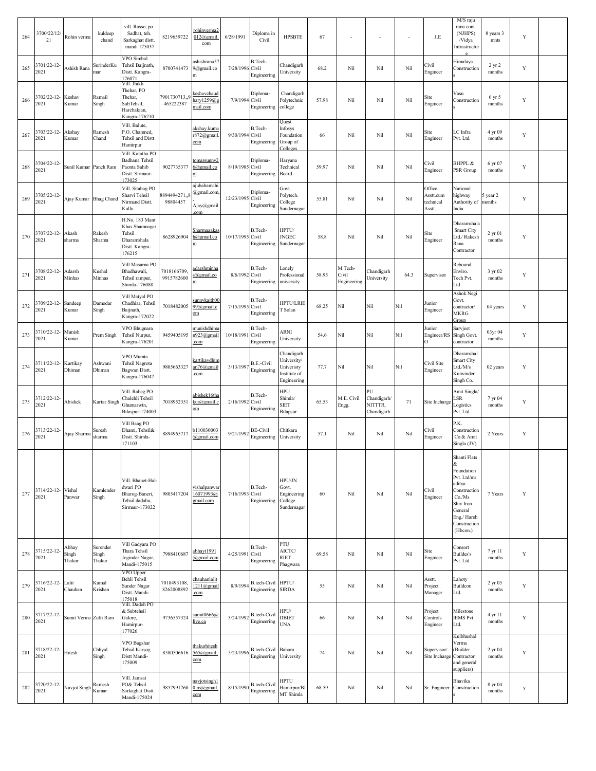| 264 | 3700/22/12/21 | Rohin verma | kuldeep chand | vill. Rasso, po. Sadhat, teh. Sarkaghat distt. mandi 175037 | 8219659722 | rohinverma2012@gmail.com | 6/28/1991 | Diploma in Civil | HPSBTE | 67 | - | - | - | J.E | M/S raju rana cont. (NJHPS) /Vidya Infrastructure | 8 years 3 mnts | Y | |
|---|---|---|---|---|---|---|---|---|---|---|---|---|---|---|---|---|---|---|
| 265 | 3701/22-12-2021 | Ashish Rana | SurinderKumar | VPO Simbal Tehsil Baijnath, Distt. Kangra-176071 | 8700741473 | ashishrana579@gmail.com | 7/28/1996 | B.Tech-Civil Engineering | Chandigarh University | 68.2 | Nil | Nil | Nil | Civil Engineer | Himalaya Constructions | 2 yr 2 months | Y | |
| 266 | 3702/22-12-2021 | Keshav Kumar | Ramail Singh | Vill. Jhikli Thehar, PO Thehar, SubTehsil, Harchakian, Kangra-176210 | 7901730713,,9465222387 | keshavchaudhary1259@gmail.com | 7/9/1994 | Diploma-Civil Engineering | Chandigarh Polytechnic college | 57.98 | Nil | Nil | Nil | Site Engineer | Vasu Constructions | 6 yr 5 months | Y | |
| 267 | 3703/22-12-2021 | Akshay Kumar | Ramesh Chand | Vill. Balute, P.O. Chamned, Tehsil and Distt Hamirpur | | akshay.kumar872@gmail.com | 9/30/1994 | B.Tech-Civil Engineering | Quest Infosys Foundation Group of Colleges | 66 | Nil | Nil | Nil | Site Engineer | LC Infra Pvt. Ltd. | 4 yr 09 months | Y | |
| 268 | 3704/22-12-2021 | Sunil Kumar | Panch Ram | Vill. Kalatha PO Badhana Tehsil Paonta Sahib Distt. Sirmaur-173025 | 9027735377 | tomarsunny26@gmail.com | 8/19/1985 | Diploma-Civil Engineering | Haryana Technical Board | 59.97 | Nil | Nil | Nil | Civil Engineer | BHPPL & PSR Group | 6 yr 07 months | Y | |
| 269 | 3705/22-12-2021 | Ajay Kumar | Bhag Chand | Vill. Sitabag PO Sharvi Tehsil Nirmand Distt. Kullu | 8894494271,,898804457 | ajubabamahi@gmail.com, Ajay@gmail.com | 12/23/1995 | Diploma-Civil Engineering | Govt. Polytech. College Sundernagar | 55.81 | Nil | Nil | Nil | Office Asstt.cum technical Asstt. | National highway Authority of India | 5 year 2 months | Y | |
| 270 | 3707/22-12-2021 | Akash sharma | Rakesh Sharma | H.No. 183 Mant Khas Shamnagar Tehsil Dharamshala Distt. Kangra-176215 | 8628926904 | Sharmaaakash@gmail.com | 10/17/1995 | B.Tech-Civil Engineering | HPTU/ JNGEC Sundernagar | 58.8 | Nil | Nil | Nil | Site Engineer | Dharamshala Smart City Ltd./ Rakesh Rana Contractor | 2 yr 01 months | Y | |
| 271 | 3708/22-12-2021 | Adarsh Minhas | Kushal Minhas | Vill Masarna PO Bhadhawali, Tehsil rampur, Shimla-176088 | 7018166709, 9915782600 | adarshminhas@gmail.com | 8/6/1992 | B.Tech-Civil Engineering | Lonely Professional university | 58.95 | M.Tech-Civil Engineering | Chandigarh University | 64.3 | Supervisor | Rebound Enviro. Tech Pvt. Ltd | 3 yr 02 months | Y | |
| 272 | 3709/22-12-2021 | Sandeep Kumar | Damodar Singh | Vill Matyal PO Chadhiar, Tehsil Baijnath, Kangra-172022 | 7018482005 | sunnykaith0099@gmail.com | 7/15/1995 | B.Tech-Civil Engineering | HPTU/LRIET Solan | 68.25 | Nil | Nil | Nil | Junior Engineer | Ashok Negi Govt. contractor/ MKRG Group | 04 years | Y | |
| 273 | 3710/22-12-2021 | Munish Kumar | Prem Singh | VPO Bhugnara Tehsil Nurpur, Kangra-176201 | 9459405195 | munishdhiman923@gmail.com | 10/18/1991 | B.Tech-Civil Engineering | ARNI University | 54.6 | Nil | Nil | Nil | Junior Engineer/RSO | Sarvjeet Singh Govt. contractor | 03yr 04 months | Y | |
| 274 | 3711/22-12-2021 | Kartikay Dhiman | Ashwani Dhiman | VPO Mumta Tehsil Nagrota Bagwan Distt. Kangra-176047 | 9805663327 | kartikaydhiman76@gmail.com | 3/13/1997 | B.E.-Civil Engineering | Chandigarh University/ Univeristy Institute of Engineering | 77.7 | Nil | Nil | Nil | Civil Site Engineer | Dharamshal Smart City Ltd./M/s Kulwinder Singh Co. | 02 years | Y | |
| 275 | 3712/22-12-2021 | Abishek | Kartar Singh | Vill. Raheg PO Chalehli Tehsil Ghumarwin, Bilaspur-174003 | 7018952351 | abishek16thakur@gmail.com | 2/16/1992 | B.Tech-Civil Engineering | HPU Shimla/ SIET Bilapsur | 65.53 | M.E. Civil Engg. | PU Chandigarh/ NITTTR, Chandigarh | 71 | Site Incharge | Amit Singla/ LSR Logistics Pvt. Ltd | 7 yr 04 months | Y | |
| 276 | 3713/22-12-2021 | Ajay Sharma | Suresh sharma | Vill Baag PO Dhami, Tehsil& Distt. Shimla-171103 | 8894965717 | b110030003@gmail.com | 9/21/1992 | BE-Civil Engineering | Chitkara University | 57.1 | Nil | Nil | Nil | Civil Engineer | P.K. Construction Co.& Amit Singla (JV) | 2 Years | Y | |
| 277 | 3714/22-12-2021 | Vishal Panwar | Kamlender Singh | Vill. Bhanet-Hal-dwari PO Bharog-Baneri, Tehsil dadahu, Sirmaur-173022 | 9805417204 | vishalpanwar16071993@gmail.com | 7/16/1993 | B.Tech-Civil Engineering | HPU/JN Govt. Engineering College Sundernagar | 60 | Nil | Nil | Nil | Civil Engineer | Shanti Flats & Foundation Pvt. Ltd/ms aditya Construction Co./Ms Shiv Iron General Eng./ Harsh Construction (Hbcon.) | 7 Years | Y | |
| 278 | 3715/22-12-2021 | Abhay Singh Thakur | Surender Singh Thakur | Vill Gadyara PO Thara Tehsil Joginder Nagar, Mandi-175015 | 7988410687 | abhayt1991@gmail.com | 4/25/1991 | B.Tech-Civil Engineering | PTU AICTC/ RIET Phagwara | 69.58 | Nil | Nil | Nil | Site Engineer | Consort Buildes's Pvt. Ltd. | 7 yr 11 months | Y | |
| 279 | 3716/22-12-2021 | Lalit Chauhan | Kamal Krishan | VPO Upper Behli Tehsil Sunder Nagar Distt. Mandi-175018 | 7018493108, 8262008892 | chauhanlalit1211@gmail.com | 8/9/1994 | B.tech-Civil Engineering | HPTU/ SIRDA | 55 | Nil | Nil | Nil | Asstt. Project Manager | Lahoty Buildcon Ltd. | 2 yr 05 months | Y | |
| 280 | 3717/22-12-2021 | Sumit Verma | Zulfi Ram | Vill. Dadoh PO & Subtehsil Galore, Hamirpur-177026 | 9736557324 | sumit0666@live.ca | 3/24/1992 | B.tech-Civil Engineering | HPU/ DBIET UNA | 66 | Nil | Nil | Nil | Project Controls Engineer | Milestone IEMS Pvt. Ltd. | 4 yr 11 months | Y | |
| 281 | 3718/22-12-2021 | Hitesh | Chhyal Singh | VPO Bagshar Tehsil Karsog Distt Mandi-175009 | 8580506616 | thakurhitesh565@gmail.com | 5/23/1996 | B.tech-Civil Engineering | Bahara University | 74 | Nil | Nil | Nil | Supervisor/ Site Incharge | Kulbhushal Verma (Builder Contractor and general suppliers) | 2 yr 04 months | Y | |
| 282 | 3720/22-12-2021 | Navjot Singh | Ramesh Kumar | Vill. Jamsai PO& Tehsil Sarkaghat Distt. Mandi-175024 | 9857991760 | navjotsingh10.ns@gmail.com | 8/15/1990 | B.tech-Civil Engineering | HPTU Hamirpur/BIMT Shimla | 68.59 | Nil | Nil | Nil | Sr. Engineer | Bhavika Constructions | 8 yr 04 months | y | |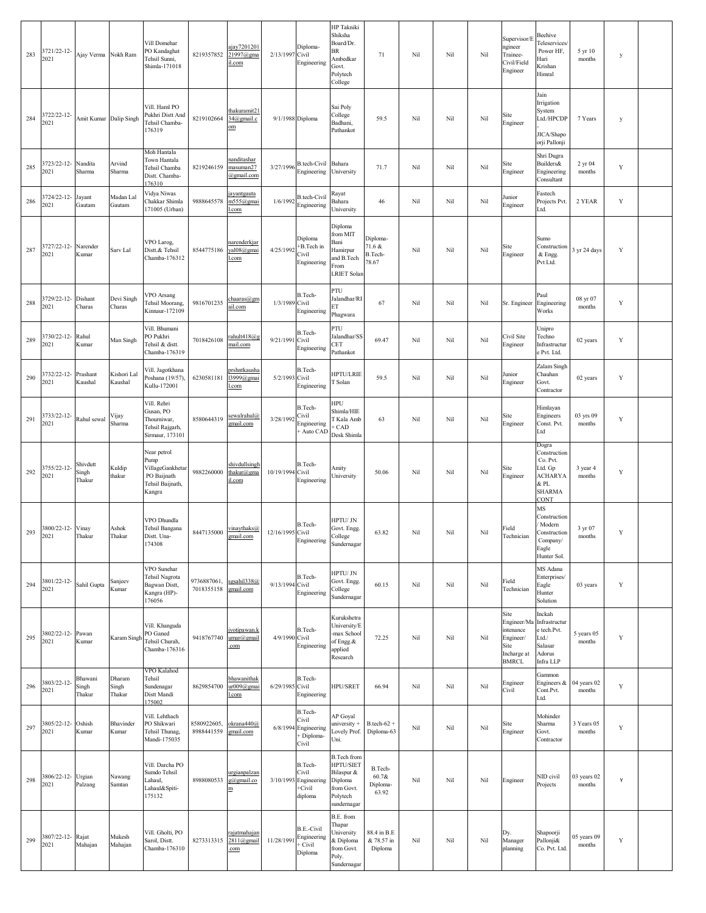| 283 | 3721/22-12-2021 | Ajay Verma | Nokh Ram | Vill Domehar PO Kandaghat Tehsil Sunni, Shimla-171018 | 8219357852 | ajay720120121997@gmail.com | 2/13/1997 | Diploma-Civil Engineering | HP Takniki Shiksha Board/Dr. BR Ambedkar Govt. Polytech College | 71 | Nil | Nil | Nil | Supervisor/Engineer Trainee-Civil/Field Engineer | Beehive Teleservices/ Power HF, Hari Krishan Himral | 5 yr 10 months | y | |
|---|---|---|---|---|---|---|---|---|---|---|---|---|---|---|---|---|---|---|
| 284 | 3722/22-12-2021 | Amit Kumar | Dalip Singh | Vill. Haml PO Pukhri Distt And Tehsil Chamba-176319 | 8219102664 | thakuramit2134@gmail.com | 9/1/1988 | Diploma | Sai Poly College Badhani, Pathankot | 59.5 | Nil | Nil | Nil | Site Engineer | Jain Irrigation System Ltd./HPCDP - JICA/Shapoorji Pallonji | 7 Years | y | |
| 285 | 3723/22-12-2021 | Nandita Sharma | Arvind Sharma | Moh Hantala Town Hantala Tehsil Chamba Distt. Chamba-176310 | 8219246159 | nanditasharmasuman27@gmail.com | 3/27/1996 | B.tech-Civil Engineering | Bahara University | 71.7 | Nil | Nil | Nil | Site Engineer | Shri Dugra Builders& Engineering Consultant | 2 yr 04 months | Y | |
| 286 | 3724/22-12-2021 | Jayant Gautam | Madan Lal Gautam | Vidya Niwas Chakkar Shimla 171005 (Urban) | 9888645578 | jayantgautam555@gmail.com | 1/6/1992 | B.tech-Civil Engineering | Rayat Bahara University | 46 | Nil | Nil | Nil | Junior Engineer | Fastech Projects Pvt. Ltd. | 2 YEAR | Y | |
| 287 | 3727/22-12-2021 | Narender Kumar | Sarv Lal | VPO Larog, Distt.& Tehsil Chamba-176312 | 8544775186 | narenderkjaryal08@gmail.com | 4/25/1992 | Diploma +B.Tech in Civil Engineering | Diploma from MIT Bani Hamirpur and B.Tech From LRIET Solan | Diploma-71.6 & B.Tech-78.67 | Nil | Nil | Nil | Site Engineer | Sumo Construction & Engg. Pvt Ltd. | 3 yr 24 days | Y | |
| 288 | 3729/22-12-2021 | Dishant Charas | Devi Singh Charas | VPO Arsang Tehsil Moorang, Kinnaur-172109 | 9816701235 | chaaras@gmail.com | 1/3/1989 | B.Tech-Civil Engineering | PTU Jalandhar/RIET Phagwara | 67 | Nil | Nil | Nil | Sr. Engineer | Paul Engineering Works | 08 yr 07 months | Y | |
| 289 | 3730/22-12-2021 | Rahul Kumar | Man Singh | Vill. Bhumani PO Pukhri Tehsil & distt. Chamba-176319 | 7018426108 | rahult418@gmail.com | 9/21/1991 | B.Tech-Civil Engineering | PTU Jalandhar/SSCET Pathankot | 69.47 | Nil | Nil | Nil | Civil Site Engineer | Unipro Techno Infrastructure Pvt. Ltd. | 02 years | Y | |
| 290 | 3732/22-12-2021 | Prashant Kaushal | Kishori Lal Kaushal | Vill. Jagotkhana Poshana (19/57), Kullu-172001 | 6230581181 | prshntkaushal3999@gmail.com | 5/2/1993 | B.Tech-Civil Engineering | HPTU/LRIET Solan | 59.5 | Nil | Nil | Nil | Junior Engineer | Zalam Singh Chauhan Govt. Contractor | 02 years | Y | |
| 291 | 3733/22-12-2021 | Rahul sewal | Vijay Sharma | Vill. Rehri Gusan, PO Thourniwar, Tehsil Rajgarh, Sirmaur, 173101 | 8580644319 | sewalrahul@gmail.com | 3/28/1992 | B.Tech-Civil Engineering + Auto CAD | HPU Shimla/HIET Kala Amb + CAD Desk Shimla | 63 | Nil | Nil | Nil | Site Engineer | Himlayan Engineers Const. Pvt. Ltd | 03 yrs 09 months | Y | |
| 292 | 3755/22-12-2021 | Shivdutt Singh Thakur | Kuldip thakur | Near petrol Pump VillageGankhetar PO Baijnath Tehsil Baijnath, Kangra | 9882260000 | shivdullsinghthakur@gmail.com | 10/19/1994 | B.Tech-Civil Engineering | Amity University | 50.06 | Nil | Nil | Nil | Site Engineer | Dogra Construction Co. Pvt. Ltd. Gp ACHARYA & PL SHARMA CONT | 3 year 4 months | Y | |
| 293 | 3800/22-12-2021 | Vinay Thakur | Ashok Thakur | VPO Dhundla Tehsil Bangana Distt. Una-174308 | 8447135000 | vinaythaks@gmail.com | 12/16/1995 | B.Tech-Civil Engineering | HPTU/ JN Govt. Engg. College Sundernagar | 63.82 | Nil | Nil | Nil | Field Technician | MS Construction / Modern Construction Company/ Eagle Hunter Sol. | 3 yr 07 months | Y | |
| 294 | 3801/22-12-2021 | Sahil Gupta | Sanjeev Kumar | VPO Sunehar Tehsil Nagrota Bagwan Distt, Kangra (HP)-176056 | 9736887061, 7018355158 | sgsahil338@gmail.com | 9/13/1994 | B.Tech-Civil Engineering | HPTU/ JN Govt. Engg. College Sundernagar | 60.15 | Nil | Nil | Nil | Field Technician | MS Adana Enterprises/ Eagle Hunter Solution | 03 years | Y | |
| 295 | 3802/22-12-2021 | Pawan Kumar | Karam Singh | Vill. Khanguda PO Ganed Tehsil Churah, Chamba-176316 | 9418767740 | jyotipawan.kumar@gmail.com | 4/9/1990 | B.Tech-Civil Engineering | Kurukshetra University/E-max School of Engg.& applied Research | 72.25 | Nil | Nil | Nil | Site Engineer/Maintenance Engineer/ Site Incharge at BMRCL | Inckah Infrastructure tech.Pvt. Ltd./ Salasar Adorus Infra LLP | 5 years 05 months | Y | |
| 296 | 3803/22-12-2021 | Bhawani Singh Thakur | Dharam Singh Thakur | VPO Kalahod Tehsil Sundenagar Distt Mandi 175002 | 8629854700 | bhawanithakur009@gmail.com | 6/29/1985 | B.Tech-Civil Engineering | HPU/SRET | 66.94 | Nil | Nil | Nil | Engineer Civil | Gammon Engineers & Cont.Pvt. Ltd. | 04 years 02 months | Y | |
| 297 | 3805/22-12-2021 | Oshish Kumar | Bhavinder Kumar | Vill. Lehthach PO Shikwari Tehsil Thunag, Mandi-175035 | 8580922605, 8988441559 | okrana440@gmail.com | 6/8/1994 | B.Tech-Civil Engineering + Diploma-Civil | AP Goyal university + Lovely Prof. Uni. | B.tech-62 + Diploma-63 | Nil | Nil | Nil | Site Engineer | Mohinder Sharma Govt. Contractor | 3 Years 05 months | Y | |
| 298 | 3806/22-12-2021 | Urgian Palzang | Nawang Samtan | Vill. Darcha PO Sumdo Tehsil Lahaul, Lahaul&Spiti-175132 | 8988080533 | urgianpalzang@gmail.com | 3/10/1993 | B.Tech-Civil Engineering +Civil diploma | B.Tech from HPTU/SIET Bilaspur & Diploma from Govt. Polytech sundernagar | B.Tech-60.7& Diploma-63.92 | Nil | Nil | Nil | Engineer | NID civil Projects | 03 years 02 months | Y | |
| 299 | 3807/22-12-2021 | Rajat Mahajan | Mukesh Mahajan | Vill. Gholti, PO Sarol, Distt. Chamba-176310 | 8273313315 | rajatmahajan2811@gmail.com | 11/28/1991 | B.E.-Civil Engineering + Civil Diploma | B.E. from Thapar University & Diploma from Govt. Poly. Sundernagar | 88.4 in B.E & 78.57 in Diploma | Nil | Nil | Nil | Dy. Manager planning | Shapoorji Pallonji& Co. Pvt. Ltd. | 05 years 09 months | Y | |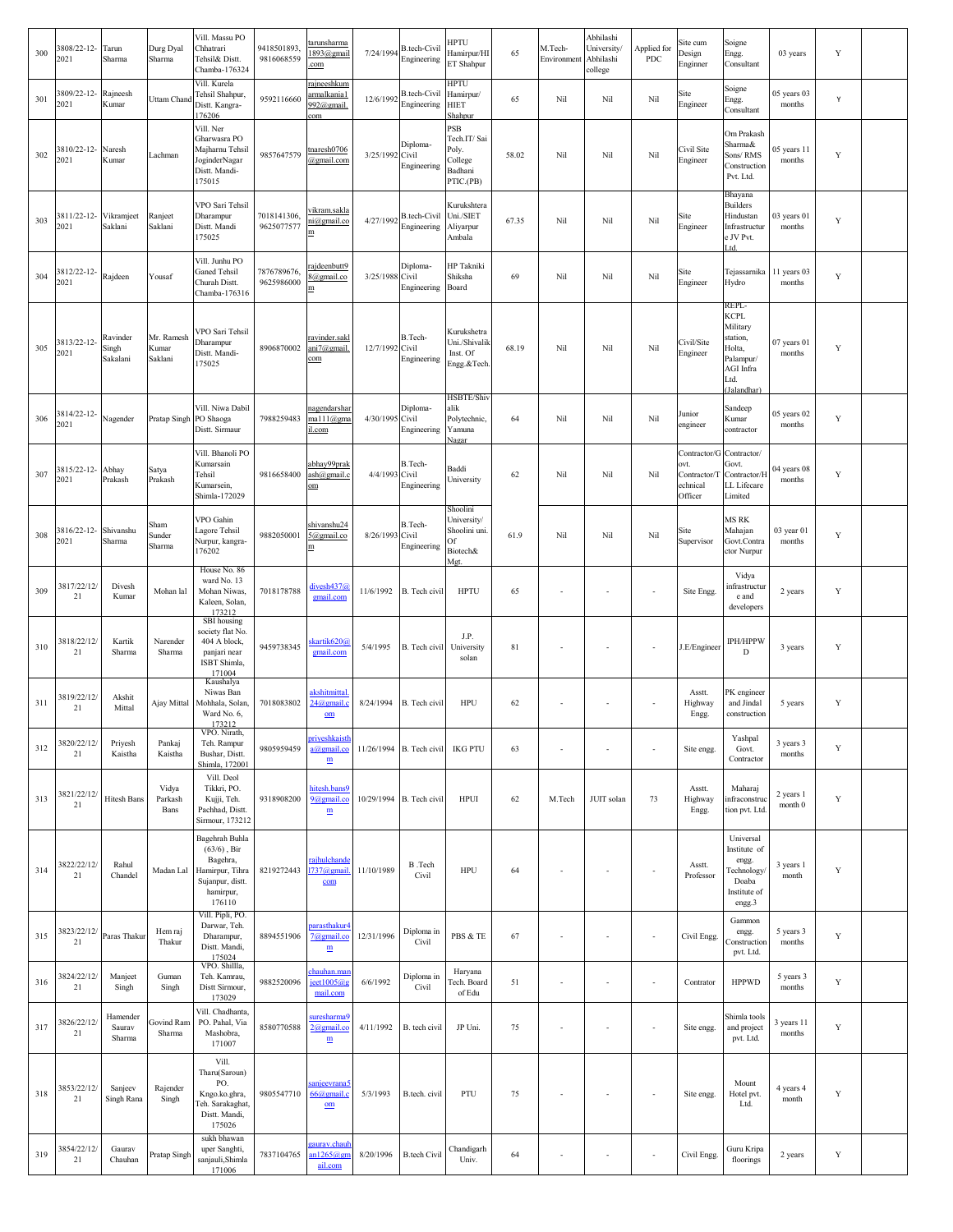| 300 | 3808/22-12-2021 | Tarun Sharma | Durg Dyal Sharma | Vill. Massu PO Chhatrari Tehsil& Distt. Chamba-176324 | 9418501893, 9816068559 | tarunsharma1893@gmail.com | 7/24/1994 | B.tech-Civil Engineering | HPTU Hamirpur/HIET Shahpur | 65 | M.Tech-Environment | Abhilashi University/ Abhilashi college | Applied for PDC | Site cum Design Enginner | Soigne Engg. Consultant | 03 years | Y | |
|---|---|---|---|---|---|---|---|---|---|---|---|---|---|---|---|---|---|---|
| 301 | 3809/22-12-2021 | Rajneesh Kumar | Uttam Chand | Vill. Kurela Tehsil Shahpur, Distt. Kangra-176206 | 9592116660 | rajneeshkumarmalkania1992@gmail.com | 12/6/1992 | B.tech-Civil Engineering | HPTU Hamirpur/ HIET Shahpur | 65 | Nil | Nil | Nil | Site Engineer | Soigne Engg. Consultant | 05 years 03 months | Y | |
| 302 | 3810/22-12-2021 | Naresh Kumar | Lachman | Vill. Ner Gharwasra PO Majharnu Tehsil JogindeNagar Distt. Mandi-175015 | 9857647579 | nresh0706@gmail.com | 3/25/1992 | Diploma-Civil Engineering | PSB Tech.IT/ Sai Poly. College Badhani PTIC.(PB) | 58.02 | Nil | Nil | Nil | Civil Site Engineer | Om Prakash Sharma& Sons/ RMS Construction Pvt. Ltd. | 05 years 11 months | Y | |
| 303 | 3811/22-12-2021 | Vikramjeet Saklani | Ranjeet Saklani | VPO Sari Tehsil Dharampur Distt. Mandi 175025 | 7018141306, 9625077577 | vikram.saklani@gmail.com | 4/27/1992 | B.tech-Civil Engineering | Kurukshtera Uni./SIET Aliyarpur Ambala | 67.35 | Nil | Nil | Nil | Site Engineer | Bhayana Builders Hindustan Infrastructure JV Pvt. Ltd. | 03 years 01 months | Y | |
| 304 | 3812/22-12-2021 | Rajdeen | Yousaf | Vill. Junhu PO Ganed Tehsil Churah Distt. Chamba-176316 | 7876789676, 9625986000 | rajdeenbutt98@gmail.com | 3/25/1988 | Diploma-Civil Engineering | HP Takniki Shiksha Board | 69 | Nil | Nil | Nil | Site Engineer | Tejassarnika Hydro | 11 years 03 months | Y | |
| 305 | 3813/22-12-2021 | Ravinder Singh Sakalani | Mr. Ramesh Kumar Saklani | VPO Sari Tehsil Dharampur Distt. Mandi-175025 | 8906870002 | ravinder.saklani7@gmail.com | 12/7/1992 | B.Tech-Civil Engineering | Kurukshetra Uni./Shivalik Inst. Of Engg.&Tech. | 68.19 | Nil | Nil | Nil | Civil/Site Engineer | REPL-KCPL Military station, Holta, Palampur/ AGI Infra Ltd. (Jalandhar) | 07 years 01 months | Y | |
| 306 | 3814/22-12-2021 | Nagender | Pratap Singh | Vill. Niwa Dabil PO Shaoga Distt. Sirmaur | 7988259483 | nagendarsharma111@gmail.com | 4/30/1995 | Diploma-Civil Engineering | HSBTE/Shivalik Polytechnic, Yamuna Nagar | 64 | Nil | Nil | Nil | Junior engineer | Sandeep Kumar contractor | 05 years 02 months | Y | |
| 307 | 3815/22-12-2021 | Abhay Prakash | Satya Prakash | Vill. Bhanoli PO Kumarsain Tehsil Kumarsein, Shimla-172029 | 9816658400 | abhay99prakash@gmail.com | 4/4/1993 | B.Tech-Civil Engineering | Baddi University | 62 | Nil | Nil | Nil | Contractor/Govt. Contractor/Technical Officer | Contractor/ Govt. Contractor/HLL Lifecare Limited | 04 years 08 months | Y | |
| 308 | 3816/22-12-2021 | Shivanshu Sharma | Sham Sunder Sharma | VPO Gahin Lagore Tehsil Nurpur, kangra-176202 | 9882050001 | shivanshu245@gmail.com | 8/26/1993 | B.Tech-Civil Engineering | Shoolini University/ Shoolini uni. Of Biotech& Mgt. | 61.9 | Nil | Nil | Nil | Site Supervisor | MS RK Mahajan Govt.Contractor Nurpur | 03 year 01 months | Y | |
| 309 | 3817/22/12/21 | Divesh Kumar | Mohan lal | House No. 86 ward No. 13 Mohan Niwas, Kaleen, Solan, 173212 | 7018178788 | divesh437@gmail.com | 11/6/1992 | B. Tech civil | HPTU | 65 | - | - | - | Site Engg. | Vidya infrastructure and developers | 2 years | Y | |
| 310 | 3818/22/12/21 | Kartik Sharma | Narender Sharma | SBI housing society flat No. 404 A block, panjari near ISBT Shimla, 171004 | 9459738345 | skartik620@gmail.com | 5/4/1995 | B. Tech civil | J.P. University solan | 81 | - | - | - | J.E/Engineer | IPH/HPPWD | 3 years | Y | |
| 311 | 3819/22/12/21 | Akshit Mittal | Ajay Mittal | Kaushalya Niwas Ban Mohhala, Solan, Ward No. 6, 173212 | 7018083802 | akshitmittal.24@gmail.com | 8/24/1994 | B. Tech civil | HPU | 62 | - | - | - | Asstt. Highway Engg. | PK engineer and Jindal construction | 5 years | Y | |
| 312 | 3820/22/12/21 | Priyesh Kaistha | Pankaj Kaistha | VPO. Nirath, Teh. Rampur Bushar, Distt. Shimla, 172001 | 9805959459 | priyeshkaistha@gmail.com | 11/26/1994 | B. Tech civil | IKG PTU | 63 | - | - | - | Site engg. | Yashpal Govt. Contractor | 3 years 3 months | Y | |
| 313 | 3821/22/12/21 | Hitesh Bans | Vidya Parkash Bans | Vill. Deol Tikkri, PO. Kujji, Teh. Pachhad, Distt. Sirmour, 173212 | 9318908200 | hitesh.bans9@gmail.com | 10/29/1994 | B. Tech civil | HPUI | 62 | M.Tech | JUIT solan | 73 | Asstt. Highway Engg. | Maharaj infraconstruction pvt. Ltd. | 2 years 1 month 0 | Y | |
| 314 | 3822/22/12/21 | Rahul Chandel | Madan Lal | Bagehrah Buhla (63/6) , Bir Bagehra, Hamirpur, Tihra Sujanpur, distt. hamirpur, 176110 | 8219272443 | rajhulchandel737@gmail.com | 11/10/1989 | B .Tech Civil | HPU | 64 | - | - | - | Asstt. Professor | Universal Institute of engg. Technology/ Doaba Institute of engg.3 | 3 years 1 month | Y | |
| 315 | 3823/22/12/21 | Paras Thakur | Hem raj Thakur | Vill. Pipli, PO. Darwar, Teh. Dharampur, Distt. Mandi, 175024 | 8894551906 | parasthakur47@gmail.com | 12/31/1996 | Diploma in Civil | PBS & TE | 67 | - | - | - | Civil Engg. | Gammon engg. Construction pvt. Ltd. | 5 years 3 months | Y | |
| 316 | 3824/22/12/21 | Manjeet Singh | Guman Singh | VPO. Shillla, Teh. Kamrau, Distt Sirmour, 173029 | 9882520096 | chauhan.manjeet1005@gmail.com | 6/6/1992 | Diploma in Civil | Haryana Tech. Board of Edu | 51 | - | - | - | Contrator | HPPWD | 5 years 3 months | Y | |
| 317 | 3826/22/12/21 | Hamender Saurav Sharma | Govind Ram Sharma | Vill. Chadhanta, PO. Pahal, Via Mashobra, 171007 | 8580770588 | suresharma92@gmail.com | 4/11/1992 | B. tech civil | JP Uni. | 75 | - | - | - | Site engg. | Shimla tools and project pvt. Ltd. | 3 years 11 months | Y | |
| 318 | 3853/22/12/21 | Sanjeev Singh Rana | Rajender Singh | Vill. Tharu(Saroun) PO. Kngo.ko.ghra, Teh. Sarakaghat, Distt. Mandi, 175026 | 9805547710 | sanjeevrana566@gmail.com | 5/3/1993 | B.tech. civil | PTU | 75 | - | - | - | Site engg. | Mount Hotel pvt. Ltd. | 4 years 4 month | Y | |
| 319 | 3854/22/12/21 | Gaurav Chauhan | Pratap Singh | sukh bhawan uper Sanghti, sanjauli,Shimla 171006 | 7837104765 | gaurav.chauhan1265@gmail.com | 8/20/1996 | B.tech Civil | Chandigarh Univ. | 64 | - | - | - | Civil Engg. | Guru Kripa floorings | 2 years | Y | |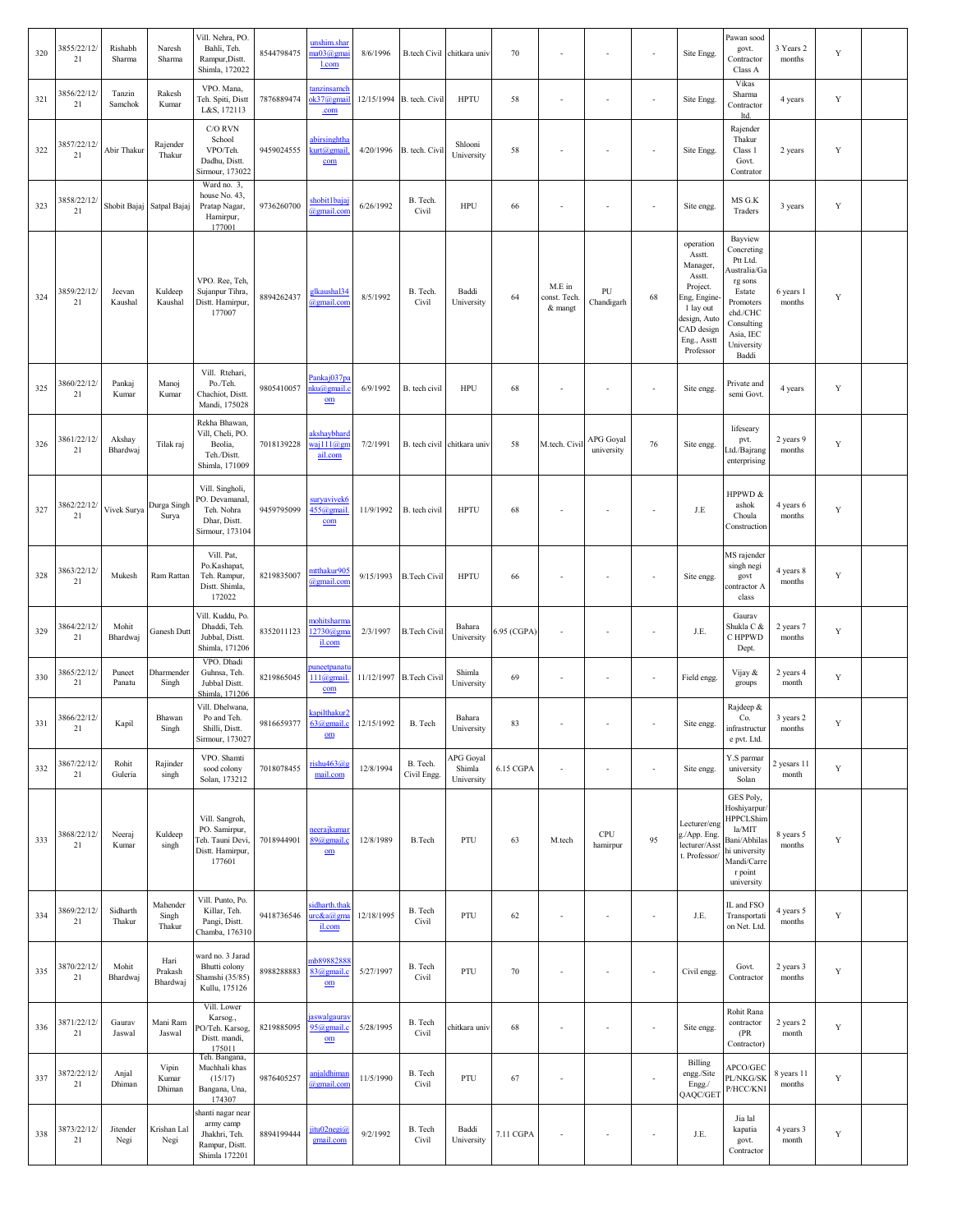| 320 | 3855/22/12/21 | Rishabh Sharma | Naresh Sharma | Vill. Nehra, PO. Bahli, Teh. Rampur,Distt. Shimla, 172022 | 8544798475 | unshim.sharma03@gmail.com | 8/6/1996 | B.tech Civil | chitkara univ | 70 | - | - | - | Site Engg. | Pawan sood govt. Contractor Class A | 3 Years 2 months | Y | |
|---|---|---|---|---|---|---|---|---|---|---|---|---|---|---|---|---|---|---|
| 321 | 3856/22/12/21 | Tanzin Samchok | Rakesh Kumar | VPO. Mana, Teh. Spiti, Distt L&S, 172113 | 7876889474 | tanzinsamchok37@gmail.com | 12/15/1994 | B. tech. Civil | HPTU | 58 | - | - | - | Site Engg. | Vikas Sharma Contractor ltd. | 4 years | Y | |
| 322 | 3857/22/12/21 | Abir Thakur | Rajender Thakur | C/O RVN School VPO/Teh. Dadhu, Distt. Sirmour, 173022 | 9459024555 | abirsinghthakurt@gmail.com | 4/20/1996 | B. tech. Civil | Shlooni University | 58 | - | - | - | Site Engg. | Rajender Thakur Class 1 Govt. Contrator | 2 years | Y | |
| 323 | 3858/22/12/21 | Shobit Bajaj | Satpal Bajaj | Ward no. 3, house No. 43, Pratap Nagar, Hamirpur, 177001 | 9736260700 | shobit1bajaj@gmail.com | 6/26/1992 | B. Tech. Civil | HPU | 66 | - | - | - | Site engg. | MS G.K Traders | 3 years | Y | |
| 324 | 3859/22/12/21 | Jeevan Kaushal | Kuldeep Kaushal | VPO. Ree, Teh, Sujanpur Tihra, Distt. Hamirpur, 177007 | 8894262437 | glkaushal34@gmail.com | 8/5/1992 | B. Tech. Civil | Baddi University | 64 | M.E in const. Tech. & mangt | PU Chandigarh | 68 | operation Asstt. Manager, Asstt. Project. Eng, Engine-1 lay out design, Auto CAD design Eng., Asstt Professor | Bayview Concreting Ptt Ltd. Australia/Garg sons Estate Promoters chd./CHC Consulting Asia, IEC University Baddi | 6 years 1 months | Y | |
| 325 | 3860/22/12/21 | Pankaj Kumar | Manoj Kumar | Vill. Rtehari, Po./Teh. Chachiot, Distt. Mandi, 175028 | 9805410057 | Pankaj037panku@gmail.com | 6/9/1992 | B. tech civil | HPU | 68 | - | - | - | Site engg. | Private and semi Govt. | 4 years | Y | |
| 326 | 3861/22/12/21 | Akshay Bhardwaj | Tilak raj | Rekha Bhawan, Vill, Cheli, PO. Beolia, Teh./Distt. Shimla, 171009 | 7018139228 | akshaybhardwaj111@gmail.com | 7/2/1991 | B. tech civil | chitkara univ | 58 | M.tech. Civil | APG Goyal university | 76 | Site engg. | lifeseary pvt. Ltd./Bajrang enterprising | 2 years 9 months | Y | |
| 327 | 3862/22/12/21 | Vivek Surya | Durga Singh Surya | Vill. Singholi, PO. Devamanal, Teh. Nohra Dhar, Distt. Sirmour, 173104 | 9459795099 | suryavivek6455@gmail.com | 11/9/1992 | B. tech civil | HPTU | 68 | - | - | - | J.E | HPPWD & ashok Choula Construction | 4 years 6 months | Y | |
| 328 | 3863/22/12/21 | Mukesh | Ram Rattan | Vill. Pat, Po.Kashapat, Teh. Rampur, Distt. Shimla, 172022 | 8219835007 | mtthakur905@gmail.com | 9/15/1993 | B.Tech Civil | HPTU | 66 | - | - | - | Site engg. | MS rajender singh negi govt contractor A class | 4 years 8 months | Y | |
| 329 | 3864/22/12/21 | Mohit Bhardwaj | Ganesh Dutt | Vill. Kuddu, Po. Dhaddi, Teh. Jubbal, Distt. Shimla, 171206 | 8352011123 | mohitsharma12730@gmail.com | 2/3/1997 | B.Tech Civil | Bahara University | 6.95 (CGPA) | - | - | - | J.E. | Gaurav Shukla C & C HPPWD Dept. | 2 years 7 months | Y | |
| 330 | 3865/22/12/21 | Puneet Panatu | Dharmender Singh | VPO. Dhadi Guhnsa, Teh. Jubbal Distt. Shimla, 171206 | 8219865045 | puneetpanatu111@gmail.com | 11/12/1997 | B.Tech Civil | Shimla University | 69 | - | - | - | Field engg. | Vijay & groups | 2 years 4 month | Y | |
| 331 | 3866/22/12/21 | Kapil | Bhawan Singh | Vill. Dhelwana, Po and Teh. Shilli, Distt. Sirmour, 173027 | 9816659377 | kapilthakur263@gmail.com | 12/15/1992 | B. Tech | Bahara University | 83 | - | - | - | Site engg. | Rajdeep & Co. infrastructure pvt. Ltd. | 3 years 2 months | Y | |
| 332 | 3867/22/12/21 | Rohit Guleria | Rajinder singh | VPO. Shamti sood colony Solan, 173212 | 7018078455 | rishu463@gmail.com | 12/8/1994 | B. Tech. Civil Engg. | APG Goyal Shimla University | 6.15 CGPA | - | - | - | Site engg. | Y.S parmar university Solan | 2 yesars 11 month | Y | |
| 333 | 3868/22/12/21 | Neeraj Kumar | Kuldeep singh | Vill. Sangroh, PO. Samirpur, Teh. Tauni Devi, Distt. Hamirpur, 177601 | 7018944901 | neerajkumar89@gmail.com | 12/8/1989 | B.Tech | PTU | 63 | M.tech | CPU hamirpur | 95 | Lecturer/engg./App. Eng. lecturer/Asst. Professor/ | GES Poly, Hoshiyarpur/HPPCLShimla/MIT Bani/Abhilashi university Mandi/Carrer point university | 8 years 5 months | Y | |
| 334 | 3869/22/12/21 | Sidharth Thakur | Mahender Singh Thakur | Vill. Punto, Po. Killar, Teh. Pangi, Distt. Chamba, 176310 | 9418736546 | sidharth.thakurc&a@gmail.com | 12/18/1995 | B. Tech Civil | PTU | 62 | - | - | - | J.E. | IL and FSO Transportation Net. Ltd. | 4 years 5 months | Y | |
| 335 | 3870/22/12/21 | Mohit Bhardwaj | Hari Prakash Bhardwaj | ward no. 3 Jarad Bhutti colony Shamshi (35/85) Kullu, 175126 | 8988288883 | mb8988288883@gmail.com | 5/27/1997 | B. Tech Civil | PTU | 70 | - | - | - | Civil engg. | Govt. Contractor | 2 years 3 months | Y | |
| 336 | 3871/22/12/21 | Gaurav Jaswal | Mani Ram Jaswal | Vill. Lower Karsog., PO/Teh. Karsog, Distt. mandi, 175011 | 8219885095 | jaswalgaurav95@gmail.com | 5/28/1995 | B. Tech Civil | chitkara univ | 68 | - | - | - | Site engg. | Rohit Rana contractor (PR Contractor) | 2 years 2 month | Y | |
| 337 | 3872/22/12/21 | Anjal Dhiman | Vipin Kumar Dhiman | Teh. Bangana, Muchhali khas (15/17) Bangana, Una, 174307 | 9876405257 | anjaldhiman@gmail.com | 11/5/1990 | B. Tech Civil | PTU | 67 | - | | - | Billing engg./Site Engg./QAQC/GET | APCO/GECPL/NKG/SKP/HCC/KNI | 8 years 11 months | Y | |
| 338 | 3873/22/12/21 | Jitender Negi | Krishan Lal Negi | shanti nagar near army camp Jhakhri, Teh. Rampur, Distt. Shimla 172201 | 8894199444 | jitu02negi@gmail.com | 9/2/1992 | B. Tech. Civil | Baddi University | 7.11 CGPA | - | - | - | J.E. | Jia lal kapatia govt. Contractor | 4 years 3 month | Y | |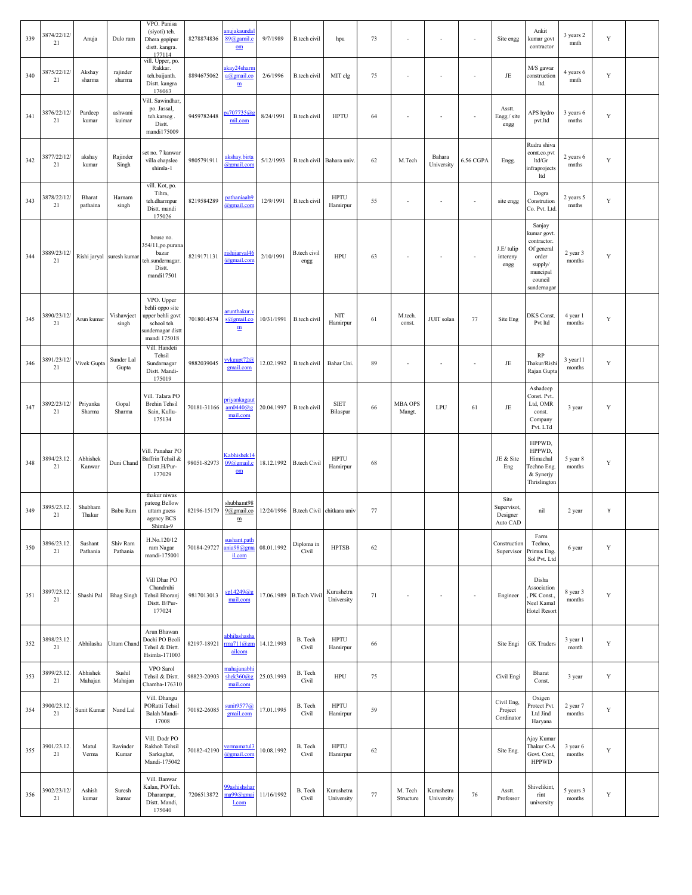| 339 | 3874/22/12/21 | Anuja | Dulo ram | VPO. Panisa (siyoti) teh. Dhera gopipur distt. kangra. 177114 | 8278874836 | anujakaundal89@gamil.com | 9/7/1989 | B.tech civil | hpu | 73 | - | - | - | Site engg | Ankit kumar govt contractor | 3 years 2 mnth | Y | |
|---|---|---|---|---|---|---|---|---|---|---|---|---|---|---|---|---|---|---|
| 340 | 3875/22/12/21 | Akshay sharma | rajinder sharma | vill. Upper, po. Rakkar. teh.baijanth. Distt. kangra 176063 | 8894675062 | akay24sharma@gmail.com | 2/6/1996 | B.tech civil | MIT clg | 75 | - | - | - | JE | M/S gawar construction ltd. | 4 years 6 mnth | Y | |
| 341 | 3876/22/12/21 | Pardeep kumar | ashwani kuimar | Vill. Sawindhar, po. Jassal, teh.karsog . Distt. mandi175009 | 9459782448 | ps707735@gmil.com | 8/24/1991 | B.tech civil | HPTU | 64 | - | - | - | Asstt. Engg./ site engg | APS hydro pvt.ltd | 3 years 6 mnths | Y | |
| 342 | 3877/22/12/21 | akshay kumar | Rajinder Singh | set no. 7 kanwar villa chapslee shimla-1 | 9805791911 | akshay.birta@gmail.com | 5/12/1993 | B.tech civil | Bahara univ. | 62 | M.Tech | Bahara University | 6.56 CGPA | Engg. | Rudra shiva comt.co.pvt ltd/Gr infraprojects ltd | 2 years 6 mnths | Y | |
| 343 | 3878/22/12/21 | Bharat pathaina | Harnam singh | vill. Kot, po. Tihra, teh.dharmpur Distt. mandi 175026 | 8219584289 | pathaniaab9@gmail.com | 12/9/1991 | B.tech civil | HPTU Hamirpur | 55 | - | - | - | site engg | Dogra Constrution Co. Pvt. Ltd. | 2 years 5 mnths | Y | |
| 344 | 3889/23/12/21 | Rishi jaryal | suresh kumar | house no. 354/11,po.purana bazar teh.sundernagar. Distt. mandi17501 | 8219171131 | rishijaryal46@gmail.com | 2/10/1991 | B.tech civil engg | HPU | 63 | - | - | - | J.E/ tulip intereny engg | Sanjay kumar govt. contractor. Of general order supply/ muncipal council sundernagar | 2 year 3 months | Y | |
| 345 | 3890/23/12/21 | Arun kumar | Vishawjeet singh | VPO. Upper behli oppo site upper behli govt school teh sundernagar distt mandi 175018 | 7018014574 | arunthakur.vs@gmail.com | 10/31/1991 | B.tech civil | NIT Hamirpur | 61 | M.tech. const. | JUIT solan | 77 | Site Eng | DKS Const. Pvt ltd | 4 year 1 months | Y | |
| 346 | 3891/23/12/21 | Vivek Gupta | Sunder Lal Gupta | Vill. Handeti Tehsil Sundarnagar Distt. Mandi-175019 | 9882039045 | vvkgupt72@gmail.com | 12.02.1992 | B.tech civil | Bahar Uni. | 89 | - | - | - | JE | RP Thakur/Rishi Rajan Gupta | 3 year11 months | Y | |
| 347 | 3892/23/12/21 | Priyanka Sharma | Gopal Sharma | Vill. Talara PO Brehin Tehsil Sain, Kullu-175134 | 70181-31166 | priyankagautam0440@gmail.com | 20.04.1997 | B.tech civil | SIET Bilaspur | 66 | MBA OPS Mangt. | LPU | 61 | JE | Ashadeep Const. Pvt.. Ltd, OMR const. Company Pvt. LTd | 3 year | Y | |
| 348 | 3894/23.12.21 | Abhishek Kanwar | Duni Chand | Vill. Panahar PO Baffrin Tehsil & Distt.H/Pur-177029 | 98051-82973 | Kabhishek1409@gmail.com | 18.12.1992 | B.tech Civil | HPTU Hamirpur | 68 | | | | JE & Site Eng | HPPWD, HPPWD, Himachal Techno Eng. & Synerjy Thrislington | 5 year 8 months | Y | |
| 349 | 3895/23.12.21 | Shubham Thakur | Babu Ram | thakur niwas pateog Bellow uttam guess agency BCS Shimla-9 | 82196-15179 | shubhamt989@gmail.com | 12/24/1996 | B.tech Civil | chitkara univ | 77 | | | | Site Supervisot, Designer Auto CAD | nil | 2 year | Y | |
| 350 | 3896/23.12.21 | Sushant Pathania | Shiv Ram Pathania | H.No.120/12 ram Nagar mandi-175001 | 70184-29727 | sushant.pathania98@gmail.com | 08.01.1992 | Diploma in Civil | HPTSB | 62 | | | | Construction Supervisor | Farm Techno, Primus Eng. Sol Pvt. Ltd | 6 year | Y | |
| 351 | 3897/23.12.21 | Shashi Pal | Bhag Singh | Vill Dhar PO Chandruhi Tehsil Bhoranj Distt. B/Pur-177024 | 9817013013 | sp14249@gmail.com | 17.06.1989 | B.Tech Vivil | Kurushetra University | 71 | - | - | - | Engineer | Disha Association , PK Const., Neel Kamal Hotel Resort | 8 year 3 months | Y | |
| 352 | 3898/23.12.21 | Abhilasha | Uttam Chand | Arun Bhawan Dochi PO Beoli Tehsil & Distt. Hsimla-171003 | 82197-18921 | abhilashasharma711@gmailcom | 14.12.1993 | B. Tech Civil | HPTU Hamirpur | 66 | | | | Site Engi | GK Traders | 3 year 1 month | Y | |
| 353 | 3899/23.12.21 | Abhishek Mahajan | Sushil Mahajan | VPO Sarol Tehsil & Distt. Chamba-176310 | 98823-20903 | mahajanabhishek360@gmail.com | 25.03.1993 | B. Tech Civil | HPU | 75 | | | | Civil Engi | Bharat Const. | 3 year | Y | |
| 354 | 3900/23.12.21 | Sunit Kumar | Nand Lal | Vill. Dhangu PORatti Tehsil Balah Mandi-17008 | 70182-26085 | sunit9577@gmail.com | 17.01.1995 | B. Tech Civil | HPTU Hamirpur | 59 | | | | Civil Eng, Project Cordinator | Oxigen Protect Pvt. Ltd Jind Haryana | 2 year 7 months | Y | |
| 355 | 3901/23.12.21 | Matul Verma | Ravinder Kumar | Vill. Dodr PO Rakhoh Tehsil Sarkaghat, Mandi-175042 | 70182-42190 | vermamatul3@gmail.com | 10.08.1992 | B. Tech Civil | HPTU Hamirpur | 62 | | | | Site Eng. | Ajay Kumar Thakur C-A Govt. Cont, HPPWD | 3 year 6 months | Y | |
| 356 | 3902/23/12/21 | Ashish kumar | Suresh kumar | Vill. Banwar Kalan, PO/Teh. Dharampur, Distt. Mandi, 175040 | 7206513872 | 99ashishsharma99@gmail.com | 11/16/1992 | B. Tech Civil | Kurushetra University | 77 | M. Tech Structure | Kurushetra University | 76 | Asstt. Professor | Shivelikint, rint university | 5 years 3 months | Y | |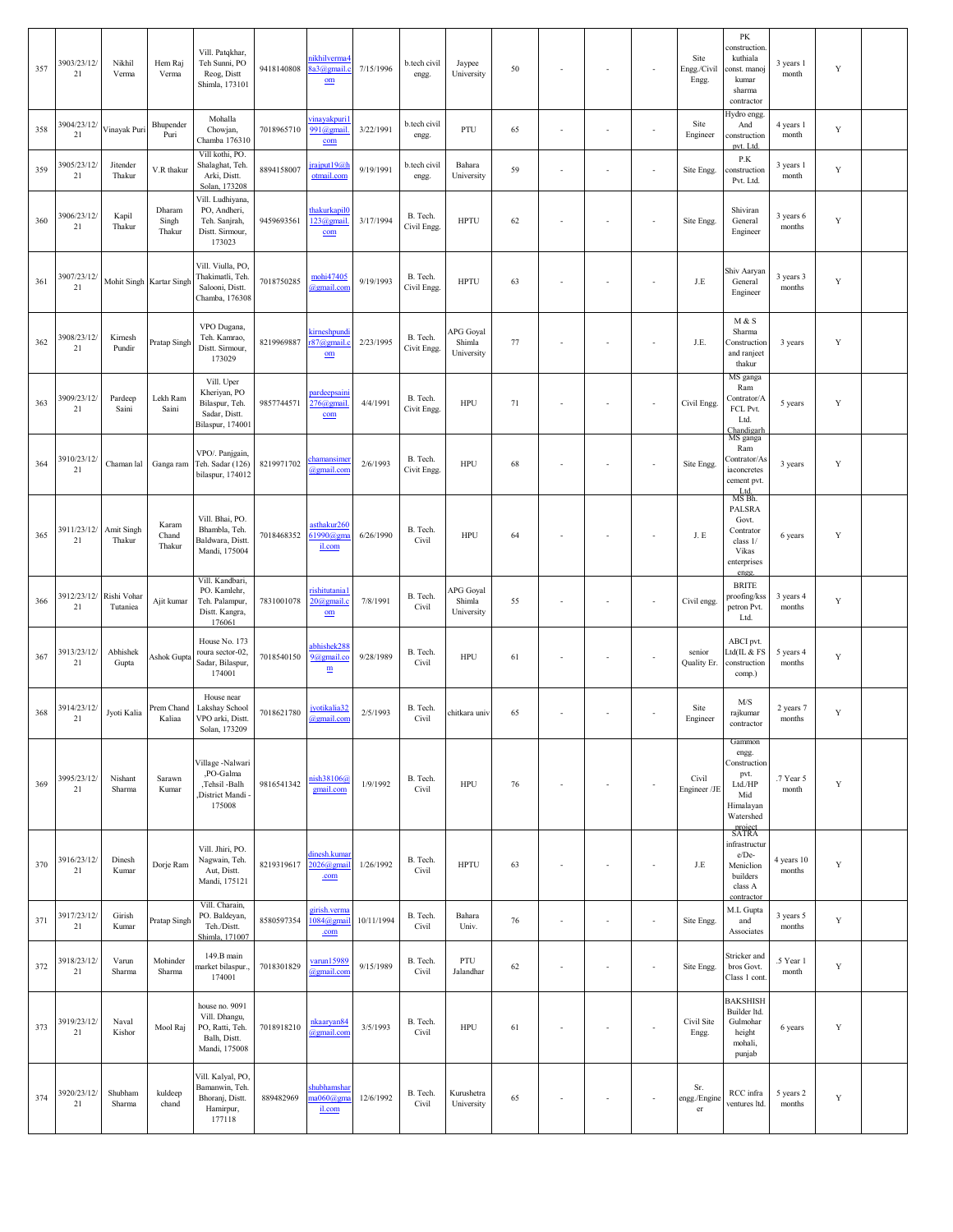| | | | | | | | | | | | | | | | | | | |
|---|---|---|---|---|---|---|---|---|---|---|---|---|---|---|---|---|---|---|
| 357 | 3903/23/12/21 | Nikhil Verma | Hem Raj Verma | Vill. Patqkhar, Teh Sunni, PO Reog, Distt Shimla, 173101 | 9418140808 | nikhilverma48a3@gmail.com | 7/15/1996 | b.tech civil engg. | Jaypee University | 50 | - | - | - | Site Engg./Civil Engg. | PK construction. kuthiala const. manoj kumar sharma contractor | 3 years 1 month | Y | |
| 358 | 3904/23/12/21 | Vinayak Puri | Bhupender Puri | Mohalla Chowjan, Chamba 176310 | 7018965710 | vinayakpuri1991@gmail.com | 3/22/1991 | b.tech civil engg. | PTU | 65 | - | - | - | Site Engineer | Hydro engg. And construction pvt. Ltd. | 4 years 1 month | Y | |
| 359 | 3905/23/12/21 | Jitender Thakur | V.R thakur | Vill kothi, PO. Shalaghat, Teh. Arki, Distt. Solan, 173208 | 8894158007 | jrajput19@hotmail.com | 9/19/1991 | b.tech civil engg. | Bahara University | 59 | - | - | - | Site Engg. | P.K construction Pvt. Ltd. | 3 years 1 month | Y | |
| 360 | 3906/23/12/21 | Kapil Thakur | Dharam Singh Thakur | Vill. Ludhiyana, PO, Andheri, Teh. Sanjrah, Distt. Sirmour, 173023 | 9459693561 | thakurkapil0123@gmail.com | 3/17/1994 | B. Tech. Civil Engg. | HPTU | 62 | - | - | - | Site Engg. | Shiviran General Engineer | 3 years 6 months | Y | |
| 361 | 3907/23/12/21 | Mohit Singh | Kartar Singh | Vill. Viulla, PO, Thakimatli, Teh. Salooni, Distt. Chamba, 176308 | 7018750285 | mohi47405@gmail.com | 9/19/1993 | B. Tech. Civil Engg. | HPTU | 63 | - | - | - | J.E | Shiv Aaryan General Engineer | 3 years 3 months | Y | |
| 362 | 3908/23/12/21 | Kirnesh Pundir | Pratap Singh | VPO Dugana, Teh. Kamrao, Distt. Sirmour, 173029 | 8219969887 | kirneshpundir87@gmail.com | 2/23/1995 | B. Tech. Civit Engg. | APG Goyal Shimla University | 77 | - | - | - | J.E. | M & S Sharma Construction and ranjeet thakur | 3 years | Y | |
| 363 | 3909/23/12/21 | Pardeep Saini | Lekh Ram Saini | Vill. Uper Kheriyan, PO Bilaspur, Teh. Sadar, Distt. Bilaspur, 174001 | 9857744571 | pardeepsaini276@gmail.com | 4/4/1991 | B. Tech. Civit Engg. | HPU | 71 | - | - | - | Civil Engg. | MS ganga Ram Contrator/AFCL Pvt. Ltd. Chandigarh | 5 years | Y | |
| 364 | 3910/23/12/21 | Chaman lal | Ganga ram | VPO/. Panjgain, Teh. Sadar (126) bilaspur, 174012 | 8219971702 | chamansimer@gmail.com | 2/6/1993 | B. Tech. Civit Engg. | HPU | 68 | - | - | - | Site Engg. | MS ganga Ram Contrator/Asiaconcretes cement pvt. Ltd. | 3 years | Y | |
| 365 | 3911/23/12/21 | Amit Singh Thakur | Karam Chand Thakur | Vill. Bhai, PO. Bhambla, Teh. Baldwara, Distt. Mandi, 175004 | 7018468352 | asthakur26061990@gmail.com | 6/26/1990 | B. Tech. Civil | HPU | 64 | - | - | - | J. E | MS Bh. PALSRA Govt. Contrator class 1/ Vikas enterprises engg. | 6 years | Y | |
| 366 | 3912/23/12/21 | Rishi Vohar Tutaniea | Ajit kumar | Vill. Kandbari, PO. Kamlehr, Teh. Palampur, Distt. Kangra, 176061 | 7831001078 | rishitutania120@gmail.com | 7/8/1991 | B. Tech. Civil | APG Goyal Shimla University | 55 | - | - | - | Civil engg. | BRITE proofing/kss petron Pvt. Ltd. | 3 years 4 months | Y | |
| 367 | 3913/23/12/21 | Abhishek Gupta | Ashok Gupta | House No. 173 roura sector-02, Sadar, Bilaspur, 174001 | 7018540150 | abhishek2889@gmail.com | 9/28/1989 | B. Tech. Civil | HPU | 61 | - | - | - | senior Quality Er. | ABCI pvt. Ltd(IL & FS construction comp.) | 5 years 4 months | Y | |
| 368 | 3914/23/12/21 | Jyoti Kalia | Prem Chand Kaliaa | House near Lakshay School VPO arki, Distt. Solan, 173209 | 7018621780 | jyotikalia32@gmail.com | 2/5/1993 | B. Tech. Civil | chitkara univ | 65 | - | - | - | Site Engineer | M/S rajkumar contractor | 2 years 7 months | Y | |
| 369 | 3995/23/12/21 | Nishant Sharma | Sarawn Kumar | Village -Nalwari ,PO-Galma ,Tehsil -Balh ,District Mandi - 175008 | 9816541342 | nish38106@gmail.com | 1/9/1992 | B. Tech. Civil | HPU | 76 | - | - | - | Civil Engineer /JE | Gammon engg. Construction pvt. Ltd./HP Mid Himalayan Watershed project | .7 Year 5 month | Y | |
| 370 | 3916/23/12/21 | Dinesh Kumar | Dorje Ram | Vill. Jhiri, PO. Nagwain, Teh. Aut, Distt. Mandi, 175121 | 8219319617 | dinesh.kumar2026@gmail.com | 1/26/1992 | B. Tech. Civil | HPTU | 63 | - | - | - | J.E | SATRA infrastructure/De-Meniclion builders class A contractor | 4 years 10 months | Y | |
| 371 | 3917/23/12/21 | Girish Kumar | Pratap Singh | Vill. Charain, PO. Baldeyan, Teh./Distt. Shimla, 171007 | 8580597354 | girish.verma1084@gmail.com | 10/11/1994 | B. Tech. Civil | Bahara Univ. | 76 | - | - | - | Site Engg. | M.L Gupta and Associates | 3 years 5 months | Y | |
| 372 | 3918/23/12/21 | Varun Sharma | Mohinder Sharma | 149.B main market bilaspur., 174001 | 7018301829 | varun15989@gmail.com | 9/15/1989 | B. Tech. Civil | PTU Jalandhar | 62 | - | - | - | Site Engg. | Stricker and bros Govt. Class 1 cont. | .5 Year 1 month | Y | |
| 373 | 3919/23/12/21 | Naval Kishor | Mool Raj | house no. 9091 Vill. Dhangu, PO, Ratti, Teh. Balh, Distt. Mandi, 175008 | 7018918210 | nkaaryan84@gmail.com | 3/5/1993 | B. Tech. Civil | HPU | 61 | - | - | - | Civil Site Engg. | BAKSHISH Builder ltd. Gulmohar height mohali, punjab | 6 years | Y | |
| 374 | 3920/23/12/21 | Shubham Sharma | kuldeep chand | Vill. Kalyal, PO, Bamanwin, Teh. Bhoranj, Distt. Hamirpur, 177118 | 889482969 | shubhamsharma060@gmail.com | 12/6/1992 | B. Tech. Civil | Kurushetra University | 65 | - | - | - | Sr. engg./Engineer | RCC infra ventures ltd. | 5 years 2 months | Y | |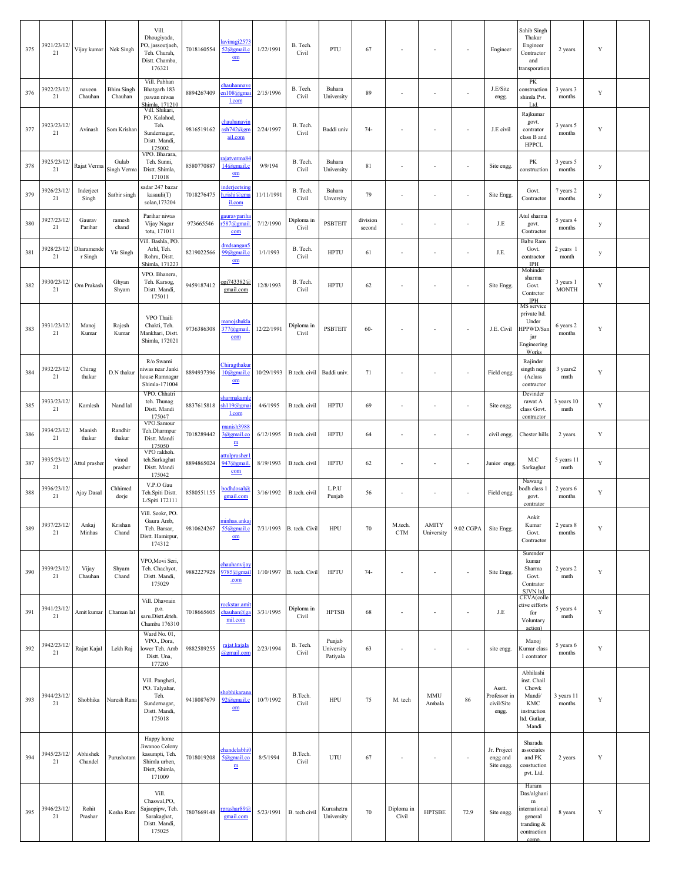| 375 | 3921/23/12/21 | Vijay kumar | Nek Singh | Vill. Dhougiyada, PO, jassoutjaeh, Teh. Churah, Distt. Chamba, 176321 | 7018160554 | lavinagi257352@gmail.com | 1/22/1991 | B. Tech. Civil | PTU | 67 | - | - | - | Engineer | Sahib Singh Thakur Engineer Contractor and transporation | 2 years | Y | |
|---|---|---|---|---|---|---|---|---|---|---|---|---|---|---|---|---|---|---|
| 376 | 3922/23/12/21 | naveen Chauhan | Bhim Singh Chauhan | Vill. Pabhan Bhatgarh 183 pawan niwas Shimla, 171210 | 8894267409 | chauhannaveen108@gmail.com | 2/15/1996 | B. Tech. Civil | Bahara University | 89 | - | - | - | J.E/Site engg. | PK construction shimla Pvt. Ltd. | 3 years 3 months | Y | |
| 377 | 3923/23/12/21 | Avinash | Som Krishan | Vill. Shikari, PO. Kalahod, Teh. Sundernagar, Distt. Mandi, 175002 | 9816519162 | chauhanavinash742@gmail.com | 2/24/1997 | B. Tech. Civil | Baddi univ | 74- | - | - | - | J.E civil | Rajkumar govt. contrator class B and HPPCL | 3 years 5 months | Y | |
| 378 | 3925/23/12/21 | Rajat Verma | Gulab Singh Verma | VPO. Bharara, Teh. Sunni, Distt. Shimla, 171018 | 8580770887 | rajatverma8414@gmail.com | 9/9/194 | B. Tech. Civil | Bahara University | 81 | - | - | - | Site engg. | PK construction | 3 years 5 months | y | |
| 379 | 3926/23/12/21 | Inderjeet Singh | Satbir singh | sadar 247 bazar kasauli(T) solan,173204 | 7018276475 | inderjeetsingh.rishi@gmail.com | 11/11/1991 | B. Tech. Civil | Bahara Unversity | 79 | - | - | - | Site Engg. | Govt. Contractor | 7 years 2 months | y | |
| 380 | 3927/23/12/21 | Gaurav Parihar | ramesh chand | Parihar niwas Vijay Nagar totu, 171011 | 973665546 | gauravparihar587@gmail.com | 7/12/1990 | Diploma in Civil | PSBTEIT | division second | - | - | - | J.E | Atul sharma govt. Contractor | 5 years 4 months | y | |
| 381 | 3928/23/12/21 | Dharamender Singh | Vir Singh | Vill. Bashla, PO. Arhl, Teh. Rohru, Distt. Shimla, 171223 | 8219022566 | dmdsangan599@gmail.com | 1/1/1993 | B. Tech. Civil | HPTU | 61 | - | - | - | J.E. | Babu Ram Govt. contractor IPH | 2 years 1 month | y | |
| 382 | 3930/23/12/21 | Om Prakash | Ghyan Shyam | VPO. Bhanera, Teh. Karsog, Distt. Mandi, 175011 | 9459187412 | opi743382@gmail.com | 12/8/1993 | B. Tech. Civil | HPTU | 62 | - | - | - | Site Engg. | Mohinder sharma Govt. Contrctor IPH | 3 years 1 MONTH | Y | |
| 383 | 3931/23/12/21 | Manoj Kumar | Rajesh Kumar | VPO Thaili Chakti, Teh. Mankhari, Distt. Shimla, 172021 | 9736386308 | manojshukla377@gmail.com | 12/22/1991 | Diploma in Civil | PSBTEIT | 60- | - | - | - | J.E. Civil | MS service private ltd. Under HPPWD/Sanjar Engineering Works | 6 years 2 months | Y | |
| 384 | 3932/23/12/21 | Chirag thakur | D.N thakur | R/o Swami niwas near Janki house Ramnagar Shimla-171004 | 8894937396 | Chiragthakur10@gmail.com | 10/29/1993 | B.tech. civil | Baddi univ. | 71 | - | - | - | Field engg. | Rajinder singth negi (Aclass contractor | 3 years2 mnth | Y | |
| 385 | 3933/23/12/21 | Kamlesh | Nand lal | VPO. Chhatri teh. Thunag Distt. Mandi 175047 | 8837615818 | sharmakamlesh119@gmail.com | 4/6/1995 | B.tech. civil | HPTU | 69 | - | - | - | Site engg. | Devinder rawat A class Govt. contractor | 3 years 10 mnth | Y | |
| 386 | 3934/23/12/21 | Manish thakur | Randhir thakur | VPO.Samour Teh.Dharmpur Distt. Mandi 175050 | 7018289442 | manish39883@gmail.com | 6/12/1995 | B.tech. civil | HPTU | 64 | - | - | - | civil engg. | Chester hills | 2 years | Y | |
| 387 | 3935/23/12/21 | Attul prasher | vinod prasher | VPO rakhoh. teh.Sarkaghat Distt. Mandi 175042 | 8894865024 | attulprasher1947@gmail.com | 8/19/1993 | B.tech. civil | HPTU | 62 | - | - | - | Junior engg. | M.C Sarkaghat | 5 years 11 mnth | Y | |
| 388 | 3936/23/12/21 | Ajay Dasal | Chhimed dorje | V.P.O Gau Teh.Spiti Distt. L/Spiti 172111 | 8580551155 | bodhdosal@gmail.com | 3/16/1992 | B.tech. civil | L.P.U Punjab | 56 | - | - | - | Field engg. | Nawang bodh class 1 govt. contrator | 2 years 6 months | Y | |
| 389 | 3937/23/12/21 | Ankaj Minhas | Krishan Chand | Vill. Seokr, PO. Gaura Amb, Teh. Barsar, Distt. Hamirpur, 174312 | 9810624267 | minhas.ankaj55@gmail.com | 7/31/1993 | B. tech. Civil | HPU | 70 | M.tech. CTM | AMITY University | 9.02 CGPA | Site Engg. | Ankit Kumar Govt. Contractor | 2 years 8 months | Y | |
| 390 | 3939/23/12/21 | Vijay Chauhan | Shyam Chand | VPO,Movi Seri, Teh. Chachyot, Distt. Mandi, 175029 | 9882227928 | chauhanvijay9785@gmail.com | 1/10/1997 | B. tech. Civil | HPTU | 74- | - | - | - | Site Engg. | Surender kumar Sharma Govt. Contrator SJVN ltd. | 2 years 2 mnth | Y | |
| 391 | 3941/23/12/21 | Amit kumar | Chaman lal | Vill. Dhavrain p.o. saru.Distt.&teh. Chamba 176310 | 7018665605 | rockstar.amitchauhan@gamil.com | 3/31/1995 | Diploma in Civil | HPTSB | 68 | - | - | - | J.E | CEVA(collective eifforts for Voluntary action) | 5 years 4 mnth | Y | |
| 392 | 3942/23/12/21 | Rajat Kajal | Lekh Raj | Ward No. 01, VPO., Dora, lower Teh. Amb Distt. Una, 177203 | 9882589255 | rajat.kajala@gmail.com | 2/23/1994 | B. Tech. Civil | Punjab University Patiyala | 63 | - | - | - | site engg. | Manoj Kumar class 1 contrator | 5 years 6 months | Y | |
| 393 | 3944/23/12/21 | Shobhika | Naresh Rana | Vill. Pangheti, PO. Talyahar, Teh. Sundernagar, Distt. Mandi, 175018 | 9418087679 | shobhikarana92@gmail.com | 10/7/1992 | B.Tech. Civil | HPU | 75 | M. tech | MMU Ambala | 86 | Asstt. Professor in civil/Site engg. | Abhilashi inst. Chail Chowk Mandi/ KMC instruction ltd. Gutkar, Mandi | 3 years 11 months | Y | |
| 394 | 3945/23/12/21 | Abhishek Chandel | Purushotam | Happy home Jiwanoo Colony kasumpti, Teh. Shimla urben, Distt, Shimla, 171009 | 7018019208 | chandelabhi05@gmail.com | 8/5/1994 | B.Tech. Civil | UTU | 67 | - | - | - | Jr. Project engg and Site engg. | Sharada associates and PK constuction pvt. Ltd. | 2 years | Y | |
| 395 | 3946/23/12/21 | Rohit Prashar | Kesha Ram | Vill. Chaswal,PO, Sajaopipw, Teh. Sarakaghat, Distt. Mandi, 175025 | 7807669148 | rprashar89@gmail.com | 5/23/1991 | B. tech civil | Kurushetra University | 70 | Diploma in Civil | HPTSBE | 72.9 | Site engg. | Haram Das/alghanim international general tranding & contraction comp. | 8 years | Y | |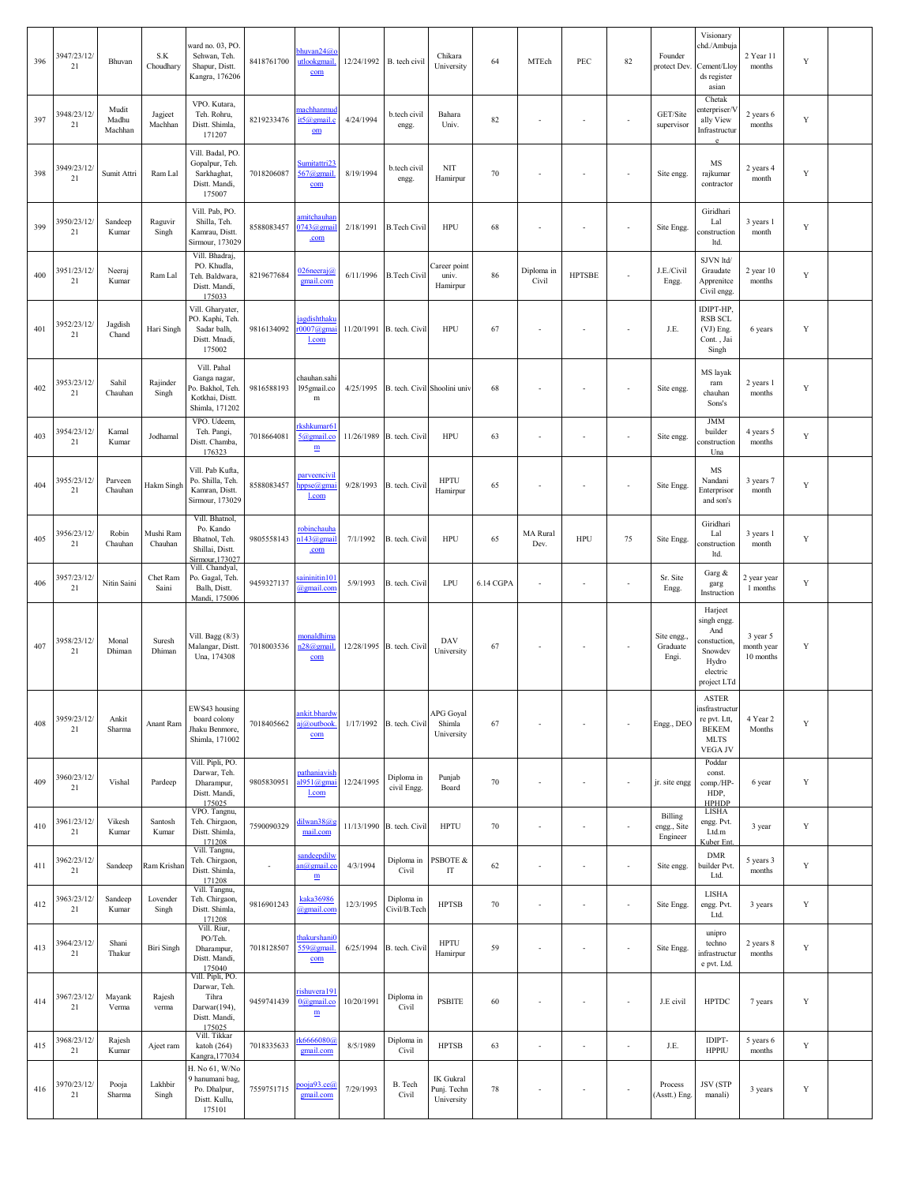| 396 | 3947/23/12/21 | Bhuvan | S.K Choudhary | ward no. 03, PO. Sehwan, Teh. Shapur, Distt. Kangra, 176206 | 8418761700 | bhuvan24@outlookgmail.com | 12/24/1992 | B. tech civil | Chikara University | 64 | MTEch | PEC | 82 | Founder protect Dev. | Visionary chd./Ambuja Cement/Lloyds register asian | 2 Year 11 months | Y | |
|---|---|---|---|---|---|---|---|---|---|---|---|---|---|---|---|---|---|---|
| 397 | 3948/23/12/21 | Mudit Madhu Machhan | Jagjeet Machhan | VPO. Kutara, Teh. Rohru, Distt. Shimla, 171207 | 8219233476 | machhanmudit5@gmail.com | 4/24/1994 | b.tech civil engg. | Bahara Univ. | 82 | - | - | - | GET/Site supervisor | Chetak enterpriser/Vally View Infrastructure | 2 years 6 months | Y | |
| 398 | 3949/23/12/21 | Sumit Attri | Ram Lal | Vill. Badal, PO. Gopalpur, Teh. Sarkhaghat, Distt. Mandi, 175007 | 7018206087 | Sumitattri23567@gmail.com | 8/19/1994 | b.tech civil engg. | NIT Hamirpur | 70 | - | - | - | Site engg. | MS rajkumar contractor | 2 years 4 month | Y | |
| 399 | 3950/23/12/21 | Sandeep Kumar | Raguvir Singh | Vill. Pab, PO. Shilla, Teh. Kamrau, Distt. Sirmour, 173029 | 8588083457 | amitchauhan0743@gmail.com | 2/18/1991 | B.Tech Civil | HPU | 68 | - | - | - | Site Engg. | Giridhari Lal construction ltd. | 3 years 1 month | Y | |
| 400 | 3951/23/12/21 | Neeraj Kumar | Ram Lal | Vill. Bhadraj, PO. Khudla, Teh. Baldwara, Distt. Mandi, 175033 | 8219677684 | 026neeraj@gmail.com | 6/11/1996 | B.Tech Civil | Career point univ. Hamirpur | 86 | Diploma in Civil | HPTSBE | - | J.E./Civil Engg. | SJVN ltd/ Graudate Apprenitce Civil engg. | 2 year 10 months | Y | |
| 401 | 3952/23/12/21 | Jagdish Chand | Hari Singh | Vill. Gharyater, PO. Kaphi, Teh. Sadar balh, Distt. Mnadi, 175002 | 9816134092 | jagdishthakur0007@gmail.com | 11/20/1991 | B. tech. Civil | HPU | 67 | - | - | - | J.E. | IDIPT-HP, RSB SCL (VJ) Eng. Cont. , Jai Singh | 6 years | Y | |
| 402 | 3953/23/12/21 | Sahil Chauhan | Rajinder Singh | Vill. Pahal Ganga nagar, Po. Bakhol, Teh. Kotkhai, Distt. Shimla, 171202 | 9816588193 | chauhan.sahil95gmail.com | 4/25/1995 | B. tech. Civil | Shoolini univ | 68 | - | - | - | Site engg. | MS layak ram chauhan Sons's | 2 years 1 months | Y | |
| 403 | 3954/23/12/21 | Kamal Kumar | Jodhamal | VPO. Udeem, Teh. Pangi, Distt. Chamba, 176323 | 7018664081 | rkshkumar615@gmail.com | 11/26/1989 | B. tech. Civil | HPU | 63 | - | - | - | Site engg. | JMM builder construction Una | 4 years 5 months | Y | |
| 404 | 3955/23/12/21 | Parveen Chauhan | Hakm Singh | Vill. Pab Kufta, Po. Shilla, Teh. Kamran, Distt. Sirmour, 173029 | 8588083457 | parveencivilhppse@gmail.com | 9/28/1993 | B. tech. Civil | HPTU Hamirpur | 65 | - | - | - | Site Engg. | MS Nandani Enterprisor and son's | 3 years 7 month | Y | |
| 405 | 3956/23/12/21 | Robin Chauhan | Mushi Ram Chauhan | Vill. Bhatnol, Po. Kando Bhatnol, Teh. Shillai, Distt. Sirmour,173027 | 9805558143 | robinchauhan143@gmail.com | 7/1/1992 | B. tech. Civil | HPU | 65 | MA Rural Dev. | HPU | 75 | Site Engg. | Giridhari Lal construction ltd. | 3 years 1 month | Y | |
| 406 | 3957/23/12/21 | Nitin Saini | Chet Ram Saini | Vill. Chandyal, Po. Gagal, Teh. Balh, Distt. Mandi, 175006 | 9459327137 | saininitin101@gmail.com | 5/9/1993 | B. tech. Civil | LPU | 6.14 CGPA | - | - | - | Sr. Site Engg. | Garg & garg Instruction | 2 year year 1 months | Y | |
| 407 | 3958/23/12/21 | Monal Dhiman | Suresh Dhiman | Vill. Bagg (8/3) Malangar, Distt. Una, 174308 | 7018003536 | monaldhiman28@gmail.com | 12/28/1995 | B. tech. Civil | DAV University | 67 | - | - | - | Site engg., Graduate Engi. | Harjeet singh engg. And constuction, Snowdev Hydro electric project LTd | 3 year 5 month year 10 months | Y | |
| 408 | 3959/23/12/21 | Ankit Sharma | Anant Ram | EWS43 housing board colony Jhaku Benmore, Shimla, 171002 | 7018405662 | ankit.bhardwaj@outbook.com | 1/17/1992 | B. tech. Civil | APG Goyal Shimla University | 67 | - | - | - | Engg., DEO | ASTER insfrastructure pvt. Ltt, BEKEM MLTS VEGA JV | 4 Year 2 Months | Y | |
| 409 | 3960/23/12/21 | Vishal | Pardeep | Vill. Pipli, PO. Darwar, Teh. Dharampur, Distt. Mandi, 175025 | 9805830951 | pathaniavishal951@gmail.com | 12/24/1995 | Diploma in civil Engg. | Punjab Board | 70 | - | - | - | jr. site engg | Poddar const. comp./HP-HDP, HPHDP | 6 year | Y | |
| 410 | 3961/23/12/21 | Vikesh Kumar | Santosh Kumar | VPO. Tangnu, Teh. Chirgaon, Distt. Shimla, 171208 | 7590090329 | dilwan38@gmail.com | 11/13/1990 | B. tech. Civil | HPTU | 70 | - | - | - | Billing engg., Site Engineer | LISHA engg. Pvt. Ltd.m Kuber Ent. | 3 year | Y | |
| 411 | 3962/23/12/21 | Sandeep | Ram Krishan | Vill. Tangnu, Teh. Chirgaon, Distt. Shimla, 171208 | - | sandeepdilwan@gmail.com | 4/3/1994 | Diploma in Civil | PSBOTE & IT | 62 | - | - | - | Site engg. | DMR builder Pvt. Ltd. | 5 years 3 months | Y | |
| 412 | 3963/23/12/21 | Sandeep Kumar | Lovender Singh | Vill. Tangnu, Teh. Chirgaon, Distt. Shimla, 171208 | 9816901243 | kaka36986@gmail.com | 12/3/1995 | Diploma in Civil/B.Tech | HPTSB | 70 | - | - | - | Site Engg. | LISHA engg. Pvt. Ltd. | 3 years | Y | |
| 413 | 3964/23/12/21 | Shani Thakur | Biri Singh | Vill. Riur, PO/Teh. Dharampur, Distt. Mandi, 175040 | 7018128507 | thakurshani0559@gmail.com | 6/25/1994 | B. tech. Civil | HPTU Hamirpur | 59 | - | - | - | Site Engg. | unipro techno infrastructure pvt. Ltd. | 2 years 8 months | Y | |
| 414 | 3967/23/12/21 | Mayank Verma | Rajesh verma | Vill. Pipli, PO. Darwar, Teh. Tihra Darwar(194), Distt. Mandi, 175025 | 9459741439 | rishuvera1910@gmail.com | 10/20/1991 | Diploma in Civil | PSBITE | 60 | - | - | - | J.E civil | HPTDC | 7 years | Y | |
| 415 | 3968/23/12/21 | Rajesh Kumar | Ajeet ram | Vill. Tikkar katoh (264) Kangra,177034 | 7018335633 | rk6666080@gmail.com | 8/5/1989 | Diploma in Civil | HPTSB | 63 | - | - | - | J.E. | IDIPT-HPPIU | 5 years 6 months | Y | |
| 416 | 3970/23/12/21 | Pooja Sharma | Lakhbir Singh | H. No 61, W/No 9 hanumani bag, Po. Dhalpur, Distt. Kullu, 175101 | 7559751715 | pooja93.ce@gmail.com | 7/29/1993 | B. Tech Civil | IK Gukral Punj. Techn University | 78 | - | - | - | Process (Asstt.) Eng. | JSV (STP manali) | 3 years | Y | |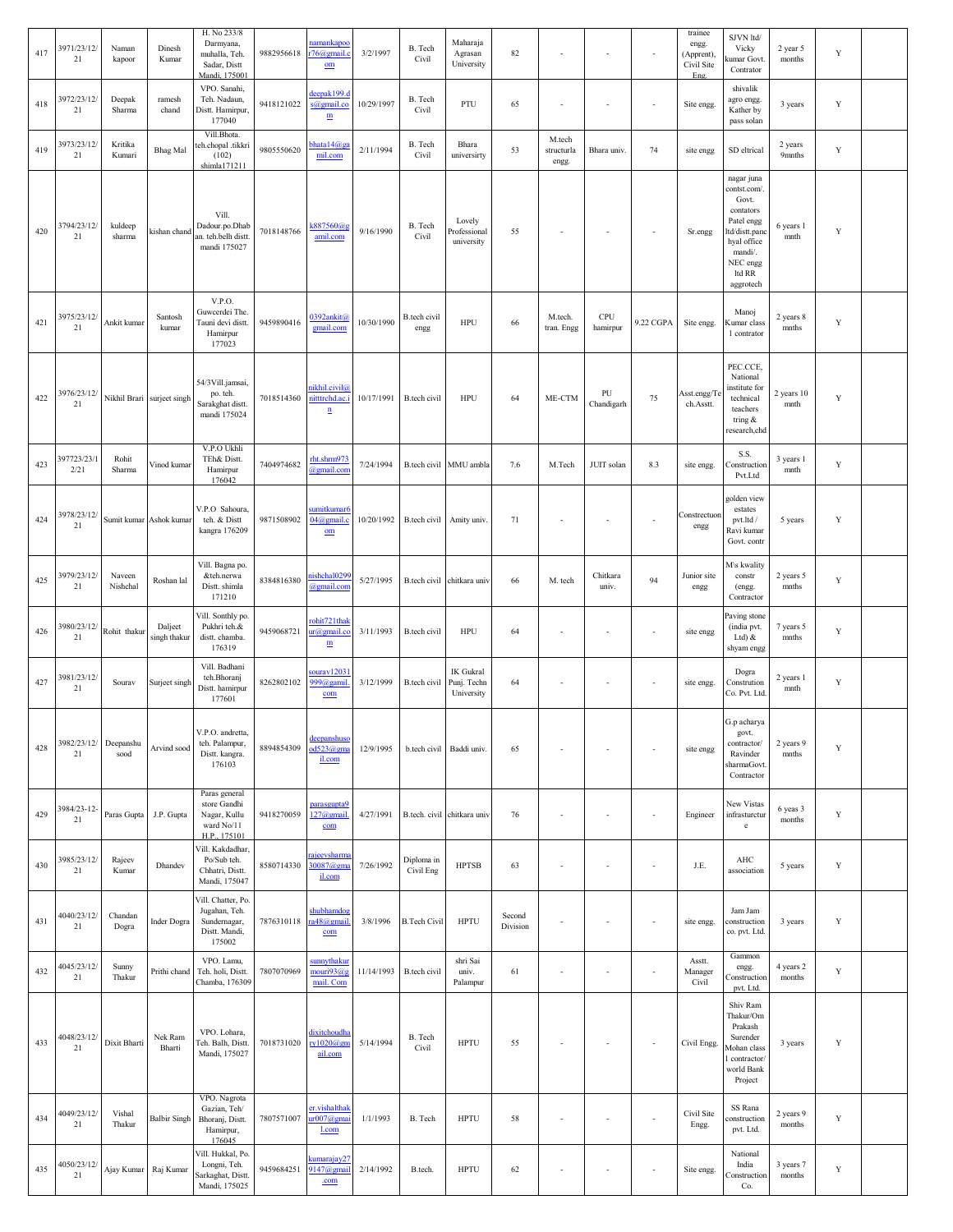| 417 | 3971/23/12/21 | Naman kapoor | Dinesh Kumar | H. No 233/8 Darmyana, muhalla, Teh. Sadar, Distt Mandi, 175001 | 9882956618 | namankapoor76@gmail.com | 3/2/1997 | B. Tech Civil | Maharaja Agrasan University | 82 | - | - | - | trainee engg. (Apprent), Civil Site Eng. | SJVN ltd/ Vicky kumar Govt. Contrator | 2 year 5 months | Y | |
|---|---|---|---|---|---|---|---|---|---|---|---|---|---|---|---|---|---|---|
| 418 | 3972/23/12/21 | Deepak Sharma | ramesh chand | VPO. Sanahi, Teh. Nadaun, Distt. Hamirpur, 177040 | 9418121022 | deepak199.ds@gmail.com | 10/29/1997 | B. Tech Civil | PTU | 65 | - | - | - | Site engg. | shivalik agro engg. Kather by pass solan | 3 years | Y | |
| 419 | 3973/23/12/21 | Kritika Kumari | Bhag Mal | Vill.Bhota. teh.chopal .tikkri (102) shimla171211 | 9805550620 | bhata14@gamil.com | 2/11/1994 | B. Tech Civil | Bhara universirty | 53 | M.tech structurla engg. | Bhara univ. | 74 | site engg | SD eltrical | 2 years 9mnths | Y | |
| 420 | 3794/23/12/21 | kuldeep sharma | kishan chand | Vill. Dadour.po.Dhaban. teh.belh distt. mandi 175027 | 7018148766 | k887560@gamil.com | 9/16/1990 | B. Tech Civil | Lovely Professional university | 55 | - | - | - | Sr.engg | nagar juna contst.com/. Govt. contators Patel engg ltd/distt.panchyal office mandi/. NEC engg ltd RR aggrotech | 6 years 1 mnth | Y | |
| 421 | 3975/23/12/21 | Ankit kumar | Santosh kumar | V.P.O. Guwcerdei The. Tauni devi distt. Hamirpur 177023 | 9459890416 | 0392ankit@gmail.com | 10/30/1990 | B.tech civil engg | HPU | 66 | M.tech. tran. Engg | CPU hamirpur | 9.22 CGPA | Site engg. | Manoj Kumar class 1 contrator | 2 years 8 mnths | Y | |
| 422 | 3976/23/12/21 | Nikhil Brari | surjeet singh | 54/3Vill.jamsai, po. teh. Sarakghat distt. mandi 175024 | 7018514360 | nikhil.civil@nitttrchd.ac.in | 10/17/1991 | B.tech civil | HPU | 64 | ME-CTM | PU Chandigarh | 75 | Asst.engg/Tech.Asstt. | PEC.CCE, National institute for technical teachers tring & research,chd | 2 years 10 mnth | Y | |
| 423 | 397723/23/12/21 | Rohit Sharma | Vinod kumar | V.P.O Ukhli TEh& Distt. Hamirpur 176042 | 7404974682 | rht.shrm973@gmail.com | 7/24/1994 | B.tech civil | MMU ambla | 7.6 | M.Tech | JUIT solan | 8.3 | site engg. | S.S. Construction Pvt.Ltd | 3 years 1 mnth | Y | |
| 424 | 3978/23/12/21 | Sumit kumar | Ashok kumar | V.P.O Sahoura, teh. & Distt kangra 176209 | 9871508902 | sumitkumar604@gmail.com | 10/20/1992 | B.tech civil | Amity univ. | 71 | - | - | - | Constrectuon engg | golden view estates pvt.ltd / Ravi kumar Govt. contr | 5 years | Y | |
| 425 | 3979/23/12/21 | Naveen Nishchal | Roshan lal | Vill. Bagna po. &teh.nerwa Distt. shimla 171210 | 8384816380 | nishchal0299@gmail.com | 5/27/1995 | B.tech civil | chitkara univ | 66 | M. tech | Chitkara univ. | 94 | Junior site engg | M\s kwality constr (engg. Contractor | 2 years 5 mnths | Y | |
| 426 | 3980/23/12/21 | Rohit thakur | Daljeet singh thakur | Vill. Sonthly po. Pukhri teh.& distt. chamba. 176319 | 9459068721 | rohit721thakur@gmail.com | 3/11/1993 | B.tech civil | HPU | 64 | - | - | - | site engg | Paving stone (india pvt. Ltd) & shyam engg | 7 years 5 mnths | Y | |
| 427 | 3981/23/12/21 | Sourav | Surjeet singh | Vill. Badhani teh.Bhoranj Distt. hamirpur 177601 | 8262802102 | sourav12031999@gamil.com | 3/12/1999 | B.tech civil | IK Gukral Punj. Techn University | 64 | - | - | - | site engg. | Dogra Constrution Co. Pvt. Ltd. | 2 years 1 mnth | Y | |
| 428 | 3982/23/12/21 | Deepanshu sood | Arvind sood | V.P.O. andretta, teh. Palampur, Distt. kangra. 176103 | 8894854309 | deepanshusood523@gmail.com | 12/9/1995 | b.tech civil | Baddi univ. | 65 | - | - | - | site engg | G.p acharya govt. contractor/ Ravinder sharmaGovt. Contractor | 2 years 9 mnths | Y | |
| 429 | 3984/23-12-21 | Paras Gupta | J.P. Gupta | Paras general store Gandhi Nagar, Kullu ward No/11 H.P., 175101 | 9418270059 | parasgupta9127@gmail.com | 4/27/1991 | B.tech. civil | chitkara univ | 76 | - | - | - | Engineer | New Vistas infrasturcture | 6 yeas 3 months | Y | |
| 430 | 3985/23/12/21 | Rajeev Kumar | Dhandev | Vill. Kakdadhar, Po/Sub teh. Chhatri, Distt. Mandi, 175047 | 8580714330 | rajeevsharma30087@gmail.com | 7/26/1992 | Diploma in Civil Eng | HPTSB | 63 | - | - | - | J.E. | AHC association | 5 years | Y | |
| 431 | 4040/23/12/21 | Chandan Dogra | Inder Dogra | Vill. Chatter, Po. Jugahan, Teh. Sundernagar, Distt. Mandi, 175002 | 7876310118 | shubhamdogra48@gmail.com | 3/8/1996 | B.Tech Civil | HPTU | Second Division | - | - | - | site engg. | Jam Jam construction co. pvt. Ltd. | 3 years | Y | |
| 432 | 4045/23/12/21 | Sunny Thakur | Prithi chand | VPO. Lamu, Teh. holi, Distt. Chamba, 176309 | 7807070969 | sunnythakurmouri93@gmail. Com | 11/14/1993 | B.tech civil | shri Sai univ. Palampur | 61 | - | - | - | Asstt. Manager Civil | Gammon engg. Construction pvt. Ltd. | 4 years 2 months | Y | |
| 433 | 4048/23/12/21 | Dixit Bharti | Nek Ram Bharti | VPO. Lohara, Teh. Balh, Distt. Mandi, 175027 | 7018731020 | dixitchoudhary1020@gmail.com | 5/14/1994 | B. Tech Civil | HPTU | 55 | - | - | - | Civil Engg. | Shiv Ram Thakur/Om Prakash Surender Mohan class 1 contractor/ world Bank Project | 3 years | Y | |
| 434 | 4049/23/12/21 | Vishal Thakur | Balbir Singh | VPO. Nagrota Gazian, Teh/ Bhoranj, Distt. Hamirpur, 176045 | 7807571007 | er.vishalthakur007@gmail.com | 1/1/1993 | B. Tech | HPTU | 58 | - | - | - | Civil Site Engg. | SS Rana construction pvt. Ltd. | 2 years 9 months | Y | |
| 435 | 4050/23/12/21 | Ajay Kumar | Raj Kumar | Vill. Hukkal, Po. Longni, Teh. Sarkaghat, Distt. Mandi, 175025 | 9459684251 | kumarajay279147@gmail.com | 2/14/1992 | B.tech. | HPTU | 62 | - | - | - | Site engg. | National India Construction Co. | 3 years 7 months | Y | |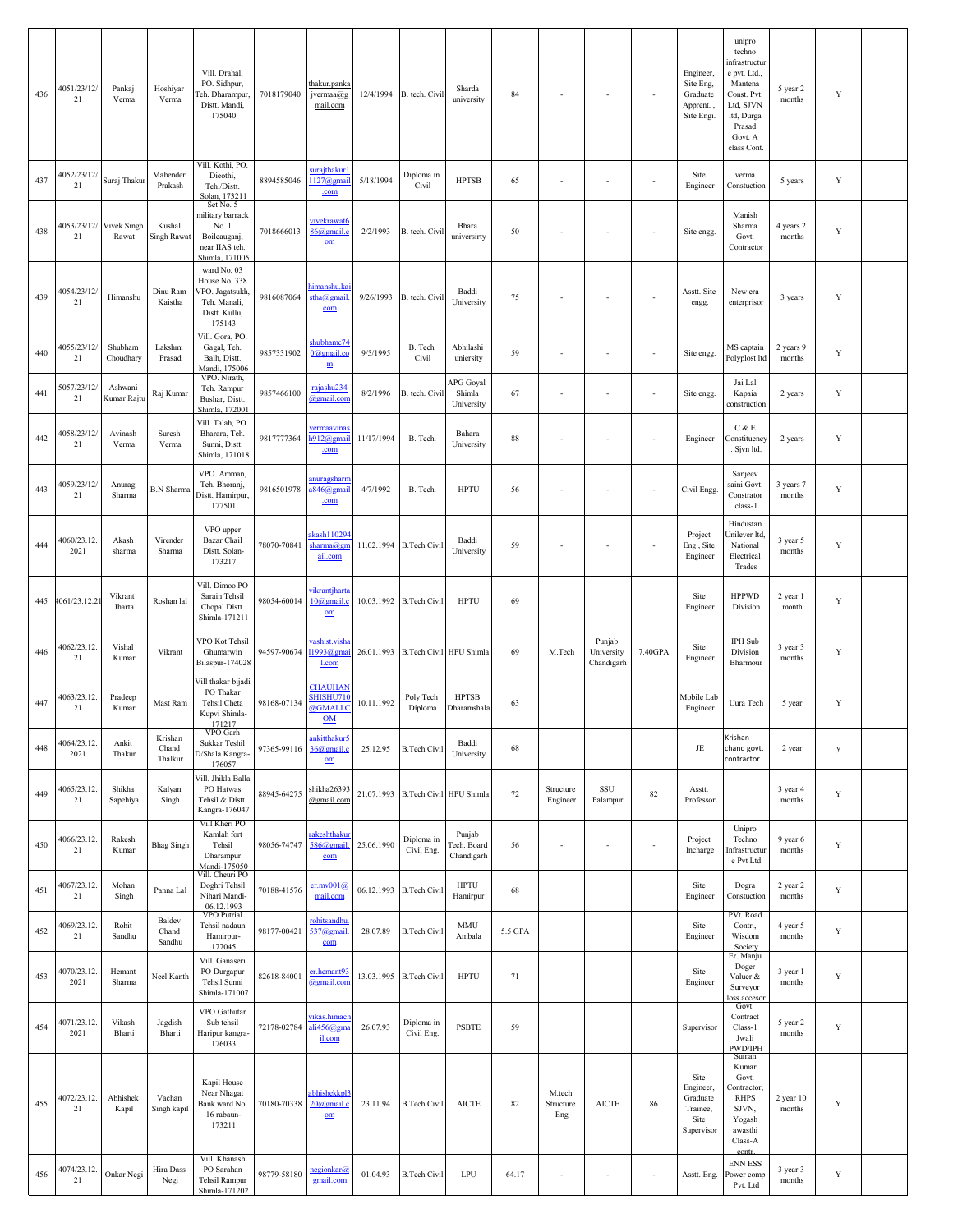| 436 | 4051/23/12/21 | Pankaj Verma | Hoshiyar Verma | Vill. Drahal, PO. Sidhpur, Teh. Dharampur, Distt. Mandi, 175040 | 7018179040 | thakur.pankajvermaa@gmail.com | 12/4/1994 | B. tech. Civil | Sharda university | 84 | - | - | - | Engineer, Site Eng, Graduate Apprent. , Site Engi. | unipro techno infrastructure pvt. Ltd., Mantena Const. Pvt. Ltd, SJVN ltd, Durga Prasad Govt. A class Cont. | 5 year 2 months | Y | |
|---|---|---|---|---|---|---|---|---|---|---|---|---|---|---|---|---|---|---|
| 437 | 4052/23/12/21 | Suraj Thakur | Mahender Prakash | Vill. Kothi, PO. Dieothi, Teh./Distt. Solan, 173211 | 8894585046 | surajthakur11127@gmail.com | 5/18/1994 | Diploma in Civil | HPTSB | 65 | - | - | - | Site Engineer | verma Constuction | 5 years | Y | |
| 438 | 4053/23/12/21 | Vivek Singh Rawat | Kushal Singh Rawat | Set No. 5 military barrack No. 1 Boileauganj, near IIAS teh. Shimla, 171005 | 7018666013 | vivekrawat686@gmail.com | 2/2/1993 | B. tech. Civil | Bhara universirty | 50 | - | - | - | Site engg. | Manish Sharma Govt. Contractor | 4 years 2 months | Y | |
| 439 | 4054/23/12/21 | Himanshu | Dinu Ram Kaistha | ward No. 03 House No. 338 VPO. Jagatsukh, Teh. Manali, Distt. Kullu, 175143 | 9816087064 | himanshu.kaistha@gmail.com | 9/26/1993 | B. tech. Civil | Baddi University | 75 | - | - | - | Asstt. Site engg. | New era enterprisor | 3 years | Y | |
| 440 | 4055/23/12/21 | Shubham Choudhary | Lakshmi Prasad | Vill. Gora, PO. Gagal, Teh. Balh, Distt. Mandi, 175006 | 9857331902 | shubhamc740@gmail.com | 9/5/1995 | B. Tech Civil | Abhilashi uniersity | 59 | - | - | - | Site engg. | MS captain Polyplost ltd | 2 years 9 months | Y | |
| 441 | 5057/23/12/21 | Ashwani Kumar Rajtu | Raj Kumar | VPO. Nirath, Teh. Rampur Bushar, Distt. Shimla, 172001 | 9857466100 | rajashu234@gmail.com | 8/2/1996 | B. tech. Civil | APG Goyal Shimla University | 67 | - | - | - | Site engg. | Jai Lal Kapaia construction | 2 years | Y | |
| 442 | 4058/23/12/21 | Avinash Verma | Suresh Verma | Vill. Talah, PO. Bharara, Teh. Sunni, Distt. Shimla, 171018 | 9817777364 | vermaavinash912@gmail.com | 11/17/1994 | B. Tech. | Bahara University | 88 | - | - | - | Engineer | C & E Constituency . Sjvn ltd. | 2 years | Y | |
| 443 | 4059/23/12/21 | Anurag Sharma | B.N Sharma | VPO. Amman, Teh. Bhoranj, Distt. Hamirpur, 177501 | 9816501978 | anuragsharma846@gmail.com | 4/7/1992 | B. Tech. | HPTU | 56 | - | - | - | Civil Engg. | Sanjeev saini Govt. Constrator class-1 | 3 years 7 months | Y | |
| 444 | 4060/23.12.2021 | Akash sharma | Virender Sharma | VPO upper Bazar Chail Distt. Solan-173217 | 78070-70841 | akash110294sharma@gmail.com | 11.02.1994 | B.Tech Civil | Baddi University | 59 | - | - | - | Project Eng., Site Engineer | Hindustan Unilever ltd, National Electrical Trades | 3 year 5 months | Y | |
| 445 | 4061/23.12.21 | Vikrant Jharta | Roshan lal | Vill. Dimoo PO Sarain Tehsil Chopal Distt. Shimla-171211 | 98054-60014 | vikrantjharta10@gmail.com | 10.03.1992 | B.Tech Civil | HPTU | 69 | | | | Site Engineer | HPPWD Division | 2 year 1 month | Y | |
| 446 | 4062/23.12.21 | Vishal Kumar | Vikrant | VPO Kot Tehsil Ghumarwin Bilaspur-174028 | 94597-90674 | vashist.vishal1993@gmail.com | 26.01.1993 | B.Tech Civil | HPU Shimla | 69 | M.Tech | Punjab University Chandigarh | 7.40GPA | Site Engineer | IPH Sub Division Bharmour | 3 year 3 months | Y | |
| 447 | 4063/23.12.21 | Pradeep Kumar | Mast Ram | Vill thakar bijadi PO Thakar Tehsil Cheta Kupvi Shimla-171217 | 98168-07134 | CHAUHANSHISHU710@GMAIL.COM | 10.11.1992 | Poly Tech Diploma | HPTSB Dharamshala | 63 | | | | Mobile Lab Engineer | Uura Tech | 5 year | Y | |
| 448 | 4064/23.12.2021 | Ankit Thakur | Krishan Chand Thakur | VPO Garh Sukkar Teshil D/Shala Kangra-176057 | 97365-99116 | ankitthakur536@gmail.com | 25.12.95 | B.Tech Civil | Baddi University | 68 | | | | JE | Krishan chand govt. contractor | 2 year | y | |
| 449 | 4065/23.12.21 | Shikha Sapehiya | Kalyan Singh | Vill. Jhikla Balla PO Hatwas Tehsil & Distt. Kangra-176047 | 88945-64275 | shikha26393@gmail.com | 21.07.1993 | B.Tech Civil | HPU Shimla | 72 | Structure Engineer | SSU Palampur | 82 | Asstt. Professor | | 3 year 4 months | Y | |
| 450 | 4066/23.12.21 | Rakesh Kumar | Bhag Singh | Vill Kheri PO Kamlah fort Tehsil Dharampur Mandi-175050 | 98056-74747 | rakeshthakur586@gmail.com | 25.06.1990 | Diploma in Civil Eng. | Punjab Tech. Board Chandigarh | 56 | - | - | - | Project Incharge | Unipro Techno Infrastructure Pvt Ltd | 9 year 6 months | Y | |
| 451 | 4067/23.12.21 | Mohan Singh | Panna Lal | Vill. Cheuri PO Doghri Tehsil Nihari Mandi-06.12.1993 | 70188-41576 | er.mv001@mail.com | 06.12.1993 | B.Tech Civil | HPTU Hamirpur | 68 | | | | Site Engineer | Dogra Constuction | 2 year 2 months | Y | |
| 452 | 4069/23.12.21 | Rohit Sandhu | Baldev Chand Sandhu | VPO Putrial Tehsil nadaun Hamirpur-177045 | 98177-00421 | rohitsandhu.537@gmail.com | 28.07.89 | B.Tech Civil | MMU Ambala | 5.5 GPA | | | | Site Engineer | PVt. Road Contr., Wisdom Society | 4 year 5 months | Y | |
| 453 | 4070/23.12.2021 | Hemant Sharma | Neel Kanth | Vill. Ganaseri PO Durgapur Tehsil Sunni Shimla-171007 | 82618-84001 | er.hemant93@gmail.com | 13.03.1995 | B.Tech Civil | HPTU | 71 | | | | Site Engineer | Er. Manju Doger Valuer & Surveyor loss accesor | 3 year 1 months | Y | |
| 454 | 4071/23.12.2021 | Vikash Bharti | Jagdish Bharti | VPO Gathutar Sub tehsil Haripur kangra-176033 | 72178-02784 | vikas.himachali456@gmail.com | 26.07.93 | Diploma in Civil Eng. | PSBTE | 59 | | | | Supervisor | Govt. Contract Class-1 Jwali PWD/IPH | 5 year 2 months | Y | |
| 455 | 4072/23.12.21 | Abhishek Kapil | Vachan Singh kapil | Kapil House Near Nhagat Bank ward No. 16 rabaun-173211 | 70180-70338 | abhishekkpl320@gmail.com | 23.11.94 | B.Tech Civil | AICTE | 82 | M.tech Structure Eng | AICTE | 86 | Site Engineer, Graduate Trainee, Site Supervisor | Suman Kumar Govt. Contractor, RHPS SJVN, Yogash awasthi Class-A contr. | 2 year 10 months | Y | |
| 456 | 4074/23.12.21 | Onkar Negi | Hira Dass Negi | Vill. Khanash PO Sarahan Tehsil Rampur Shimla-171202 | 98779-58180 | negionkar@gmail.com | 01.04.93 | B.Tech Civil | LPU | 64.17 | - | - | - | Asstt. Eng. | ENN ESS Power comp Pvt. Ltd | 3 year 3 months | Y | |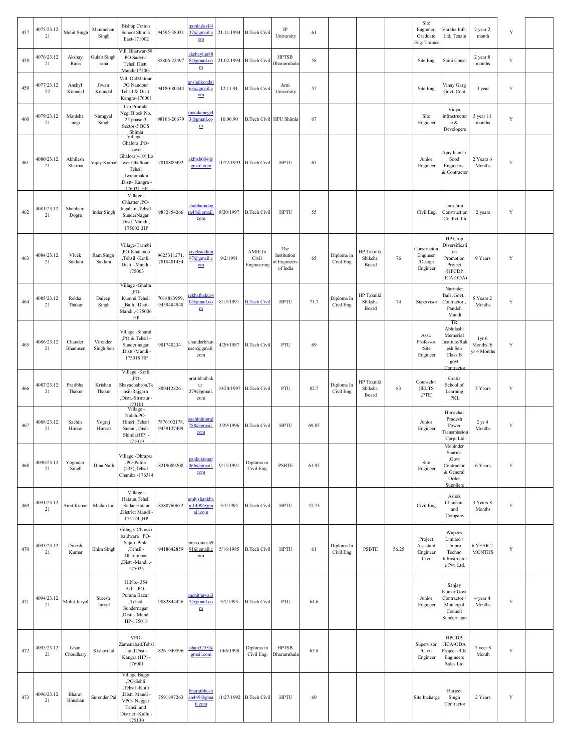| 457 | 4075/23.12.21 | Mohit Singh | Manmohan Singh | Bishop Cotton School Shimla East-171002 | 94595-38031 | mohit.devil432@gmail.com | 21.11.1994 | B.Tech Civil | JP University | 61 | | | | Site Enginner, Graduate Eng. Trainee | Varaha Infr. Ltd, Tenzin | 2 year 2 month | Y | |
|---|---|---|---|---|---|---|---|---|---|---|---|---|---|---|---|---|---|---|
| 458 | 4076/23.12.21 | Akshay Rana | Gulab Singh rana | Vill. Bhatwar-58 PO Sadyna Tehsil Distt. Mandi-175001 | 85806-25497 | akshayinu888@gmail.com | 21.02.1994 | B.Tech Civil | HPTSB Dharamshala | 58 | | | | Site Eng. | Saini Const. | 2 year 8 months | Y | |
| 459 | 4077/23.12.22 | Anshyl Koundal | Jiwan Koundal | Vill. OldMatour PO Nandpur Tehsil & Distt. Kangra-176001 | 94180-80444 | anshulkondal63@gmail.com | 12.11.91 | B.Tech Civil | Arni University | 57 | | | | Site Eng. | Vinay Garg Govt. Cont. | 3 year | Y | |
| 460 | 4079/23.12.21 | Manisha negi | Namgyal Singh | C/o Promila Negi Block No. 25 phase-3 Sector-5 BCS Shimla | 98168-26679 | monikanegi43@gmail.com | 10.06.90 | B.Tech Civil | HPU Shimla | 67 | | | | Site Engineer | Vidya infrastructure & Developers | 3 year 11 months | Y | |
| 461 | 4080/23.12.21 | Akhilesh Sharma | Vijay Kumar | Village -Ghalora ,PO-Lower Ghalora(410),Lower Ghallour Tehsil ,Jwalamukhi ,Distt- Kangra - 176031 HP | 7018809492 | akhlsh004@gmail.com | 11/22/1993 | B.Tech Civil | HPTU | 65 | | | | Junior Engineer | Ajay Kumar Sood Engineers & Contractor | 2 Years 6 Months | Y | |
| 462 | 4081/23.12.21 | Shubham Dogra | Inder Singh | Village - Chhatter ,PO-Jugahan ,Tehsil-SunderNagar ,Distt. Mandi ,-175002 ,HP | 9882854266 | shubhamdogra48@gmail.com | 8/20/1997 | B.Tech Civil | HPTU | 55 | | | | Civil Eng. | Jam Jam Construction Co. Pvt. Ltd | 2 years | Y | |
| 463 | 4084/23.12.21 | Vivek Saklani | Ram Singh Saklani | Village-Trambi ,PO-Khalanoo ,Tehsil -Kotli, Distt. -Mandi - 175003 | 9625311271, 7018401434 | viveksaklani97@gmail.com | 9/2/1991 | AMIE In Civil Engineering | The Institution of Engineers of India | 65 | Diploma in Civil Eng. | HP Takniki Shiksha Board | 76 | Constructon Engineer /Design Engineer | HP Crop Diversification Promotion Project (HPCDP JICA.ODA) | 9 Years | Y | |
| 464 | 4085/23.12.21 | Rekha Thakur | Daleep Singh | Village -Ghalta ,PO-Kummi,Tehsil _Balh , Distt-Mandi ,-175006 HP | 7018883959, 9459484948 | rekhathakur40@gmail.com | 8/15/1991 | B.Tech Civil | HPTU | 71.7 | Diploma In Civil Eng. | HP Takniki Shiksha Board | 74 | Supervisor | Narinder Bali ,Govt.. Contractor , Pandoh Mandi | 5 Years 2 Months | Y | |
| 465 | 4086/23.12.21 | Chander Bhanusen | Virender Singh Sen | Village -Siharal ,PO & Tehsil - Sunder nagar ,Distt -Mandi - 175018 HP | 9817402341 | chanderbhanusen@gmail.com | 4/20/1987 | B.Tech Civil | PTU | 69 | | | | Asst. Professor /Site Engineer | TR Abhilashi Memorial Institute/Rakesh Sen Class B govt Contractor | 1yr 6 Months /6 yr 4 Months | Y | |
| 466 | 4087/23.12.21 | Pratibha Thakur | Krishan Thakur | Village -Kotli ,PO-Shayachabron,Tehsil-Rajgarh ,Distt.-Sirmaur - 173101 | 8894128261 | pratibhathakur279@gmail.com | 10/20/1997 | B.Tech Civil | PTU | 82.7 | Diploma In Civil Eng. | HP Takniki Shiksha Board | 83 | Counselor (IELTS ,PTE) | Gratis School of Learning PKL | 3 Years | Y | |
| 467 | 4088/23.12.21 | Sachin Himral | Yograj Himral | Village - Nalah,PO-Himri ,Tehsil Sunni , Distt-Shimla(HP) - 171019 | 7876102178, 9459127499 | sachinhimral788@gmail.com | 3/29/1996 | B.Tech Civil | HPTU | 69.85 | | | | Junior Engineer | Himachal Pradesh Power Transmission Corp. Ltd. | 2 yr 4 Months | Y | |
| 468 | 4090/23.12.21 | Yoginder Singh | Dina Nath | Village -Dhrapra ,PO-Paliur (233),Tehsil Chamba -176314 | 8219089208 | pankukumar066@gmail.com | 9/15/1991 | Diploma in Civil Eng. | PSBTE | 61.95 | | | | Site Engineer | Mohinder Sharma ,Govt Contractor & General Order Suppliers | 6 Years | Y | |
| 469 | 4091/23.12.21 | Amit Kumar | Madan Lal | Village - Hataun,Tehsil _Sadar Hataun ,District Mandi - 175124 ,HP | 8580760632 | amit.shankham1409@gmail.com | 3/5/1995 | B.Tech Civil | HPTU | 57.73 | | | | Civil Eng. | Ashok Chauhan and Company | 3 Years 8 Months | Y | |
| 470 | 4093/23.12.21 | Dinesh Kumar | Bhim Singh | Village- Chowki baldwara ,PO-Sajao ,Piplu ,Tehsil - Dharampur ,Distt -Mandi ,-175025 | 9418642859 | rana.dinesh991@gmail.com | 5/16/1985 | B.Tech Civil | HPTU | 61 | Diploma In Civil Eng. | PSBTE | 56.25 | Project Assistant /Engineer Civil | Wapcos Limited / Unipro Techno Infrastructure Pvt. Ltd. | 6 YEAR 2 MONTHS | Y | |
| 471 | 4094/23.12.21 | Mohit Jaryal | Suresh Jaryal | H.No.- 354 A/11 ,PO-Purana Bazar ,Tehsil Sundernagar ,Distt - Mandi HP-175018 | 9882844426 | mohitjaryal37@gmail.com | 3/7/1993 | B.Tech Civil | PTU | 64.6 | | | | Junior Engineer | Sanjay Kumar Govt Contractor / Municipal Council Sundernagar | 4 year 4 Months | Y | |
| 472 | 4095/23.12.21 | Ishan Choudhary | Kishori lal | VPO-Zamanabad,Tehsil and Distt-Kangra (HP) - 176001 | 8261949596 | ishan5253@gmail.com | 10/6/1990 | Diploma in Civil Eng. | HPTSB Dharamshala | 65.8 | | | | Supervisor /Civil Engineer | HPCDP-JICA-ODA Project /R.K Engineers Sales Ltd. | 7 year 8 Month | Y | |
| 473 | 4096/23.12.21 | Bharat Bhushan | Surender Pal | Village Baggi ,PO-Sehli ,Tehsil -Kotli ,Distt. Mandi - VPO- Naggar Tehsil and District -Kullu - 175130 | 7591897263 | bharatbhushan449@gmail.com | 11/27/1992 | B.Tech Civil | HPTU | 60 | | | | Site Incharge | Harjeet Singh Contractor | 2 Years | Y | |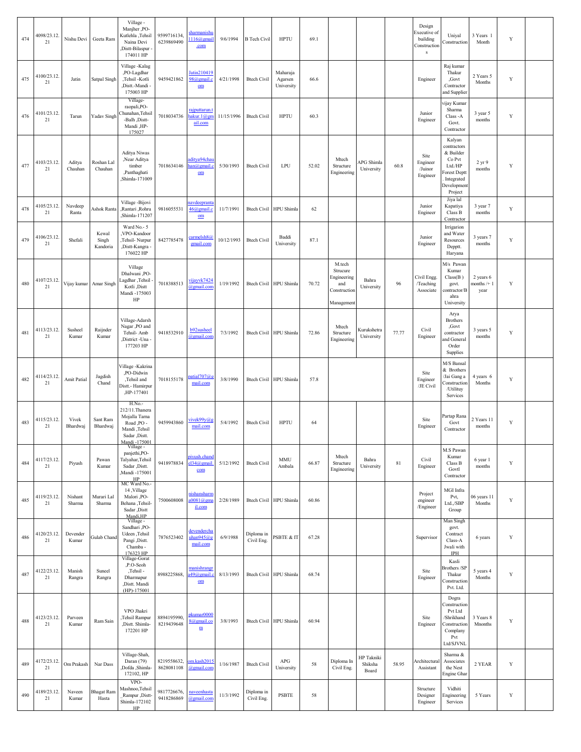| 474 | 4098/23.12.21 | Nishu Devi | Geeta Ram | Village - Manjher ,PO-Kutlehla ,Tehsil Naina Devi ,Distt-Bilaspur - 174011 HP | 9599716134, 6239869490 | sharmanishu1116@gmail.com | 9/6/1994 | B Tech Civil | HPTU | 69.1 | | | | Design Executive of building Constructions | Uniyal Construction | 3 Years 1 Month | Y | |
|---|---|---|---|---|---|---|---|---|---|---|---|---|---|---|---|---|---|---|
| 475 | 4100/23.12.21 | Jatin | Satpal Singh | Village -Kalag ,PO-Lagdhar ,Tehsil -Kotli ,Distt.-Mandi - 175003 HP | 9459421862 | Jatin21041998@gmail.com | 4/21/1998 | Btech Civil | Maharaja Agarsen University | 66.6 | | | | Engineer | Raj kumar Thakur ,Govt .Contractor and Supplier | 2 Years 5 Months | Y | |
| 476 | 4101/23.12.21 | Tarun | Yadav Singh | Village-raopali,PO-Chunahan,Tehsil -Balh ,Distt-Mandi ,HP-175027 | 7018034736 | rajputtarun.thakur.1@gmail.com | 11/15/1996 | Btech Civil | HPTU | 60.3 | | | | Junior Engineer | vijay Kumar Sharma Class -A Govt. Contractor | 3 year 5 months | Y | |
| 477 | 4103/23.12.21 | Aditya Chauhan | Roshan Lal Chauhan | Aditya Niwas ,Near Aditya timber ,Panthaghati ,Shimla-171009 | 7018634146 | aditya94chauhan@gmail.com | 5/30/1993 | Btech Civil | LPU | 52.02 | Mtech Structure Engineering | APG Shimla University | 60.8 | Site Engineer /Juinor Engineer | Kalyan contractors & Builder Co Pvt Ltd./HP Forest Deptt . Integrated Development Project | 2 yr 9 months | Y | |
| 478 | 4105/23.12.21 | Navdeep Ranta | Ashok Ranta | Village -Bijovi ,Rantari ,Rohru ,Shimla-171207 | 9816055531 | navdeepranta46@gmail.com | 11/7/1991 | Btech Civil | HPU Shimla | 62 | | | | Junior Engineer | Jiya lal Kapatiya Class B Contractor | 3 year 7 months | Y | |
| 479 | 4106/23.12.21 | Shefali | Kewal Singh Kandoria | Ward No.- 5 ,VPO-Kandoor ,Tehsil- Nurpur ,Distt-Kangra - 176022 HP | 8427785478 | carmelsh8@gmail.com | 10/12/1993 | Btech Civil | Baddi University | 87.1 | | | | Junior Engineer | Irrigarion and Water Resources Depptt. Haryana | 3 years 7 months | Y | |
| 480 | 4107/23.12.21 | Vijay kumar | Amar Singh | Village Dhalwani ,PO-Lagdhar ,Tehsil - Kotli ,Distt Mandi -175003 HP | 7018388513 | vijayvk7424@gmail.com | 1/19/1992 | Btech Civil | HPU Shimla | 70.72 | M.tech Strucure Engineering and Construction Management | Bahra University | 96 | Civil Engg. /Teaching Associate | M/s Pawan Kumar Class(B ) govt. contractor/Bahra University | 2 years 6 months /+ 1 year | Y | |
| 481 | 4113/23.12.21 | Susheel Kumar | Raijnder Kumar | Village-Adarsh Nagar ,PO and Tehsil- Amb ,District -Una - 177203 HP | 9418532910 | b92susheel@gmail.com | 7/3/1992 | Btech Civil | HPU Shimla | 72.86 | Mtech Structure Engineering | Kurukshetra University | 77.77 | Civil Engineer | Arya Brothers ,Govt contractor and General Order Supplies | 3 years 5 months | Y | |
| 482 | 4114/23.12.21 | Amit Patial | Jagdish Chand | Village -Kakrina ,PO-Didwin ,Tehsil and Distt.- Hamirpur ,HP-177401 | 7018155178 | patial707@gmail.com | 3/8/1990 | Btech Civil | HPU Shimla | 57.8 | | | | Site Engineer /JE Civil | M/S Bansal & Brothers /Jai Gang a Construction /Utilituy Services | 4 years 6 Months | Y | |
| 483 | 4115/23.12.21 | Vivek Bhardwaj | Sant Ram Bhardwaj | H.No.- 212/11.Thanera Mojalla Tarna Road ,PO - Mandi ,Tehsil Sadar ,Distt. Mandi -175001 | 9459943860 | vivek99v@gmail.com | 5/4/1992 | Btech Civil | HPTU | 64 | | | | Site Engineer | Partap Rana Govt Contractor | 2 Years 11 months | Y | |
| 484 | 4117/23.12.21 | Piyush | Pawan Kumar | Village - panjethi,PO-Talyahar,Tehsil Sadar ,Distt. ,Mandi -175001 HP | 9418978834 | piyush.chandel34@gmail.com | 5/12/1992 | Btech Civil | MMU Ambala | 66.87 | Mtech Structure Engineering | Bahra University | 81 | Civil Engineer | M.S Pawan Kumar Class B Govtl Contractor | 6 year 1 months | Y | |
| 485 | 4119/23.12.21 | Nishant Sharma | Murari Lal Sharma | MC Ward No.- 14 ,Village Malori ,PO-Behana ,Tehsil-Sadar ,Distt Mandi,HP | 7500608008 | nishansharma0081@gmail.com | 2/28/1989 | Btech Civil | HPU Shimla | 60.86 | | | | Project engineer /Engineer | MGI Infra Pvt, Ltd.,/SBP Group | 06 years 11 Months | Y | |
| 486 | 4120/23.12.21 | Devender Kumar | Gulab Chand | Village - Sandhari ,PO-Udeen ,Tehsil Pangi ,Distt. Chamba - 176323 HP | 7876523402 | devenderchauhan945@gmail.com | 6/9/1988 | Diploma in Civil Eng. | PSBTE & IT | 67.28 | | | | Supervisor | Man Singh govt. Contract Class-A Jwali with IPH | 6 years | Y | |
| 487 | 4122/23.12.21 | Manish Rangra | Suneel Rangra | Village-Gorat ,P.O-Seoh ,Tehsil - Dharmapur ,Distt. Mandi (HP)-175001 | 8988225868, | manishrangra49@gmail.com | 8/13/1993 | Btech Civil | HPU Shimla | 68.74 | | | | Site Engineer | Kasli Brothers /SP Thakur Construction Pvt. Ltd. | 5 years 4 Months | Y | |
| 488 | 4123/23.12.21 | Parveen Kumar | Ram Sain | VPO Jhakri ,Tehsil Rampur ,Distt. Shimla-172201 HP | 8894195990, 8219439648 | pkumar00008@gmail.com | 3/8/1993 | Btech Civil | HPU Shimla | 60.94 | | | | Site Engineer | Dogra Construction Pvt Ltd /Shrikhand Construction Complany Pvt Ltd/SJVNL | 3 Years 8 Mnonths | Y | |
| 489 | 4172/23.12.21 | Om Prakash | Nar Dass | Village-Shah, Daran (79) ,Dofda ,Shimla-172102, HP | 8219558632, 8628081108 | om.kash2015@gmail.com | 1/16/1987 | Btech Civil | APG University | 58 | Diploma In Civil Eng. | HP Takniki Shiksha Board | 58.95 | Architectural Assistant | Sharma & Associates the Nest Engine Ghar | 2 YEAR | Y | |
| 490 | 4189/23.12.21 | Naveen Kumar | Bhagat Ram Hasta | VPO-Mashnoo,Tehsil _Rampur ,Distt-Shimla-172102 HP | 9817726676, 9418286869 | naveenhasta@gmail.com | 11/3/1992 | Diploma in Civil Eng. | PSBTE | 58 | | | | Structure Designer Engineer | Vidhiti Engineering Services | 5 Years | Y | |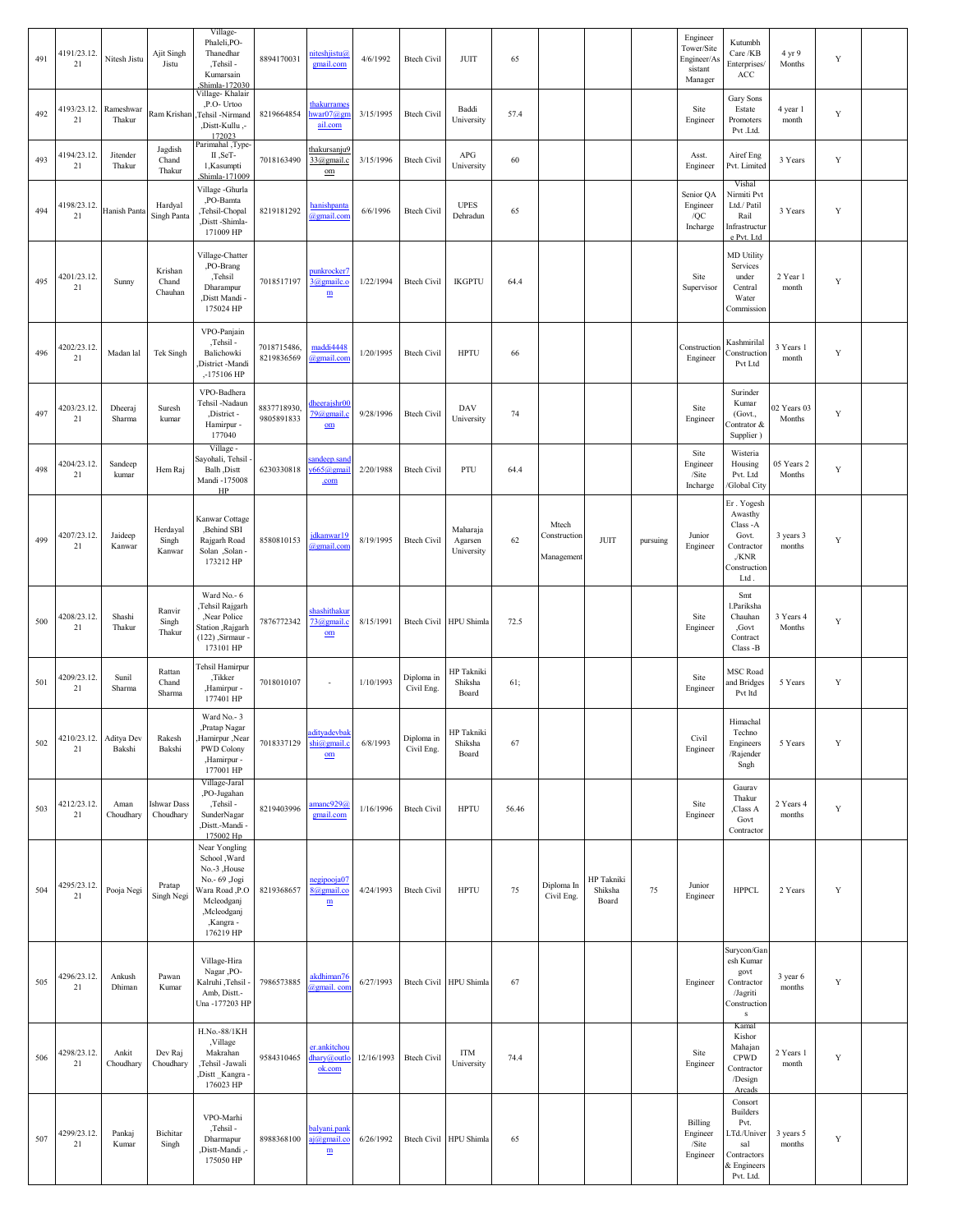| 491 | 4191/23.12.21 | Nitesh Jistu | Ajit Singh Jistu | Village-Phaleli,PO-Thanedhar ,Tehsil - Kumarsain ,Shimla-172030 | 8894170031 | niteshjistu@gmail.com | 4/6/1992 | Btech Civil | JUIT | 65 | | | | Engineer Tower/Site Engineer/Assistant Manager | Kutumbh Care /KB Enterprises/ACC | 4 yr 9 Months | Y | |
|---|---|---|---|---|---|---|---|---|---|---|---|---|---|---|---|---|---|---|
| 492 | 4193/23.12.21 | Rameshwar Thakur | Ram Krishan | Village- Khalair ,P.O- Urtoo ,Tehsil -Nirmand ,Distt-Kullu ,-172023 | 8219664854 | thakurrameshwar07@gmail.com | 3/15/1995 | Btech Civil | Baddi University | 57.4 | | | | Site Engineer | Gary Sons Estate Promoters Pvt .Ltd. | 4 year 1 month | Y | |
| 493 | 4194/23.12.21 | Jitender Thakur | Jagdish Chand Thakur | Parimahal ,Type-II ,SeT-1,Kasumpti ,Shimla-171009 | 7018163490 | thakursanju933@gmail.com | 3/15/1996 | Btech Civil | APG University | 60 | | | | Asst. Engineer | Airef Eng Pvt. Limited | 3 Years | Y | |
| 494 | 4198/23.12.21 | Hanish Panta | Hardyal Singh Panta | Village -Ghurla ,PO-Bamta ,Tehsil-Chopal ,Distt -Shimla-171009 HP | 8219181292 | hanishpanta@gmail.com | 6/6/1996 | Btech Civil | UPES Dehradun | 65 | | | | Senior QA Engineer /QC Incharge | Vishal Nirmiti Pvt Ltd./ Patil Rail Infrastructure Pvt. Ltd | 3 Years | Y | |
| 495 | 4201/23.12.21 | Sunny | Krishan Chand Chauhan | Village-Chatter ,PO-Brang ,Tehsil Dharampur ,Distt Mandi -175024 HP | 7018517197 | punkrocker73@gmailc.om | 1/22/1994 | Btech Civil | IKGPTU | 64.4 | | | | Site Supervisor | MD Utility Services under Central Water Commission | 2 Year 1 month | Y | |
| 496 | 4202/23.12.21 | Madan lal | Tek Singh | VPO-Panjain ,Tehsil - Balichowki ,District -Mandi ,-175106 HP | 7018715486, 8219836569 | maddi4448@gmail.com | 1/20/1995 | Btech Civil | HPTU | 66 | | | | Construction Engineer | Kashmirilal Construction Pvt Ltd | 3 Years 1 month | Y | |
| 497 | 4203/23.12.21 | Dheeraj Sharma | Suresh kumar | VPO-Badhera Tehsil -Nadaun ,District - Hamirpur -177040 | 8837718930, 9805891833 | dheerajshr0079@gmail.com | 9/28/1996 | Btech Civil | DAV University | 74 | | | | Site Engineer | Surinder Kumar (Govt., Contrator & Supplier ) | 02 Years 03 Months | Y | |
| 498 | 4204/23.12.21 | Sandeep kumar | Hem Raj | Village - Sayohali, Tehsil - Balh ,Distt Mandi -175008 HP | 6230330818 | sandeep.sandy665@gmail.com | 2/20/1988 | Btech Civil | PTU | 64.4 | | | | Site Engineer /Site Incharge | Wisteria Housing Pvt. Ltd /Global City | 05 Years 2 Months | Y | |
| 499 | 4207/23.12.21 | Jaideep Kanwar | Herdayal Singh Kanwar | Kanwar Cottage ,Behind SBI Rajgarh Road Solan ,Solan -173212 HP | 8580810153 | jdkanwar19@gmail.com | 8/19/1995 | Btech Civil | Maharaja Agarsen University | 62 | Mtech Construction Management | JUIT | pursuing | Junior Engineer | Er . Yogesh Awasthy Class -A Govt. Contractor ,/KNR Construction Ltd . | 3 years 3 months | Y | |
| 500 | 4208/23.12.21 | Shashi Thakur | Ranvir Singh Thakur | Ward No.- 6 ,Tehsil Rajgarh ,Near Police Station ,Rajgarh (122) ,Sirmaur -173101 HP | 7876772342 | shashithakur73@gmail.com | 8/15/1991 | Btech Civil | HPU Shimla | 72.5 | | | | Site Engineer | Smt l.Pariksha Chauhan ,Govt Contract Class -B | 3 Years 4 Months | Y | |
| 501 | 4209/23.12.21 | Sunil Sharma | Rattan Chand Sharma | Tehsil Hamirpur ,Tikker ,Hamirpur -177401 HP | 7018010107 | - | 1/10/1993 | Diploma in Civil Eng. | HP Takniki Shiksha Board | 61; | | | | Site Engineer | MSC Road and Bridges Pvt ltd | 5 Years | Y | |
| 502 | 4210/23.12.21 | Aditya Dev Bakshi | Rakesh Bakshi | Ward No.- 3 ,Pratap Nagar ,Hamirpur ,Near PWD Colony ,Hamirpur -177001 HP | 7018337129 | adityadevbakshi@gmail.com | 6/8/1993 | Diploma in Civil Eng. | HP Takniki Shiksha Board | 67 | | | | Civil Engineer | Himachal Techno Engineers /Rajender Sngh | 5 Years | Y | |
| 503 | 4212/23.12.21 | Aman Choudhary | Ishwar Dass Choudhary | Village-Jaral ,PO-Jugahan ,Tehsil - SunderNagar ,Distt.-Mandi -175002 Hp | 8219403996 | amanc929@gmail.com | 1/16/1996 | Btech Civil | HPTU | 56.46 | | | | Site Engineer | Gaurav Thakur ,Class A Govt Contractor | 2 Years 4 months | Y | |
| 504 | 4295/23.12.21 | Pooja Negi | Pratap Singh Negi | Near Yongling School ,Ward No.-3 ,House No.- 69 ,Jogi Wara Road ,P.O Mcleodganj ,Mcleodganj ,Kangra -176219 HP | 8219368657 | negipooja078@gmail.com | 4/24/1993 | Btech Civil | HPTU | 75 | Diploma In Civil Eng. | HP Takniki Shiksha Board | 75 | Junior Engineer | HPPCL | 2 Years | Y | |
| 505 | 4296/23.12.21 | Ankush Dhiman | Pawan Kumar | Village-Hira Nagar ,PO-Kalruhi ,Tehsil - Amb, Distt.-Una -177203 HP | 7986573885 | akdhiman76@gmail. com | 6/27/1993 | Btech Civil | HPU Shimla | 67 | | | | Engineer | Surycon/Ganesh Kumar govt Contractor /Jagriti Constructions | 3 year 6 months | Y | |
| 506 | 4298/23.12.21 | Ankit Choudhary | Dev Raj Choudhary | H.No.-88/1KH ,Village Makrahan ,Tehsil -Jawali ,Distt _Kangra -176023 HP | 9584310465 | er.ankitchoudhary@outlook.com | 12/16/1993 | Btech Civil | ITM University | 74.4 | | | | Site Engineer | Kamal Kishor Mahajan CPWD Contractor /Design Arcads | 2 Years 1 month | Y | |
| 507 | 4299/23.12.21 | Pankaj Kumar | Bichitar Singh | VPO-Marhi ,Tehsil - Dharmapur ,Distt-Mandi ,-175050 HP | 8988368100 | balyani.pankaj@gmail.com | 6/26/1992 | Btech Civil | HPU Shimla | 65 | | | | Billing Engineer /Site Engineer | Consort Builders Pvt. LTd./Universal Contractors & Engineers Pvt. Ltd. | 3 years 5 months | Y | |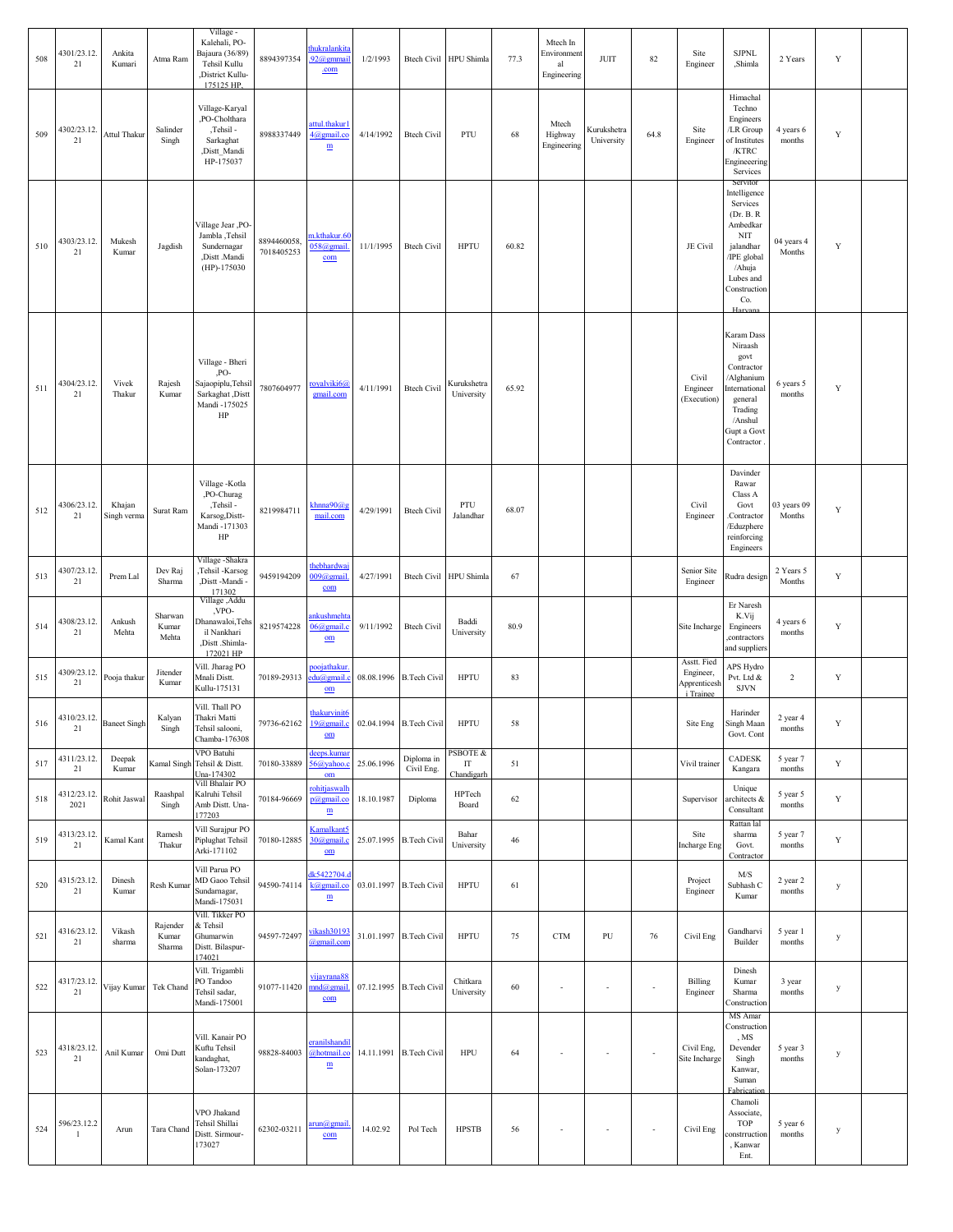| 508 | 4301/23.12.21 | Ankita Kumari | Atma Ram | Village - Kalehali, PO-Bajaura (36/89) Tehsil Kullu ,District Kullu-175125 HP. | 8894397354 | thukralankita.92@gmmail.com | 1/2/1993 | Btech Civil | HPU Shimla | 77.3 | Mtech In Environmental Engineering | JUIT | 82 | Site Engineer | SJPNL ,Shimla | 2 Years | Y | |
|---|---|---|---|---|---|---|---|---|---|---|---|---|---|---|---|---|---|---|
| 509 | 4302/23.12.21 | Attul Thakur | Salinder Singh | Village-Karyal ,PO-Cholthara ,Tehsil -Sarkaghat ,Distt_Mandi HP-175037 | 8988337449 | attul.thakur14@gmail.com | 4/14/1992 | Btech Civil | PTU | 68 | Mtech Highway Engineering | Kurukshetra University | 64.8 | Site Engineer | Himachal Techno Engineers /LR Group of Institutes /KTRC Engineeering Services | 4 years 6 months | Y | |
| 510 | 4303/23.12.21 | Mukesh Kumar | Jagdish | Village Jear ,PO-Jambla ,Tehsil Sundernagar ,Distt .Mandi (HP)-175030 | 8894460058, 7018405253 | m.kthakur.60058@gmail.com | 11/1/1995 | Btech Civil | HPTU | 60.82 | | | | JE Civil | Servitor Intelligence Services (Dr. B. R Ambedkar NIT jalandhar /IPE global /Ahuja Lubes and Construction Co. Haryana | 04 years 4 Months | Y | |
| 511 | 4304/23.12.21 | Vivek Thakur | Rajesh Kumar | Village - Bheri ,PO-Sajaopiplu,Tehsil Sarkaghat ,Distt Mandi -175025 HP | 7807604977 | royalviki6@gmail.com | 4/11/1991 | Btech Civil | Kurukshetra University | 65.92 | | | | Civil Engineer (Execution) | Karam Dass Niraash govt Contractor /Alghanium International general Trading /Anshul Gupt a Govt Contractor . | 6 years 5 months | Y | |
| 512 | 4306/23.12.21 | Khajan Singh verma | Surat Ram | Village -Kotla ,PO-Churag ,Tehsil -Karsog,Distt-Mandi -171303 HP | 8219984711 | khnna90@gmail.com | 4/29/1991 | Btech Civil | PTU Jalandhar | 68.07 | | | | Civil Engineer | Davinder Rawar Class A Govt .Contractor /Eduzphere reinforcing Engineers | 03 years 09 Months | Y | |
| 513 | 4307/23.12.21 | Prem Lal | Dev Raj Sharma | Village -Shakra ,Tehsil -Karsog ,Distt -Mandi - 171302 | 9459194209 | thebhardwaj009@gmail.com | 4/27/1991 | Btech Civil | HPU Shimla | 67 | | | | Senior Site Engineer | Rudra design | 2 Years 5 Months | Y | |
| 514 | 4308/23.12.21 | Ankush Mehta | Sharwan Kumar Mehta | Village ,Addu ,VPO-Dhanawaloi,Tehsil Nankhari ,Distt .Shimla-172021 HP | 8219574228 | ankushmehta06@gmail.com | 9/11/1992 | Btech Civil | Baddi University | 80.9 | | | | Site Incharge | Er Naresh K.Vij Engineers ,contractors and suppliers | 4 years 6 months | Y | |
| 515 | 4309/23.12.21 | Pooja thakur | Jitender Kumar | Vill. Jharag PO Mnali Distt. Kullu-175131 | 70189-29313 | poojathakur.edu@gmail.com | 08.08.1996 | B.Tech Civil | HPTU | 83 | | | | Asstt. Fied Engineer, Apprenticeshi Trainee | APS Hydro Pvt. Ltd & SJVN | 2 | Y | |
| 516 | 4310/23.12.21 | Baneet Singh | Kalyan Singh | Vill. Thall PO Thakri Matti Tehsil salooni, Chamba-176308 | 79736-62162 | thakurvinit619@gmail.com | 02.04.1994 | B.Tech Civil | HPTU | 58 | | | | Site Eng | Harinder Singh Maan Govt. Cont | 2 year 4 months | Y | |
| 517 | 4311/23.12.21 | Deepak Kumar | Kamal Singh | VPO Batuhi Tehsil & Distt. Una-174302 | 70180-33889 | deeps.kumar56@yahoo.com | 25.06.1996 | Diploma in Civil Eng. | PSBOTE & IT Chandigarh | 51 | | | | Vivil trainer | CADESK Kangara | 5 year 7 months | Y | |
| 518 | 4312/23.12.2021 | Rohit Jaswal | Raashpal Singh | Vill Bhalair PO Kalruhi Tehsil Amb Distt. Una-177203 | 70184-96669 | rohitjaswalhp@gmail.com | 18.10.1987 | Diploma | HPTech Board | 62 | | | | Supervisor | Unique architects & Consultant | 5 year 5 months | Y | |
| 519 | 4313/23.12.21 | Kamal Kant | Ramesh Thakur | Vill Surajpur PO Piplughat Tehsil Arki-171102 | 70180-12885 | Kamalkant530@gmail.com | 25.07.1995 | B.Tech Civil | Bahar University | 46 | | | | Site Incharge Eng | Rattan lal sharma Govt. Contractor | 5 year 7 months | Y | |
| 520 | 4315/23.12.21 | Dinesh Kumar | Resh Kumar | Vill Parua PO MD Gaoo Tehsil Sundarnagar, Mandi-175031 | 94590-74114 | dk5422704.dk@gmail.com | 03.01.1997 | B.Tech Civil | HPTU | 61 | | | | Project Engineer | M/S Subhash C Kumar | 2 year 2 months | y | |
| 521 | 4316/23.12.21 | Vikash sharma | Rajender Kumar Sharma | Vill. Tikker PO & Tehsil Ghumarwin Distt. Bilaspur-174021 | 94597-72497 | vikash30193@gmail.com | 31.01.1997 | B.Tech Civil | HPTU | 75 | CTM | PU | 76 | Civil Eng | Gandharvi Builder | 5 year 1 months | y | |
| 522 | 4317/23.12.21 | Vijay Kumar | Tek Chand | Vill. Trigambli PO Tandoo Tehsil sadar, Mandi-175001 | 91077-11420 | vijayrana88mnd@gmail.com | 07.12.1995 | B.Tech Civil | Chitkara University | 60 | - | - | - | Billing Engineer | Dinesh Kumar Sharma Construction | 3 year months | y | |
| 523 | 4318/23.12.21 | Anil Kumar | Omi Dutt | Vill. Kanair PO Kuftu Tehsil kandaghat, Solan-173207 | 98828-84003 | eranilshandil@hotmail.com | 14.11.1991 | B.Tech Civil | HPU | 64 | - | - | - | Civil Eng, Site Incharge | MS Amar Construction , MS Devender Singh Kanwar, Suman Fabrication | 5 year 3 months | y | |
| 524 | 596/23.12.21 | Arun | Tara Chand | VPO Jhakand Tehsil Shillai Distt. Sirmour-173027 | 62302-03211 | arun@gmail.com | 14.02.92 | Pol Tech | HPSTB | 56 | - | - | - | Civil Eng | Chamoli Associate, TOP constrruction , Kanwar Ent. | 5 year 6 months | y | |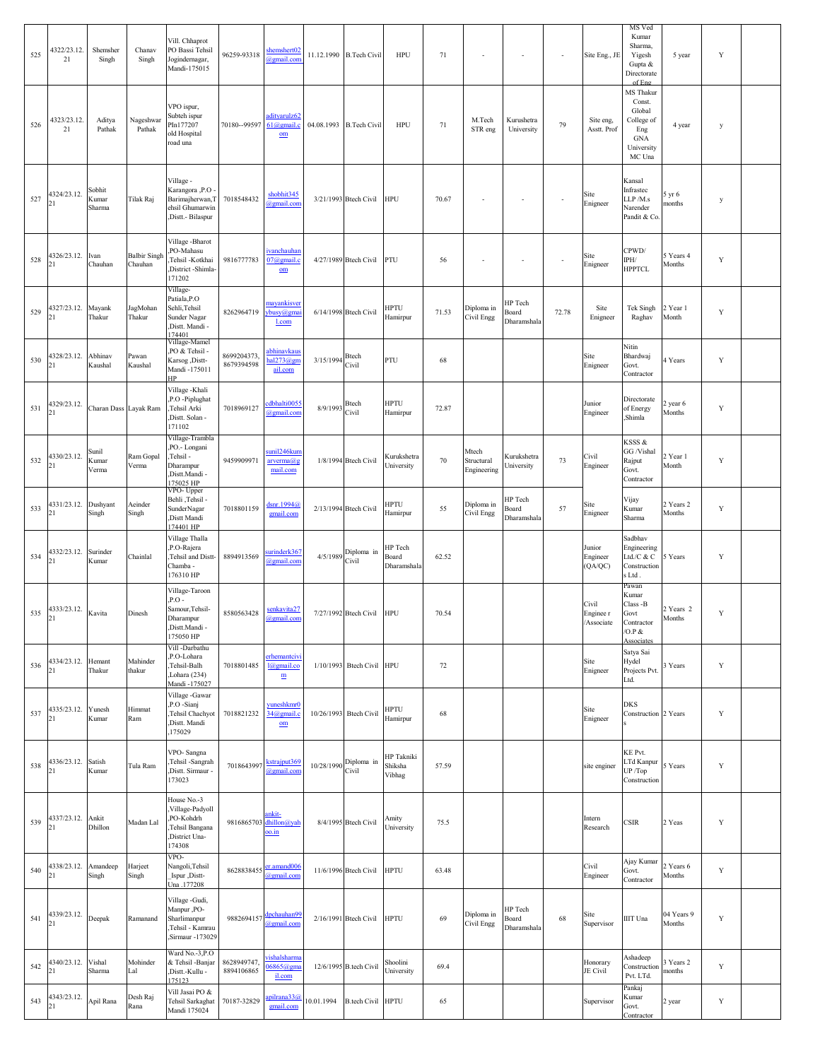| | | | | | | | | | | | | | | | | | | |
|---|---|---|---|---|---|---|---|---|---|---|---|---|---|---|---|---|---|---|
| 525 | 4322/23.12.21 | Shemsher Singh | Chanav Singh | Vill. Chhaprot PO Bassi Tehsil Jogindernagar, Mandi-175015 | 96259-93318 | shemshert02@gmail.com | 11.12.1990 | B.Tech Civil | HPU | 71 | - | - | - | Site Eng., JE | MS Ved Kumar Sharma, Yigesh Gupta & Directorate of Eng | 5 year | Y | |
| 526 | 4323/23.12.21 | Aditya Pathak | Nageshwar Pathak | VPO ispur, Subteh ispur PIn177207 old Hospital road una | 70180--99597 | adityarulz6261@gmail.com | 04.08.1993 | B.Tech Civil | HPU | 71 | M.Tech STR eng | Kurushetra University | 79 | Site eng, Asstt. Prof | MS Thakur Const. Global College of Eng GNA University MC Una | 4 year | y | |
| 527 | 4324/23.12.21 | Sobhit Kumar Sharma | Tilak Raj | Village - Karangora ,P.O - Barimajherwan,Tehsil Ghumarwin ,Distt.- Bilaspur | 7018548432 | shobhit345@gmail.com | 3/21/1993 | Btech Civil | HPU | 70.67 | - | - | - | Site Enigneer | Kansal Infrastec LLP /M.s Narender Pandit & Co. | 5 yr 6 months | y | |
| 528 | 4326/23.12.21 | Ivan Chauhan | Balbir Singh Chauhan | Village -Bharot ,PO-Mahasu ,Tehsil -Kotkhai ,District -Shimla-171202 | 9816777783 | ivanchauhan07@gmail.com | 4/27/1989 | Btech Civil | PTU | 56 | - | - | - | Site Enigneer | CPWD/ IPH/ HPPTCL | 5 Years 4 Months | Y | |
| 529 | 4327/23.12.21 | Mayank Thakur | JagMohan Thakur | Village-Patiala,P.O Sehli,Tehsil Sunder Nagar ,Distt. Mandi - 174401 | 8262964719 | mayankisverybusy@gmail.com | 6/14/1998 | Btech Civil | HPTU Hamirpur | 71.53 | Diploma in Civil Engg | HP Tech Board Dharamshala | 72.78 | Site Enigneer | Tek Singh Raghav | 2 Year 1 Month | Y | |
| 530 | 4328/23.12.21 | Abhinav Kaushal | Pawan Kaushal | Village-Mamel ,PO & Tehsil - Karsog ,Distt-Mandi - 175011 HP | 8699204373, 8679394598 | abhinavkaushal273@gmail.com | 3/15/1994 | Btech Civil | PTU | 68 | | | | Site Enigneer | Nitin Bhardwaj Govt. Contractor | 4 Years | Y | |
| 531 | 4329/23.12.21 | Charan Dass | Layak Ram | Village -Khali ,P.O -Piplughat ,Tehsil Arki ,Distt. Solan - 171102 | 7018969127 | cdbhalti0055@gmail.com | 8/9/1993 | Btech Civil | HPTU Hamirpur | 72.87 | | | | Junior Engineer | Directorate of Energy ,Shimla | 2 year 6 Months | Y | |
| 532 | 4330/23.12.21 | Sunil Kumar Verma | Ram Gopal Verma | Village-Trambla ,PO.- Longani ,Tehsil - Dharampur ,Distt.Mandi - 175025 HP | 9459909971 | sunil246kumarverma@gmail.com | 1/8/1994 | Btech Civil | Kurukshetra University | 70 | Mtech Structural Engineering | Kurukshetra University | 73 | Civil Engineer | KSSS & GG /Vishal Rajput Govt. Contractor | 2 Year 1 Month | Y | |
| 533 | 4331/23.12.21 | Dushyant Singh | Aeinder Singh | VPO- Upper Behli ,Tehsil - SunderNagar ,Distt Mandi 174401 HP | 7018801159 | dsnr.1994@gmail.com | 2/13/1994 | Btech Civil | HPTU Hamirpur | 55 | Diploma in Civil Engg | HP Tech Board Dharamshala | 57 | Site Enigneer | Vijay Kumar Sharma | 2 Years 2 Months | Y | |
| 534 | 4332/23.12.21 | Surinder Kumar | Chainlal | Village Thalla ,P.O-Rajera ,Tehsil and Distt-Chamba - 176310 HP | 8894913569 | surinderk367@gmail.com | 4/5/1989 | Diploma in Civil | HP Tech Board Dharamshala | 62.52 | | | | Junior Engineer (QA/QC) | Sadbhav Engineering Ltd./C & C Construction s Ltd . | 5 Years | Y | |
| 535 | 4333/23.12.21 | Kavita | Dinesh | Village-Taroon ,P.O - Samour,Tehsil-Dharampur ,Distt.Mandi - 175050 HP | 8580563428 | senkavita27@gmail.com | 7/27/1992 | Btech Civil | HPU | 70.54 | | | | Civil Enginee r /Associate | Pawan Kumar Class -B Govt Contractor /O.P & Associates | 2 Years 2 Months | Y | |
| 536 | 4334/23.12.21 | Hemant Thakur | Mahinder thakur | Vill -Darbathu ,P.O-Lohara ,Tehsil-Balh ,Lohara (234) Mandi -175027 | 7018801485 | erhemantcivil@gmail.com | 1/10/1993 | Btech Civil | HPU | 72 | | | | Site Enigneer | Satya Sai Hydel Projects Pvt. Ltd. | 3 Years | Y | |
| 537 | 4335/23.12.21 | Yunesh Kumar | Himmat Ram | Village -Gawar ,P.O -Sianj ,Tehsil Chachyot ,Distt. Mandi ,175029 | 7018821232 | yuneshkmr034@gmail.com | 10/26/1993 | Btech Civil | HPTU Hamirpur | 68 | | | | Site Enigneer | DKS Construction s | 2 Years | Y | |
| 538 | 4336/23.12.21 | Satish Kumar | Tula Ram | VPO- Sangna ,Tehsil -Sangrah ,Distt. Sirmaur - 173023 | 7018643997 | kstrajput369@gmail.com | 10/28/1990 | Diploma in Civil | HP Takniki Shiksha Vibhag | 57.59 | | | | site enginer | KE Pvt. LTd Kanpur UP /Top Construction | 5 Years | Y | |
| 539 | 4337/23.12.21 | Ankit Dhillon | Madan Lal | House No.-3 ,Village-Padyoll ,PO-Kohdrh ,Tehsil Bangana ,District Una-174308 | 9816865703 | ankit-dhillon@yahoo.in | 8/4/1995 | Btech Civil | Amity University | 75.5 | | | | Intern Research | CSIR | 2 Yeas | Y | |
| 540 | 4338/23.12.21 | Amandeep Singh | Harjeet Singh | VPO-Nangoli,Tehsil _Ispur ,Distt-Una .177208 | 8628838455 | er.amand006@gmail.com | 11/6/1996 | Btech Civil | HPTU | 63.48 | | | | Civil Engineer | Ajay Kumar Govt. Contractor | 2 Years 6 Months | Y | |
| 541 | 4339/23.12.21 | Deepak | Ramanand | Village -Gudi, Manpur ,PO-Sharlimanpur ,Tehsil - Kamrau ,Sirmaur -173029 | 9882694157 | dpchauhan99@gmail.com | 2/16/1991 | Btech Civil | HPTU | 69 | Diploma in Civil Engg | HP Tech Board Dharamshala | 68 | Site Supervisor | IIIT Una | 04 Years 9 Months | Y | |
| 542 | 4340/23.12.21 | Vishal Sharma | Mohinder Lal | Ward No.-3,P.O & Tehsil -Banjar ,Distt.-Kullu - 175123 | 8628949747, 8894106865 | vishalsharma06865@gmail.com | 12/6/1995 | B.tech Civil | Shoolini University | 69.4 | | | | Honorary JE Civil | Ashadeep Construction Pvt. LTd. | 3 Years 2 months | Y | |
| 543 | 4343/23.12.21 | Apil Rana | Desh Raj Rana | Vill Jasai PO & Tehsil Sarkaghat Mandi 175024 | 70187-32829 | apilrana33@gmail.com | 10.01.1994 | B.tech Civil | HPTU | 65 | | | | Supervisor | Pankaj Kumar Govt. Contractor | 2 year | Y | |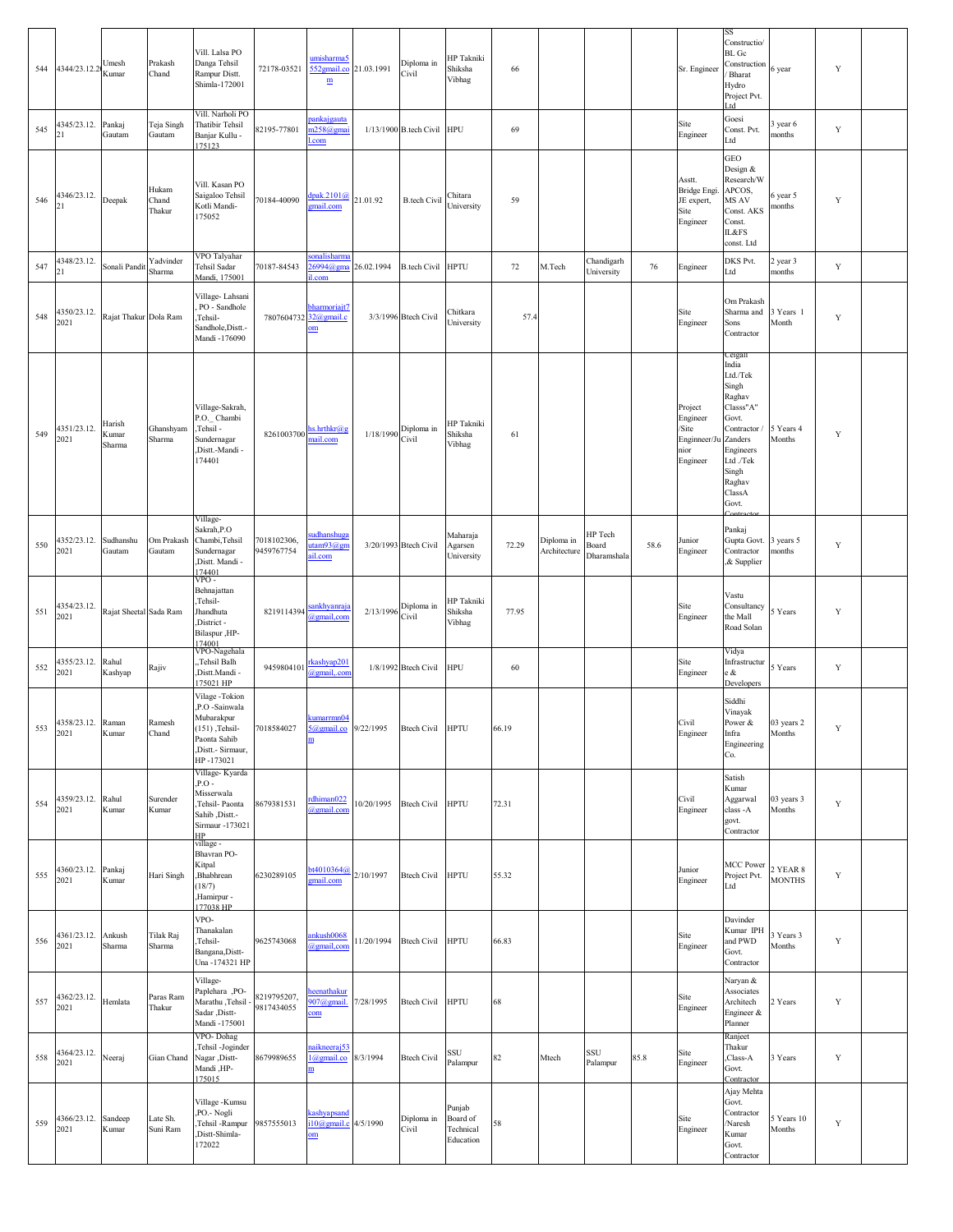| 544 | 4344/23.12.2( | Umesh Kumar | Prakash Chand | Vill. Lalsa PO Danga Tehsil Rampur Distt. Shimla-172001 | 72178-03521 | umisharma5552gmail.com | 21.03.1991 | Diploma in Civil | HP Takniki Shiksha Vibhag | 66 | | | | Sr. Engineer | SS Constructio/ BL Gc Construction / Bharat Hydro Project Pvt. Ltd | 6 year | Y | |
|---|---|---|---|---|---|---|---|---|---|---|---|---|---|---|---|---|---|---|
| 545 | 4345/23.12.21 | Pankaj Gautam | Teja Singh Gautam | Vill. Narholi PO Thatibir Tehsil Banjar Kullu - 175123 | 82195-77801 | pankajgautam258@gmail.com | 1/13/1900 | B.tech Civil | HPU | 69 | | | | Site Engineer | Goesi Const. Pvt. Ltd | 3 year 6 months | Y | |
| 546 | 4346/23.12.21 | Deepak | Hukam Chand Thakur | Vill. Kasan PO Saigaloo Tehsil Kotli Mandi-175052 | 70184-40090 | dpak.2101@gmail.com | 21.01.92 | B.tech Civil | Chitara University | 59 | | | | Asstt. Bridge Engi. JE expert, Site Engineer | GEO Design & Research/WAPCOS, MS AV Const. AKS Const. IL&FS const. Ltd | 6 year 5 months | Y | |
| 547 | 4348/23.12.21 | Sonali Pandit | Yadvinder Sharma | VPO Talyahar Tehsil Sadar Mandi, 175001 | 70187-84543 | sonalisharma26994@gmail.com | 26.02.1994 | B.tech Civil | HPTU | 72 | M.Tech | Chandigarh University | 76 | Engineer | DKS Pvt. Ltd | 2 year 3 months | Y | |
| 548 | 4350/23.12.2021 | Rajat Thakur | Dola Ram | Village- Lahsani, PO - Sandhole ,Tehsil-Sandhole,Distt.-Mandi -176090 | 7807604732 | bharmoriajt732@gmail.com | 3/3/1996 | Btech Civil | Chitkara University | 57.4 | | | | Site Engineer | Om Prakash Sharma and Sons Contractor | 3 Years 1 Month | Y | |
| 549 | 4351/23.12.2021 | Harish Kumar Sharma | Ghanshyam Sharma | Village-Sakrah, P.O._ Chambi ,Tehsil - Sundernagar ,Distt.-Mandi - 174401 | 8261003700 | hs.hrthkr@gmail.com | 1/18/1990 | Diploma in Civil | HP Takniki Shiksha Vibhag | 61 | | | | Project Engineer /Site Enginneer/Junior Engineer | Ceigall India Ltd./Tek Singh Raghav Classs"A" Govt. Contractor / Zanders Engineers Ltd ./Tek Singh Raghav ClassA Govt. Contractor | 5 Years 4 Months | Y | |
| 550 | 4352/23.12.2021 | Sudhanshu Gautam | Om Prakash Gautam | Village- Sakrah,P.O Chambi,Tehsil Sundernagar ,Distt. Mandi - 174401 | 7018102306, 9459767754 | sudhanshugautam93@gmail.com | 3/20/1993 | Btech Civil | Maharaja Agarsen University | 72.29 | Diploma in Architecture | HP Tech Board Dharamshala | 58.6 | Junior Engineer | Pankaj Gupta Govt. Contractor ,& Supplier | 3 years 5 months | Y | |
| 551 | 4354/23.12.2021 | Rajat Sheetal | Sada Ram | VPO - Behnajattan ,Tehsil- Jhandhuta ,District - Bilaspur ,HP-174001 | 8219114394 | sankhyanraja@gmail.com | 2/13/1996 | Diploma in Civil | HP Takniki Shiksha Vibhag | 77.95 | | | | Site Engineer | Vastu Consultancy the Mall Road Solan | 5 Years | Y | |
| 552 | 4355/23.12.2021 | Rahul Kashyap | Rajiv | VPO-Nagehala ,,Tehsil Balh ,Distt.Mandi - 175021 HP | 9459804101 | rkashyap201@gmail,.com | 1/8/1992 | Btech Civil | HPU | 60 | | | | Site Engineer | Vidya Infrastructure & Developers | 5 Years | Y | |
| 553 | 4358/23.12.2021 | Raman Kumar | Ramesh Chand | Vilage -Tokion ,P.O -Sainwala Mubarakpur (151) ,Tehsil- Paonta Sahib ,Distt.- Sirmaur, HP -173021 | 7018584027 | kumarrmn045@gmail.com | 9/22/1995 | Btech Civil | HPTU | 66.19 | | | | Civil Engineer | Siddhi Vinayak Power & Infra Engineering Co. | 03 years 2 Months | Y | |
| 554 | 4359/23.12.2021 | Rahul Kumar | Surender Kumar | Village- Kyarda ,P.O - Misserwala ,Tehsil- Paonta Sahib ,Distt.- Sirmaur -173021 HP | 8679381531 | rdhiman022@gmail.com | 10/20/1995 | Btech Civil | HPTU | 72.31 | | | | Civil Engineer | Satish Kumar Aggarwal class -A govt. Contractor | 03 years 3 Months | Y | |
| 555 | 4360/23.12.2021 | Pankaj Kumar | Hari Singh | village - Bhavran PO- Kitpal ,Bhabhrean (18/7) ,Hamirpur - 177038 HP | 6230289105 | bt4010364@gmail.com | 2/10/1997 | Btech Civil | HPTU | 55.32 | | | | Junior Engineer | MCC Power Project Pvt. Ltd | 2 YEAR 8 MONTHS | Y | |
| 556 | 4361/23.12.2021 | Ankush Sharma | Tilak Raj Sharma | VPO- Thanakalan ,Tehsil- Bangana,Distt- Una -174321 HP | 9625743068 | ankush0068@gmail,com | 11/20/1994 | Btech Civil | HPTU | 66.83 | | | | Site Engineer | Davinder Kumar IPH and PWD Govt. Contractor | 3 Years 3 Months | Y | |
| 557 | 4362/23.12.2021 | Hemlata | Paras Ram Thakur | Village- Paplehara ,PO- Marathu ,Tehsil - Sadar ,Distt- Mandi -175001 | 8219795207, 9817434055 | heenathakur907@gmail.com | 7/28/1995 | Btech Civil | HPTU | 68 | | | | Site Engineer | Naryan & Associates Architech Engineer & Planner | 2 Years | Y | |
| 558 | 4364/23.12.2021 | Neeraj | Gian Chand | VPO- Dohag ,Tehsil -Joginder Nagar ,Distt- Mandi ,HP-175015 | 8679989655 | naikneeraj531@gmail.com | 8/3/1994 | Btech Civil | SSU Palampur | 82 | Mtech | SSU Palampur | 85.8 | Site Engineer | Ranjeet Thakur ,Class-A Govt. Contractor | 3 Years | Y | |
| 559 | 4366/23.12.2021 | Sandeep Kumar | Late Sh. Suni Ram | Village -Kumsu ,PO.- Nogli ,Tehsil -Rampur ,Distt-Shimla-172022 | 9857555013 | kashyapsandi10@gmail.com | 4/5/1990 | Diploma in Civil | Punjab Board of Technical Education | 58 | | | | Site Engineer | Ajay Mehta Govt. Contractor /Naresh Kumar Govt. Contractor | 5 Years 10 Months | Y | |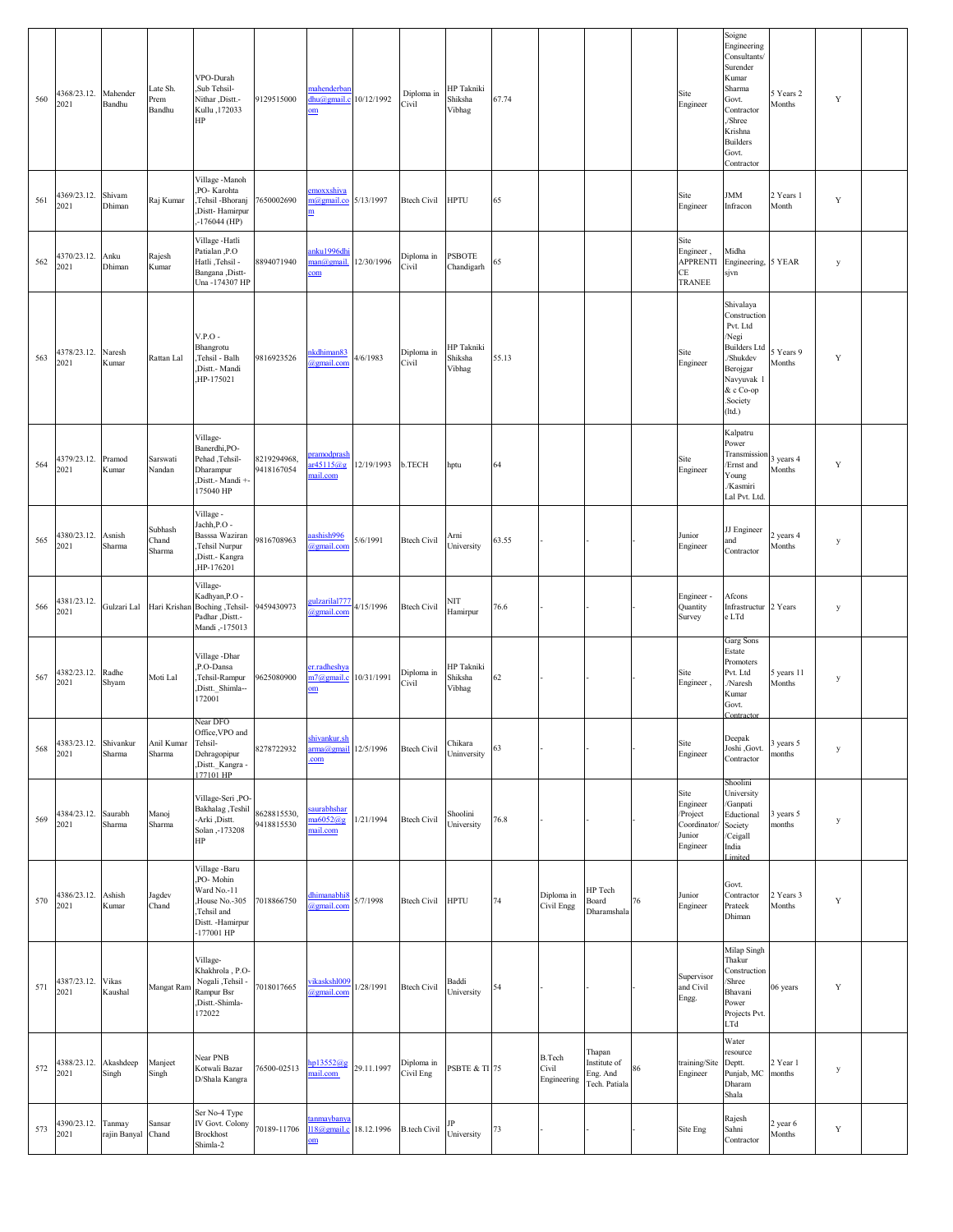| 560 | 4368/23.12.2021 | Mahender Bandhu | Late Sh. Prem Bandhu | VPO-Durah ,Sub Tehsil-Nithar ,Distt.-Kullu ,172033 HP | 9129515000 | mahenderbandhu@gmail.com | 10/12/1992 | Diploma in Civil | HP Takniki Shiksha Vibhag | 67.74 | | | | Site Engineer | Soigne Engineering Consultants/ Surender Kumar Sharma Govt. Contractor ,/Shree Krishna Builders Govt. Contractor | 5 Years 2 Months | Y | |
|---|---|---|---|---|---|---|---|---|---|---|---|---|---|---|---|---|---|---|
| 561 | 4369/23.12.2021 | Shivam Dhiman | Raj Kumar | Village -Manoh ,PO- Karohta ,Tehsil -Bhoranj ,Distt- Hamirpur ,-176044 (HP) | 7650002690 | emoxxshivam@gmail.com | 5/13/1997 | Btech Civil | HPTU | 65 | | | | Site Engineer | JMM Infracon | 2 Years 1 Month | Y | |
| 562 | 4370/23.12.2021 | Anku Dhiman | Rajesh Kumar | Village -Hatli Patialan ,P.O Hatli ,Tehsil - Bangana ,Distt-Una -174307 HP | 8894071940 | anku1996dhiman@gmail.com | 12/30/1996 | Diploma in Civil | PSBOTE Chandigarh | 65 | | | | Site Engineer , APPRENTICE TRANEE | Midha Engineering, sjvn | 5 YEAR | y | |
| 563 | 4378/23.12.2021 | Naresh Kumar | Rattan Lal | V.P.O - Bhangrotu ,Tehsil - Balh ,Distt.- Mandi ,HP-175021 | 9816923526 | nkdhiman83@gmail.com | 4/6/1983 | Diploma in Civil | HP Takniki Shiksha Vibhag | 55.13 | | | | Site Engineer | Shivalaya Construction Pvt. Ltd /Negi Builders Ltd ./Shukdev Berojgar Navyuvak 1 & c Co-op .Society (ltd.) | 5 Years 9 Months | Y | |
| 564 | 4379/23.12.2021 | Pramod Kumar | Sarswati Nandan | Village-Banerdhi,PO-Pehad ,Tehsil-Dharampur ,Distt.- Mandi +-175040 HP | 8219294968, 9418167054 | pramodprashar45115@gmail.com | 12/19/1993 | b.TECH | hptu | 64 | | | | Site Engineer | Kalpatru Power Transmission /Ernst and Young ./Kasmiri Lal Pvt. Ltd. | 3 years 4 Months | Y | |
| 565 | 4380/23.12.2021 | Asnish Sharma | Subhash Chand Sharma | Village - Jachh,P.O - Basssa Waziran ,Tehsil Nurpur ,Distt.- Kangra ,HP-176201 | 9816708963 | aashish996@gmail.com | 5/6/1991 | Btech Civil | Arni University | 63.55 | - | - | - | Junior Engineer | JJ Engineer and Contractor | 2 years 4 Months | y | |
| 566 | 4381/23.12.2021 | Gulzari Lal | Hari Krishan | Village-Kadhyan,P.O - Boching ,Tehsil-Padhar ,Distt.- Mandi ,-175013 | 9459430973 | gulzarilal777@gmail.com | 4/15/1996 | Btech Civil | NIT Hamirpur | 76.6 | - | - | - | Engineer - Quantity Survey | Afcons Infrastructure LTd | 2 Years | y | |
| 567 | 4382/23.12.2021 | Radhe Shyam | Moti Lal | Village -Dhar ,P.O-Dansa ,Tehsil-Rampur ,Distt._Shimla--172001 | 9625080900 | er.radheshyam7@gmail.com | 10/31/1991 | Diploma in Civil | HP Takniki Shiksha Vibhag | 62 | - | - | - | Site Engineer , | Garg Sons Estate Promoters Pvt. Ltd ./Naresh Kumar Govt. Contractor | 5 years 11 Months | y | |
| 568 | 4383/23.12.2021 | Shivankur Sharma | Anil Kumar Sharma | Near DFO Office,VPO and Tehsil-Dehragopipur ,Distt._Kangra -177101 HP | 8278722932 | shivankur.sharma@gmail.com | 12/5/1996 | Btech Civil | Chikara Uninversity | 63 | - | - | - | Site Engineer | Deepak Joshi ,Govt. Contractor | 3 years 5 months | y | |
| 569 | 4384/23.12.2021 | Saurabh Sharma | Manoj Sharma | Village-Seri ,PO-Bakhalag ,Teshil -Arki ,Distt. Solan ,-173208 HP | 8628815530, 9418815530 | saurabhsharma6052@gmail.com | 1/21/1994 | Btech Civil | Shoolini University | 76.8 | - | - | - | Site Engineer /Project Coordinator/ Junior Engineer | Shoolini University /Ganpati Eductional Society /Ceigall India Limited | 3 years 5 months | y | |
| 570 | 4386/23.12.2021 | Ashish Kumar | Jagdev Chand | Village -Baru ,PO- Mohin Ward No.-11 ,House No.-305 ,Tehsil and Distt. -Hamirpur -177001 HP | 7018866750 | dhimanabhi8@gmail.com | 5/7/1998 | Btech Civil | HPTU | 74 | Diploma in Civil Engg | HP Tech Board Dharamshala | 76 | Junior Engineer | Govt. Contractor Prateek Dhiman | 2 Years 3 Months | Y | |
| 571 | 4387/23.12.2021 | Vikas Kaushal | Mangat Ram | Village-Khakhrola , P.O-Nogali ,Tehsil - Rampur Bsr ,Distt.-Shimla-172022 | 7018017665 | vikaskshl009@gmail.com | 1/28/1991 | Btech Civil | Baddi University | 54 | - | - | - | Supervisor and Civil Engg. | Milap Singh Thakur Construction /Shree Bhavani Power Projects Pvt. LTd | 06 years | Y | |
| 572 | 4388/23.12.2021 | Akashdeep Singh | Manjeet Singh | Near PNB Kotwali Bazar D/Shala Kangra | 76500-02513 | hp13552@gmail.com | 29.11.1997 | Diploma in Civil Eng | PSBTE & TI | 75 | B.Tech Civil Engineering | Thapan Institute of Eng. And Tech. Patiala | 86 | training/Site Engineer | Water resource Deptt. Punjab, MC Dharam Shala | 2 Year 1 months | y | |
| 573 | 4390/23.12.2021 | Tanmay rajin Banyal | Sansar Chand | Ser No-4 Type IV Govt. Colony Brockhost Shimla-2 | 70189-11706 | tanmaybanyal18@gmail.com | 18.12.1996 | B.tech Civil | JP University | 73 | - | - | - | Site Eng | Rajesh Sahni Contractor | 2 year 6 Months | Y | |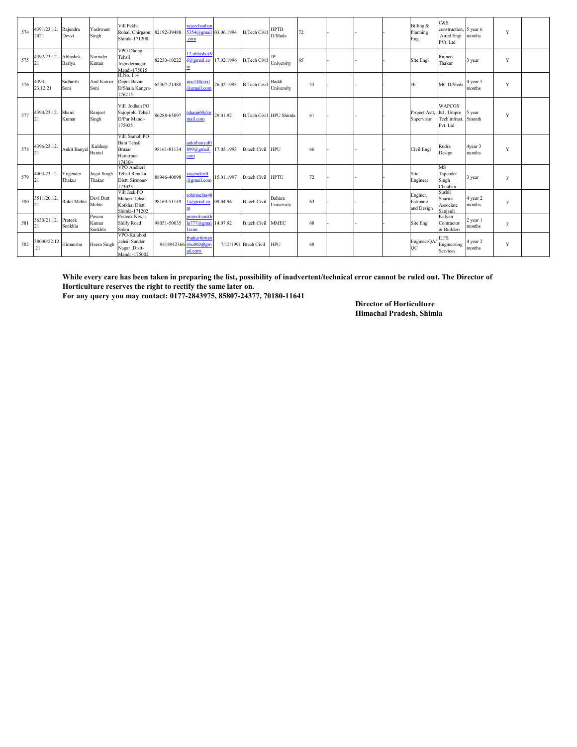| | | | | | | | | | | | | | | | | | | |
|---|---|---|---|---|---|---|---|---|---|---|---|---|---|---|---|---|---|---|
| 574 | 4391/23.12.2021 | Rajendra Devvi | Yashwant Singh | Vill Pekha Rohal, Chirgaon Shimla-171208 | 82192-39488 | rajeechauhan5354@gmail.com | 03.06.1994 | B.Tech Civil | HPTB D/Shala | 72 | - | - | - | Billing & Planning Eng. | C&S construction, Aired Engi PVt. Ltd | 5 year 6 months | Y | |
| 575 | 4392/23.12.21 | Abhishek Bariya | Narinder Kumar | VPO Dhong Tehsil Jogindernagar Mandi-175015 | 82230-10222 | 12.abhishek96@gmail.com | 17.02.1996 | B.Tech Civil | JP University | 65 | - | - | - | Site Engi | Rajneet Thakur | 3 year | Y | |
| 576 | 4393-23.12.21 | Sidharth Soni | Anil Kumar Soni | H.No. 114 Depot Bazar D/Shala Kangra-176215 | 62307-21488 | iiuc148civil@gmail.com | 26.02.1993 | B.Tech Civil | Baddi University | 55 | - | - | - | JE | MC D/Shala | 4 year 5 months | Y | |
| 577 | 4394/23.12.21 | Shami Kumar | Ranjeet Singh | Vill. Jodhan PO Sajopiplu Tehsil D/Pur Mandi-175025 | 86288-65097 | tshami68@gmail.com | 29.01.92 | B.Tech Civil | HPU Shimla | 61 | - | - | - | Project Astt, Supervisor | WAPCOS ltd , Unipro Tech infrast. Pvt. Ltd | 5 year 5month | Y | |
| 578 | 4396/23.12.21 | Ankit Banyal | Kuldeep Bantal | Vill. Samoh PO Bani Tehsil Brasar Hamirpur-174304 | 98161-81134 | ankitbanyal0899@gmail.com | 17.05.1993 | B.tech Civil | HPU | 66 | - | - | - | Civil Engi | Rudra Design | 4year 3 months | Y | |
| 579 | 4403/23.12.21 | Yogender Thakur | Jagat Singh Thakur | VPO Andheri Tehsil Renuka Distt. Sirmour-173023 | 88946-40098 | yogendert0@gmail.com | 15.01.1997 | B.tech Civil | HPTU | 72 | - | - | - | Site Engineer | MS Tapender Singh Chauhan | 3 year | y | |
| 580 | 3511/20.12.21 | Rohit Mehta | Devi Dutt Mehta | Vill Jeek PO Mahori Tehsil Kotkhai Distt. Shimla-171202 | 98169-51149 | rohitmehta481@gmail.com | 09.04.96 | B.tech Civil | Bahara University | 63 | - | - | - | Enginer, Estimate and Design | Sushil Sharma Associate Sanjauli | 4 year 2 months | y | |
| 581 | 3630/21.12.21 | Prateek Sonkhla | Pawan Kumar Sonkhla | Prateek Niwas Shilly Road Solan | 98051-50035 | prateeksonkhla777@gmail.com | 14.07.92 | B.tech Civil | MMEC | 68 | - | - | - | Site Eng | Kalyan Contractor & Builders | 2 year 1 months | y | |
| 582 | 38040/22.12.21 | Himanshu | Heera Singh | VPO-Kalahod ,tehsil Sunder Nagar ,Distt-Mandi -175002 | 9418942366 | thakurhimanshu092@gmail.com | 7/12/1991 | Btech Civil | HPU | 68 | | | | EngineerQA/QC | ILFS Engineering Services | 4 year 2 months | Y | |

**While every care has been taken in preparing the list, possibility of inadvertent/technical error cannot be ruled out. The Director of Horticulture reserves the right to rectify the same later on.**

**For any query you may contact: 0177-2843975, 85807-24377, 70180-11641**

**Director of Horticulture**
**Himachal Pradesh, Shimla**